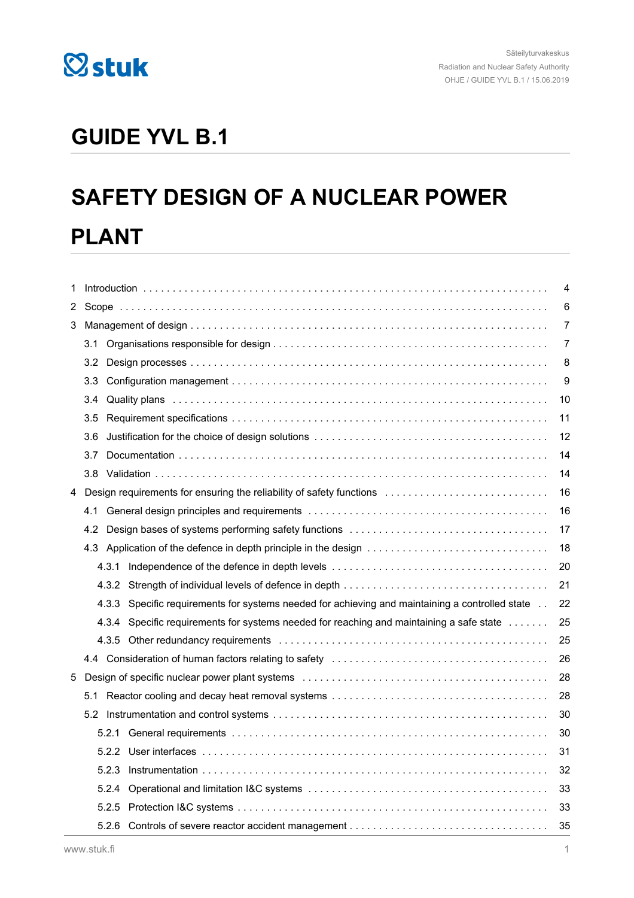Säteilyturvakeskus
Radiation and Nuclear Safety Authority
OHJE / GUIDE YVL B.1 / 15.06.2019

# GUIDE YVL B.1

# SAFETY DESIGN OF A NUCLEAR POWER PLANT

- 1 Introduction . . . 4
- 2 Scope . . . 6
- 3 Management of design . . . 7
  - 3.1 Organisations responsible for design . . . 7
  - 3.2 Design processes . . . 8
  - 3.3 Configuration management . . . 9
  - 3.4 Quality plans . . . 10
  - 3.5 Requirement specifications . . . 11
  - 3.6 Justification for the choice of design solutions . . . 12
  - 3.7 Documentation . . . 14
  - 3.8 Validation . . . 14
- 4 Design requirements for ensuring the reliability of safety functions . . . 16
  - 4.1 General design principles and requirements . . . 16
  - 4.2 Design bases of systems performing safety functions . . . 17
  - 4.3 Application of the defence in depth principle in the design . . . 18
    - 4.3.1 Independence of the defence in depth levels . . . 20
    - 4.3.2 Strength of individual levels of defence in depth . . . 21
    - 4.3.3 Specific requirements for systems needed for achieving and maintaining a controlled state . . . 22
    - 4.3.4 Specific requirements for systems needed for reaching and maintaining a safe state . . . 25
    - 4.3.5 Other redundancy requirements . . . 25
  - 4.4 Consideration of human factors relating to safety . . . 26
- 5 Design of specific nuclear power plant systems . . . 28
  - 5.1 Reactor cooling and decay heat removal systems . . . 28
  - 5.2 Instrumentation and control systems . . . 30
    - 5.2.1 General requirements . . . 30
    - 5.2.2 User interfaces . . . 31
    - 5.2.3 Instrumentation . . . 32
    - 5.2.4 Operational and limitation I&C systems . . . 33
    - 5.2.5 Protection I&C systems . . . 33
    - 5.2.6 Controls of severe reactor accident management . . . 35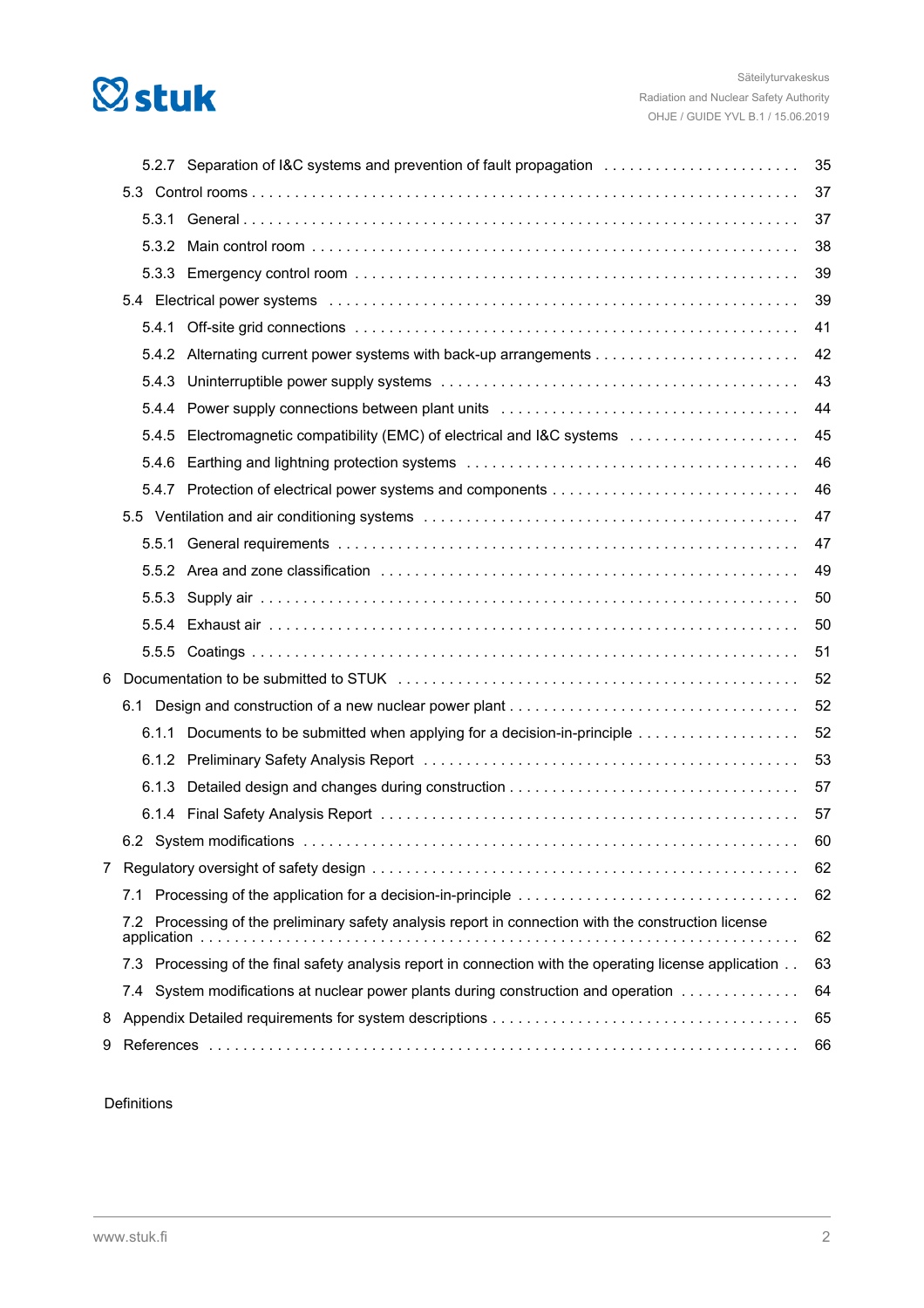5.2.7 Separation of I&C systems and prevention of fault propagation . . . . . . . . . . . . . . . . . . . . . . . 35

5.3 Control rooms . . . . . . . . . . . . . . . . . . . . . . . . . . . . . . . . . . . . . . . . . . . . . . . . . . . . . . . . . . . . . . . . 37

5.3.1 General . . . . . . . . . . . . . . . . . . . . . . . . . . . . . . . . . . . . . . . . . . . . . . . . . . . . . . . . . . . . . . . . . 37

5.3.2 Main control room . . . . . . . . . . . . . . . . . . . . . . . . . . . . . . . . . . . . . . . . . . . . . . . . . . . . . . . . . 38

5.3.3 Emergency control room . . . . . . . . . . . . . . . . . . . . . . . . . . . . . . . . . . . . . . . . . . . . . . . . . . . . 39

5.4 Electrical power systems . . . . . . . . . . . . . . . . . . . . . . . . . . . . . . . . . . . . . . . . . . . . . . . . . . . . . . . . 39

5.4.1 Off-site grid connections . . . . . . . . . . . . . . . . . . . . . . . . . . . . . . . . . . . . . . . . . . . . . . . . . . . . 41

5.4.2 Alternating current power systems with back-up arrangements . . . . . . . . . . . . . . . . . . . . . . . 42

5.4.3 Uninterruptible power supply systems . . . . . . . . . . . . . . . . . . . . . . . . . . . . . . . . . . . . . . . . . . 43

5.4.4 Power supply connections between plant units . . . . . . . . . . . . . . . . . . . . . . . . . . . . . . . . . . . 44

5.4.5 Electromagnetic compatibility (EMC) of electrical and I&C systems . . . . . . . . . . . . . . . . . . . . 45

5.4.6 Earthing and lightning protection systems . . . . . . . . . . . . . . . . . . . . . . . . . . . . . . . . . . . . . . . 46

5.4.7 Protection of electrical power systems and components . . . . . . . . . . . . . . . . . . . . . . . . . . . . 46

5.5 Ventilation and air conditioning systems . . . . . . . . . . . . . . . . . . . . . . . . . . . . . . . . . . . . . . . . . . . 47

5.5.1 General requirements . . . . . . . . . . . . . . . . . . . . . . . . . . . . . . . . . . . . . . . . . . . . . . . . . . . . . . 47

5.5.2 Area and zone classification . . . . . . . . . . . . . . . . . . . . . . . . . . . . . . . . . . . . . . . . . . . . . . . . . 49

5.5.3 Supply air . . . . . . . . . . . . . . . . . . . . . . . . . . . . . . . . . . . . . . . . . . . . . . . . . . . . . . . . . . . . . . . 50

5.5.4 Exhaust air . . . . . . . . . . . . . . . . . . . . . . . . . . . . . . . . . . . . . . . . . . . . . . . . . . . . . . . . . . . . . . 50

5.5.5 Coatings . . . . . . . . . . . . . . . . . . . . . . . . . . . . . . . . . . . . . . . . . . . . . . . . . . . . . . . . . . . . . . . . 51

6 Documentation to be submitted to STUK . . . . . . . . . . . . . . . . . . . . . . . . . . . . . . . . . . . . . . . . . . . . . . 52

6.1 Design and construction of a new nuclear power plant . . . . . . . . . . . . . . . . . . . . . . . . . . . . . . . . . 52

6.1.1 Documents to be submitted when applying for a decision-in-principle . . . . . . . . . . . . . . . . . . . 52

6.1.2 Preliminary Safety Analysis Report . . . . . . . . . . . . . . . . . . . . . . . . . . . . . . . . . . . . . . . . . . . . 53

6.1.3 Detailed design and changes during construction . . . . . . . . . . . . . . . . . . . . . . . . . . . . . . . . . 57

6.1.4 Final Safety Analysis Report . . . . . . . . . . . . . . . . . . . . . . . . . . . . . . . . . . . . . . . . . . . . . . . . . 57

6.2 System modifications . . . . . . . . . . . . . . . . . . . . . . . . . . . . . . . . . . . . . . . . . . . . . . . . . . . . . . . . . . 60

7 Regulatory oversight of safety design . . . . . . . . . . . . . . . . . . . . . . . . . . . . . . . . . . . . . . . . . . . . . . . . 62

7.1 Processing of the application for a decision-in-principle . . . . . . . . . . . . . . . . . . . . . . . . . . . . . . . . 62

7.2 Processing of the preliminary safety analysis report in connection with the construction license application . . . . . . . . . . . . . . . . . . . . . . . . . . . . . . . . . . . . . . . . . . . . . . . . . . . . . . . . . . . . . . . . . 62

7.3 Processing of the final safety analysis report in connection with the operating license application . . 63

7.4 System modifications at nuclear power plants during construction and operation . . . . . . . . . . . . . 64

8 Appendix Detailed requirements for system descriptions . . . . . . . . . . . . . . . . . . . . . . . . . . . . . . . . . . 65

9 References . . . . . . . . . . . . . . . . . . . . . . . . . . . . . . . . . . . . . . . . . . . . . . . . . . . . . . . . . . . . . . . . . . . . 66

Definitions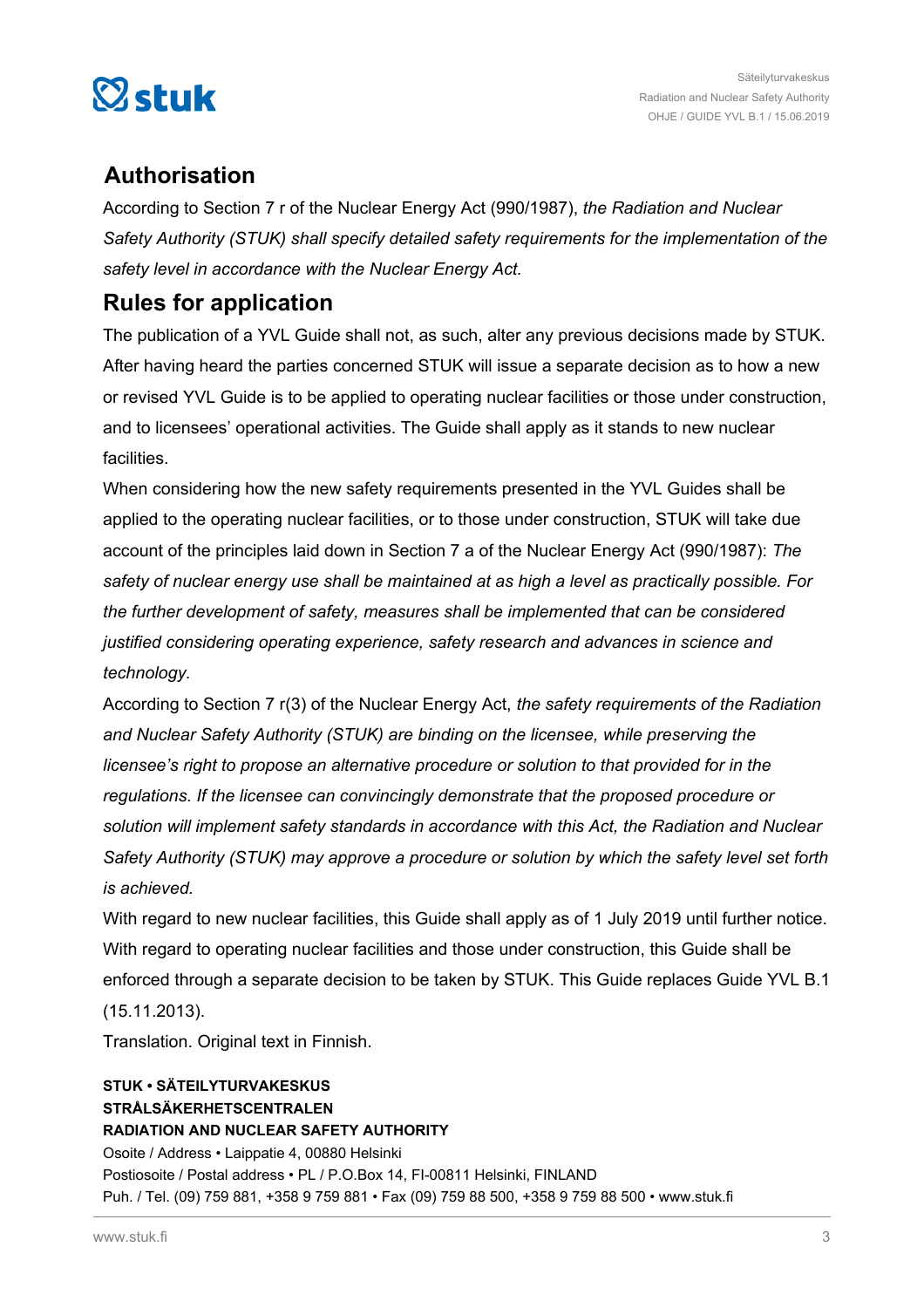## Authorisation

According to Section 7 r of the Nuclear Energy Act (990/1987), *the Radiation and Nuclear Safety Authority (STUK) shall specify detailed safety requirements for the implementation of the safety level in accordance with the Nuclear Energy Act.*

## Rules for application

The publication of a YVL Guide shall not, as such, alter any previous decisions made by STUK. After having heard the parties concerned STUK will issue a separate decision as to how a new or revised YVL Guide is to be applied to operating nuclear facilities or those under construction, and to licensees' operational activities. The Guide shall apply as it stands to new nuclear facilities.

When considering how the new safety requirements presented in the YVL Guides shall be applied to the operating nuclear facilities, or to those under construction, STUK will take due account of the principles laid down in Section 7 a of the Nuclear Energy Act (990/1987): *The safety of nuclear energy use shall be maintained at as high a level as practically possible. For the further development of safety, measures shall be implemented that can be considered justified considering operating experience, safety research and advances in science and technology.*

According to Section 7 r(3) of the Nuclear Energy Act, *the safety requirements of the Radiation and Nuclear Safety Authority (STUK) are binding on the licensee, while preserving the licensee's right to propose an alternative procedure or solution to that provided for in the regulations. If the licensee can convincingly demonstrate that the proposed procedure or solution will implement safety standards in accordance with this Act, the Radiation and Nuclear Safety Authority (STUK) may approve a procedure or solution by which the safety level set forth is achieved.*

With regard to new nuclear facilities, this Guide shall apply as of 1 July 2019 until further notice. With regard to operating nuclear facilities and those under construction, this Guide shall be enforced through a separate decision to be taken by STUK. This Guide replaces Guide YVL B.1 (15.11.2013).

Translation. Original text in Finnish.

**STUK • SÄTEILYTURVAKESKUS**
**STRÅLSÄKERHETSCENTRALEN**
**RADIATION AND NUCLEAR SAFETY AUTHORITY**
Osoite / Address • Laippatie 4, 00880 Helsinki
Postiosoite / Postal address • PL / P.O.Box 14, FI-00811 Helsinki, FINLAND
Puh. / Tel. (09) 759 881, +358 9 759 881 • Fax (09) 759 88 500, +358 9 759 88 500 • www.stuk.fi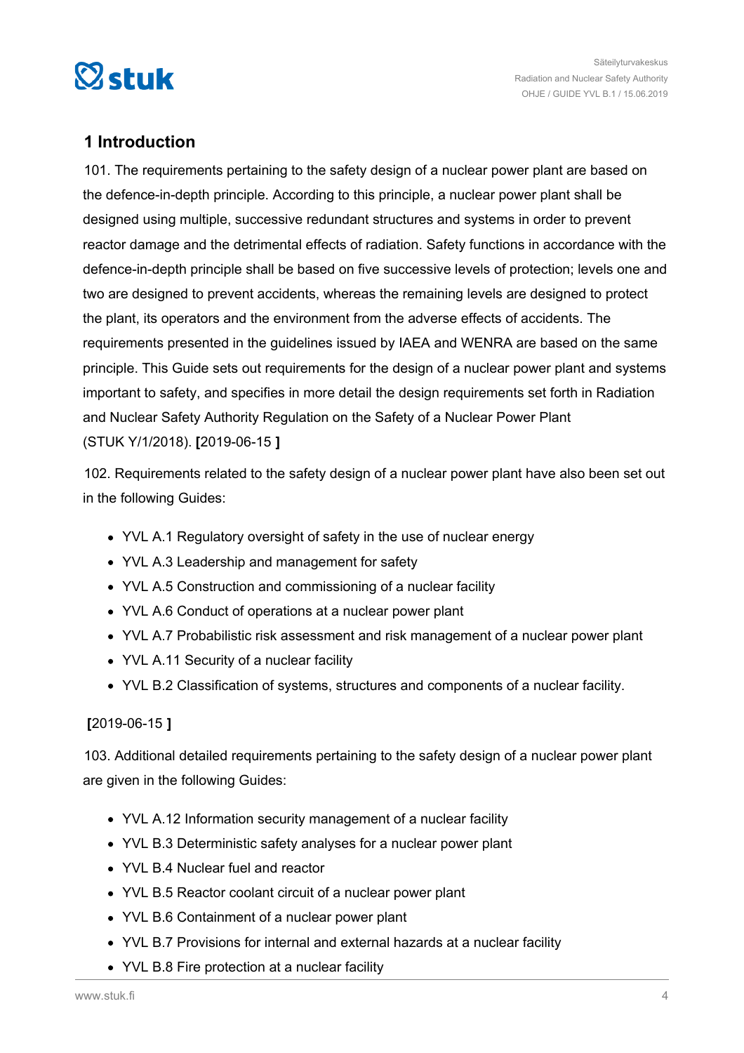# 1 Introduction

101. The requirements pertaining to the safety design of a nuclear power plant are based on the defence-in-depth principle. According to this principle, a nuclear power plant shall be designed using multiple, successive redundant structures and systems in order to prevent reactor damage and the detrimental effects of radiation. Safety functions in accordance with the defence-in-depth principle shall be based on five successive levels of protection; levels one and two are designed to prevent accidents, whereas the remaining levels are designed to protect the plant, its operators and the environment from the adverse effects of accidents. The requirements presented in the guidelines issued by IAEA and WENRA are based on the same principle. This Guide sets out requirements for the design of a nuclear power plant and systems important to safety, and specifies in more detail the design requirements set forth in Radiation and Nuclear Safety Authority Regulation on the Safety of a Nuclear Power Plant (STUK Y/1/2018). **[**2019-06-15 **]**

102. Requirements related to the safety design of a nuclear power plant have also been set out in the following Guides:

- YVL A.1 Regulatory oversight of safety in the use of nuclear energy
- YVL A.3 Leadership and management for safety
- YVL A.5 Construction and commissioning of a nuclear facility
- YVL A.6 Conduct of operations at a nuclear power plant
- YVL A.7 Probabilistic risk assessment and risk management of a nuclear power plant
- YVL A.11 Security of a nuclear facility
- YVL B.2 Classification of systems, structures and components of a nuclear facility.

**[**2019-06-15 **]**

103. Additional detailed requirements pertaining to the safety design of a nuclear power plant are given in the following Guides:

- YVL A.12 Information security management of a nuclear facility
- YVL B.3 Deterministic safety analyses for a nuclear power plant
- YVL B.4 Nuclear fuel and reactor
- YVL B.5 Reactor coolant circuit of a nuclear power plant
- YVL B.6 Containment of a nuclear power plant
- YVL B.7 Provisions for internal and external hazards at a nuclear facility
- YVL B.8 Fire protection at a nuclear facility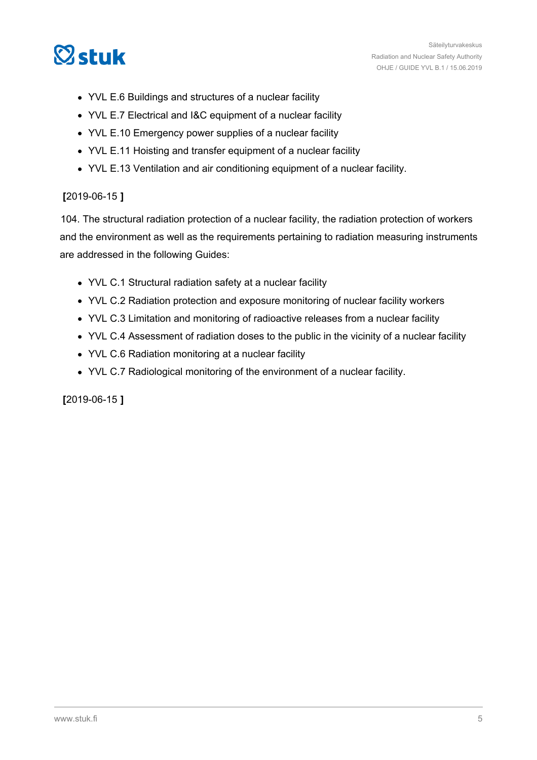- YVL E.6 Buildings and structures of a nuclear facility
- YVL E.7 Electrical and I&C equipment of a nuclear facility
- YVL E.10 Emergency power supplies of a nuclear facility
- YVL E.11 Hoisting and transfer equipment of a nuclear facility
- YVL E.13 Ventilation and air conditioning equipment of a nuclear facility.

**[**2019-06-15 **]**

104. The structural radiation protection of a nuclear facility, the radiation protection of workers and the environment as well as the requirements pertaining to radiation measuring instruments are addressed in the following Guides:

- YVL C.1 Structural radiation safety at a nuclear facility
- YVL C.2 Radiation protection and exposure monitoring of nuclear facility workers
- YVL C.3 Limitation and monitoring of radioactive releases from a nuclear facility
- YVL C.4 Assessment of radiation doses to the public in the vicinity of a nuclear facility
- YVL C.6 Radiation monitoring at a nuclear facility
- YVL C.7 Radiological monitoring of the environment of a nuclear facility.

**[**2019-06-15 **]**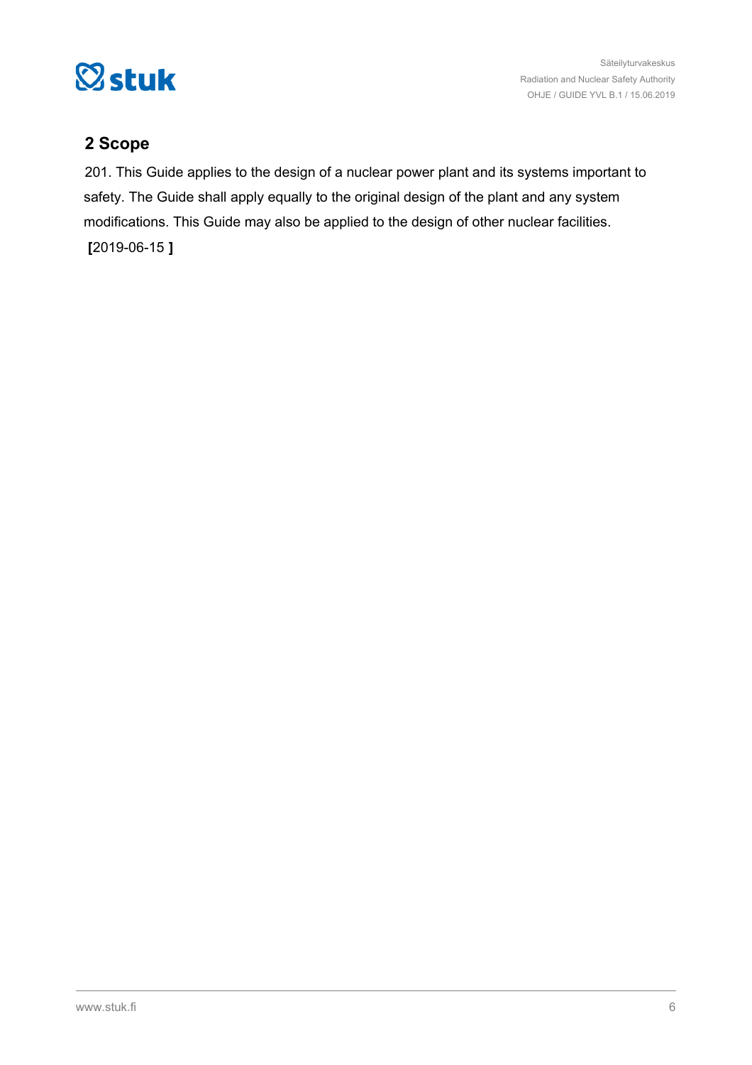## 2 Scope

201. This Guide applies to the design of a nuclear power plant and its systems important to safety. The Guide shall apply equally to the original design of the plant and any system modifications. This Guide may also be applied to the design of other nuclear facilities.
**[**2019-06-15 **]**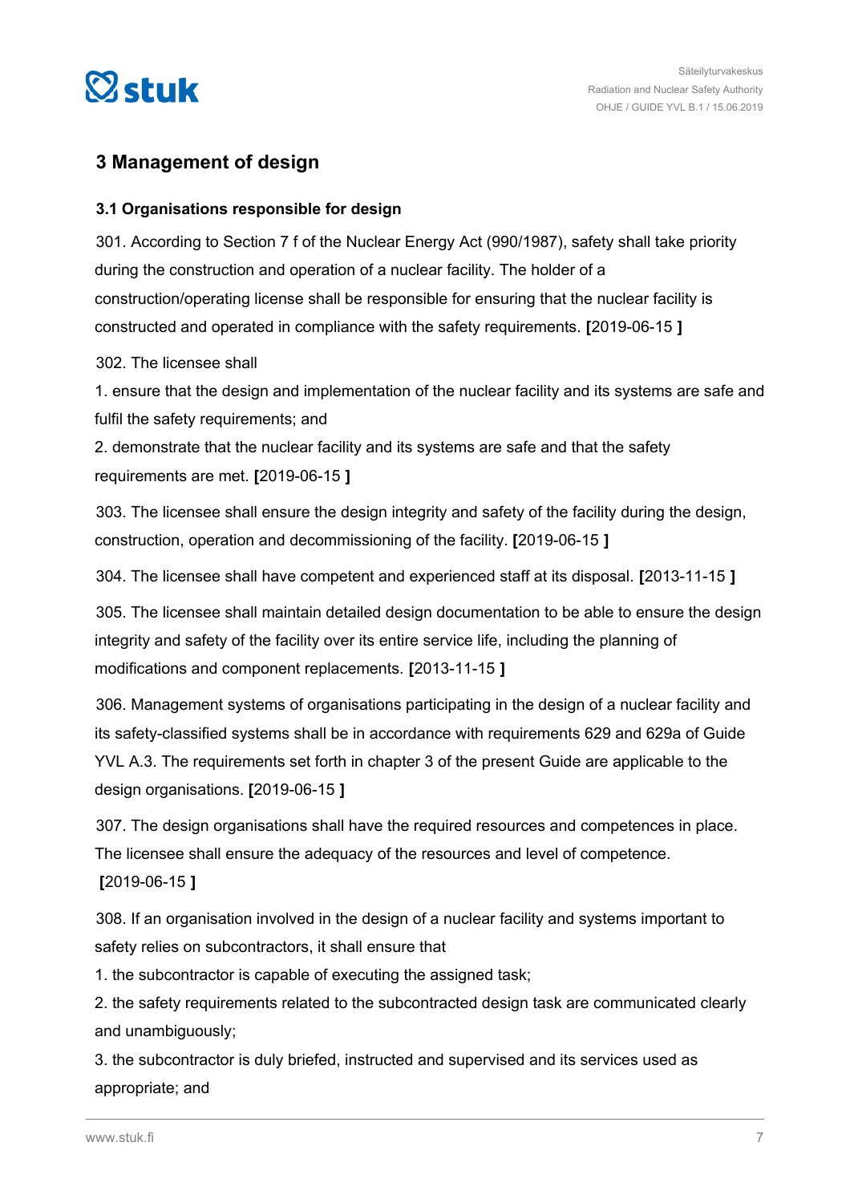## 3 Management of design

### 3.1 Organisations responsible for design

301. According to Section 7 f of the Nuclear Energy Act (990/1987), safety shall take priority during the construction and operation of a nuclear facility. The holder of a construction/operating license shall be responsible for ensuring that the nuclear facility is constructed and operated in compliance with the safety requirements. **[**2019-06-15 **]**

302. The licensee shall

1. ensure that the design and implementation of the nuclear facility and its systems are safe and fulfil the safety requirements; and
2. demonstrate that the nuclear facility and its systems are safe and that the safety requirements are met. **[**2019-06-15 **]**

303. The licensee shall ensure the design integrity and safety of the facility during the design, construction, operation and decommissioning of the facility. **[**2019-06-15 **]**

304. The licensee shall have competent and experienced staff at its disposal. **[**2013-11-15 **]**

305. The licensee shall maintain detailed design documentation to be able to ensure the design integrity and safety of the facility over its entire service life, including the planning of modifications and component replacements. **[**2013-11-15 **]**

306. Management systems of organisations participating in the design of a nuclear facility and its safety-classified systems shall be in accordance with requirements 629 and 629a of Guide YVL A.3. The requirements set forth in chapter 3 of the present Guide are applicable to the design organisations. **[**2019-06-15 **]**

307. The design organisations shall have the required resources and competences in place. The licensee shall ensure the adequacy of the resources and level of competence. **[**2019-06-15 **]**

308. If an organisation involved in the design of a nuclear facility and systems important to safety relies on subcontractors, it shall ensure that

1. the subcontractor is capable of executing the assigned task;
2. the safety requirements related to the subcontracted design task are communicated clearly and unambiguously;
3. the subcontractor is duly briefed, instructed and supervised and its services used as appropriate; and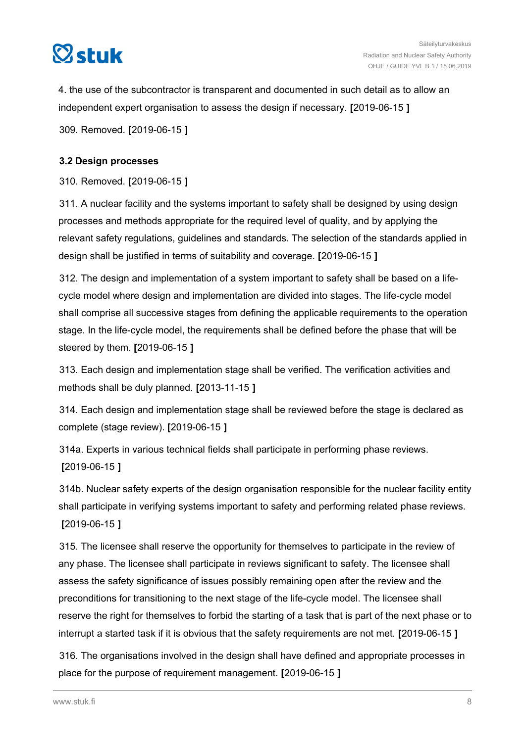4. the use of the subcontractor is transparent and documented in such detail as to allow an independent expert organisation to assess the design if necessary. **[**2019-06-15 **]**

309. Removed. **[**2019-06-15 **]**

### 3.2 Design processes

310. Removed. **[**2019-06-15 **]**

311. A nuclear facility and the systems important to safety shall be designed by using design processes and methods appropriate for the required level of quality, and by applying the relevant safety regulations, guidelines and standards. The selection of the standards applied in design shall be justified in terms of suitability and coverage. **[**2019-06-15 **]**

312. The design and implementation of a system important to safety shall be based on a life-cycle model where design and implementation are divided into stages. The life-cycle model shall comprise all successive stages from defining the applicable requirements to the operation stage. In the life-cycle model, the requirements shall be defined before the phase that will be steered by them. **[**2019-06-15 **]**

313. Each design and implementation stage shall be verified. The verification activities and methods shall be duly planned. **[**2013-11-15 **]**

314. Each design and implementation stage shall be reviewed before the stage is declared as complete (stage review). **[**2019-06-15 **]**

314a. Experts in various technical fields shall participate in performing phase reviews. **[**2019-06-15 **]**

314b. Nuclear safety experts of the design organisation responsible for the nuclear facility entity shall participate in verifying systems important to safety and performing related phase reviews. **[**2019-06-15 **]**

315. The licensee shall reserve the opportunity for themselves to participate in the review of any phase. The licensee shall participate in reviews significant to safety. The licensee shall assess the safety significance of issues possibly remaining open after the review and the preconditions for transitioning to the next stage of the life-cycle model. The licensee shall reserve the right for themselves to forbid the starting of a task that is part of the next phase or to interrupt a started task if it is obvious that the safety requirements are not met. **[**2019-06-15 **]**

316. The organisations involved in the design shall have defined and appropriate processes in place for the purpose of requirement management. **[**2019-06-15 **]**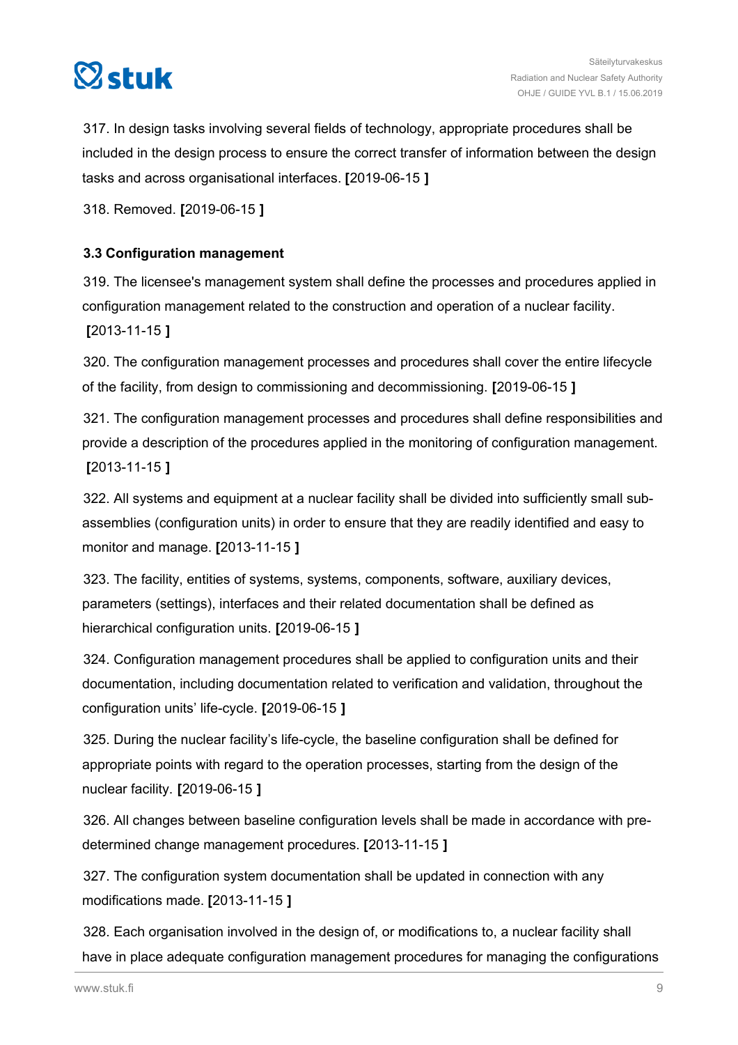317. In design tasks involving several fields of technology, appropriate procedures shall be included in the design process to ensure the correct transfer of information between the design tasks and across organisational interfaces. **[**2019-06-15 **]**

318. Removed. **[**2019-06-15 **]**

### 3.3 Configuration management

319. The licensee's management system shall define the processes and procedures applied in configuration management related to the construction and operation of a nuclear facility. **[**2013-11-15 **]**

320. The configuration management processes and procedures shall cover the entire lifecycle of the facility, from design to commissioning and decommissioning. **[**2019-06-15 **]**

321. The configuration management processes and procedures shall define responsibilities and provide a description of the procedures applied in the monitoring of configuration management. **[**2013-11-15 **]**

322. All systems and equipment at a nuclear facility shall be divided into sufficiently small sub-assemblies (configuration units) in order to ensure that they are readily identified and easy to monitor and manage. **[**2013-11-15 **]**

323. The facility, entities of systems, systems, components, software, auxiliary devices, parameters (settings), interfaces and their related documentation shall be defined as hierarchical configuration units. **[**2019-06-15 **]**

324. Configuration management procedures shall be applied to configuration units and their documentation, including documentation related to verification and validation, throughout the configuration units' life-cycle. **[**2019-06-15 **]**

325. During the nuclear facility's life-cycle, the baseline configuration shall be defined for appropriate points with regard to the operation processes, starting from the design of the nuclear facility. **[**2019-06-15 **]**

326. All changes between baseline configuration levels shall be made in accordance with pre-determined change management procedures. **[**2013-11-15 **]**

327. The configuration system documentation shall be updated in connection with any modifications made. **[**2013-11-15 **]**

328. Each organisation involved in the design of, or modifications to, a nuclear facility shall have in place adequate configuration management procedures for managing the configurations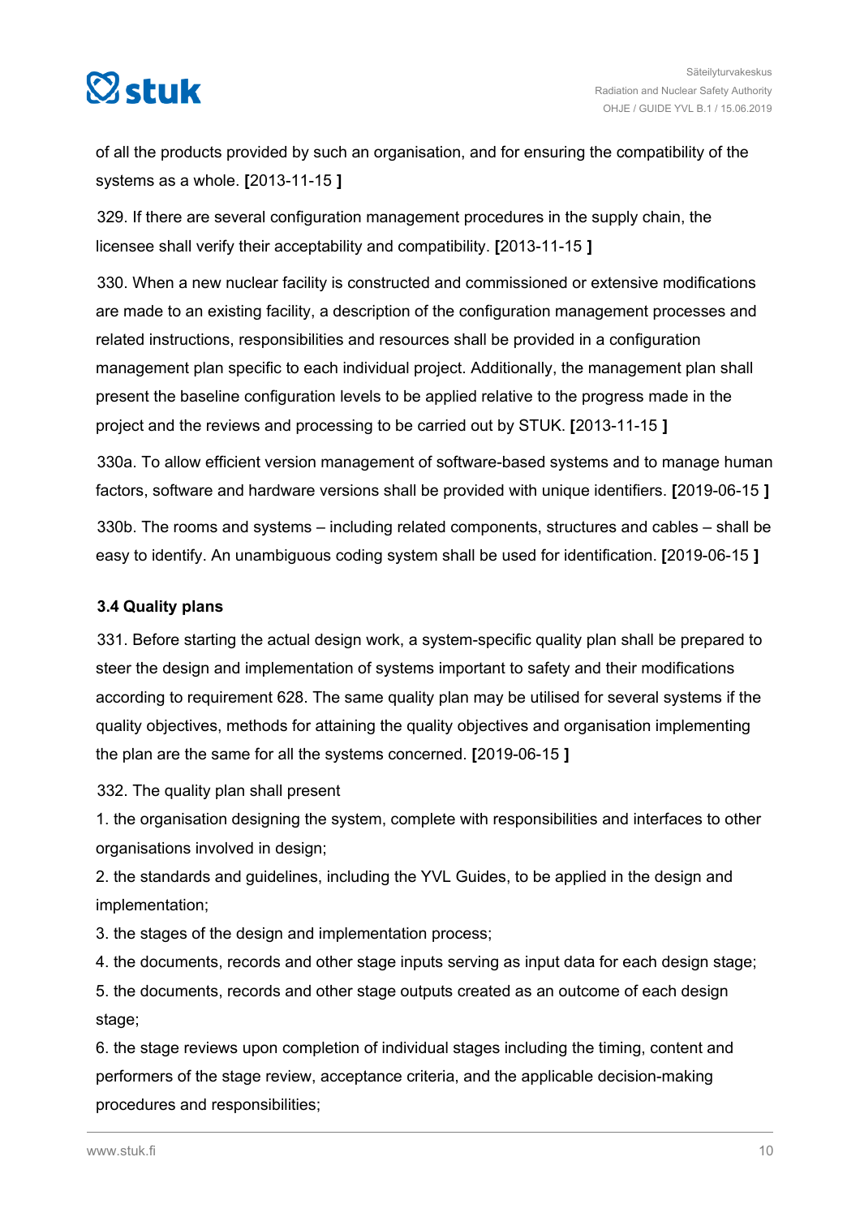of all the products provided by such an organisation, and for ensuring the compatibility of the systems as a whole. **[**2013-11-15 **]**

329. If there are several configuration management procedures in the supply chain, the licensee shall verify their acceptability and compatibility. **[**2013-11-15 **]**

330. When a new nuclear facility is constructed and commissioned or extensive modifications are made to an existing facility, a description of the configuration management processes and related instructions, responsibilities and resources shall be provided in a configuration management plan specific to each individual project. Additionally, the management plan shall present the baseline configuration levels to be applied relative to the progress made in the project and the reviews and processing to be carried out by STUK. **[**2013-11-15 **]**

330a. To allow efficient version management of software-based systems and to manage human factors, software and hardware versions shall be provided with unique identifiers. **[**2019-06-15 **]**

330b. The rooms and systems – including related components, structures and cables – shall be easy to identify. An unambiguous coding system shall be used for identification. **[**2019-06-15 **]**

### 3.4 Quality plans

331. Before starting the actual design work, a system-specific quality plan shall be prepared to steer the design and implementation of systems important to safety and their modifications according to requirement 628. The same quality plan may be utilised for several systems if the quality objectives, methods for attaining the quality objectives and organisation implementing the plan are the same for all the systems concerned. **[**2019-06-15 **]**

332. The quality plan shall present

1. the organisation designing the system, complete with responsibilities and interfaces to other organisations involved in design;
2. the standards and guidelines, including the YVL Guides, to be applied in the design and implementation;
3. the stages of the design and implementation process;
4. the documents, records and other stage inputs serving as input data for each design stage;
5. the documents, records and other stage outputs created as an outcome of each design stage;
6. the stage reviews upon completion of individual stages including the timing, content and performers of the stage review, acceptance criteria, and the applicable decision-making procedures and responsibilities;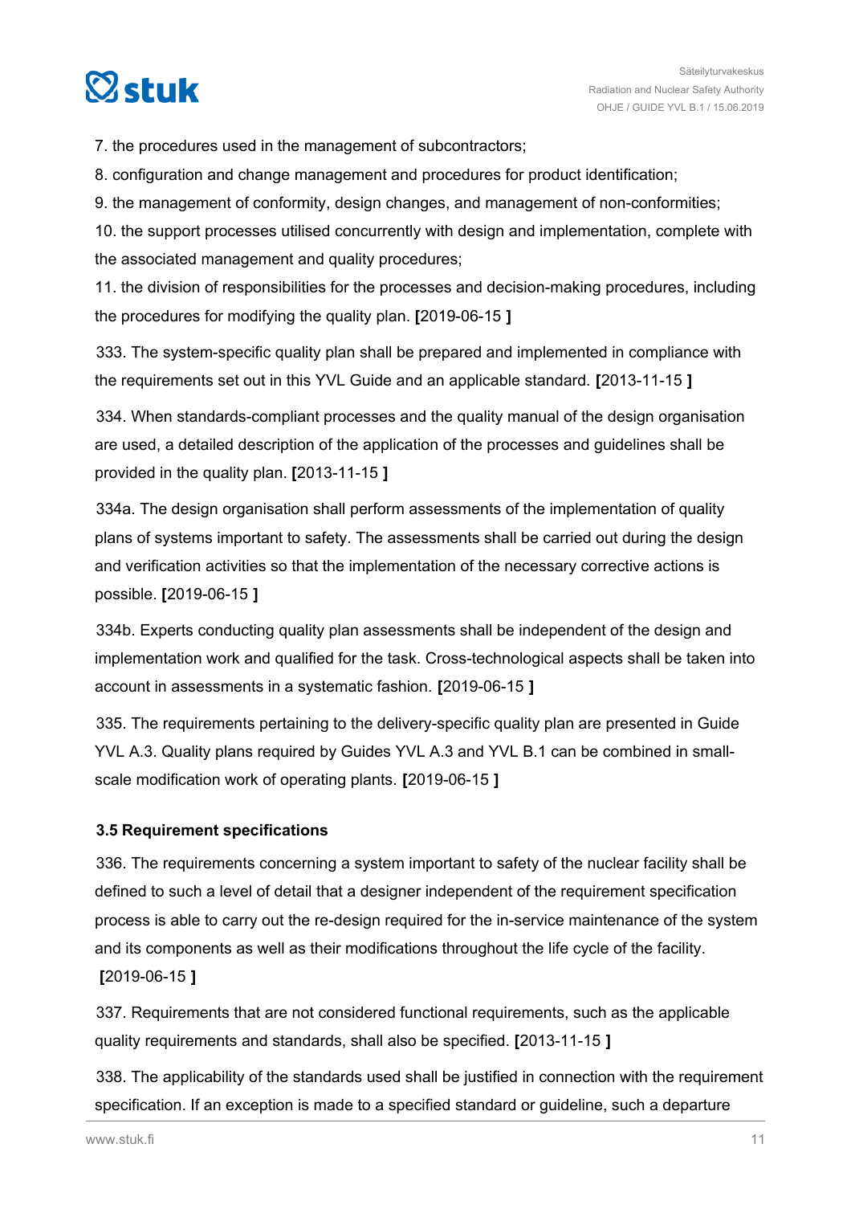7. the procedures used in the management of subcontractors;
8. configuration and change management and procedures for product identification;
9. the management of conformity, design changes, and management of non-conformities;
10. the support processes utilised concurrently with design and implementation, complete with the associated management and quality procedures;
11. the division of responsibilities for the processes and decision-making procedures, including the procedures for modifying the quality plan. [2019-06-15 ]

333. The system-specific quality plan shall be prepared and implemented in compliance with the requirements set out in this YVL Guide and an applicable standard. [2013-11-15 ]

334. When standards-compliant processes and the quality manual of the design organisation are used, a detailed description of the application of the processes and guidelines shall be provided in the quality plan. [2013-11-15 ]

334a. The design organisation shall perform assessments of the implementation of quality plans of systems important to safety. The assessments shall be carried out during the design and verification activities so that the implementation of the necessary corrective actions is possible. [2019-06-15 ]

334b. Experts conducting quality plan assessments shall be independent of the design and implementation work and qualified for the task. Cross-technological aspects shall be taken into account in assessments in a systematic fashion. [2019-06-15 ]

335. The requirements pertaining to the delivery-specific quality plan are presented in Guide YVL A.3. Quality plans required by Guides YVL A.3 and YVL B.1 can be combined in small-scale modification work of operating plants. [2019-06-15 ]

### 3.5 Requirement specifications

336. The requirements concerning a system important to safety of the nuclear facility shall be defined to such a level of detail that a designer independent of the requirement specification process is able to carry out the re-design required for the in-service maintenance of the system and its components as well as their modifications throughout the life cycle of the facility. [2019-06-15 ]

337. Requirements that are not considered functional requirements, such as the applicable quality requirements and standards, shall also be specified. [2013-11-15 ]

338. The applicability of the standards used shall be justified in connection with the requirement specification. If an exception is made to a specified standard or guideline, such a departure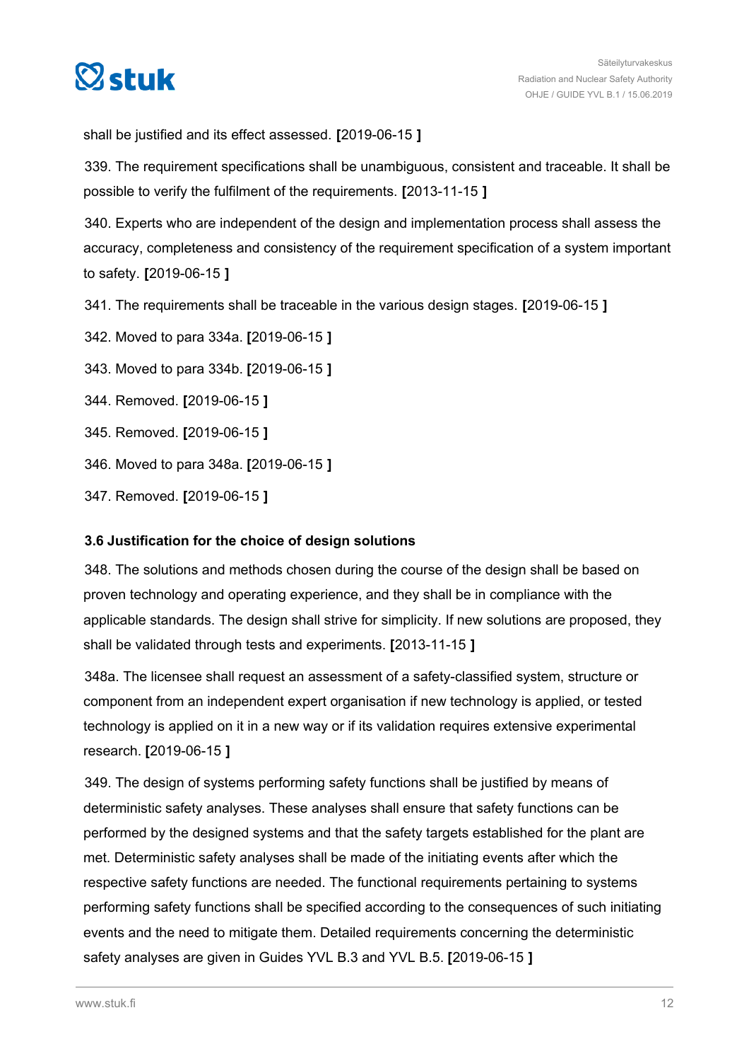shall be justified and its effect assessed. **[**2019-06-15 **]**

339. The requirement specifications shall be unambiguous, consistent and traceable. It shall be possible to verify the fulfilment of the requirements. **[**2013-11-15 **]**

340. Experts who are independent of the design and implementation process shall assess the accuracy, completeness and consistency of the requirement specification of a system important to safety. **[**2019-06-15 **]**

341. The requirements shall be traceable in the various design stages. **[**2019-06-15 **]**

342. Moved to para 334a. **[**2019-06-15 **]**

343. Moved to para 334b. **[**2019-06-15 **]**

344. Removed. **[**2019-06-15 **]**

345. Removed. **[**2019-06-15 **]**

346. Moved to para 348a. **[**2019-06-15 **]**

347. Removed. **[**2019-06-15 **]**

### 3.6 Justification for the choice of design solutions

348. The solutions and methods chosen during the course of the design shall be based on proven technology and operating experience, and they shall be in compliance with the applicable standards. The design shall strive for simplicity. If new solutions are proposed, they shall be validated through tests and experiments. **[**2013-11-15 **]**

348a. The licensee shall request an assessment of a safety-classified system, structure or component from an independent expert organisation if new technology is applied, or tested technology is applied on it in a new way or if its validation requires extensive experimental research. **[**2019-06-15 **]**

349. The design of systems performing safety functions shall be justified by means of deterministic safety analyses. These analyses shall ensure that safety functions can be performed by the designed systems and that the safety targets established for the plant are met. Deterministic safety analyses shall be made of the initiating events after which the respective safety functions are needed. The functional requirements pertaining to systems performing safety functions shall be specified according to the consequences of such initiating events and the need to mitigate them. Detailed requirements concerning the deterministic safety analyses are given in Guides YVL B.3 and YVL B.5. **[**2019-06-15 **]**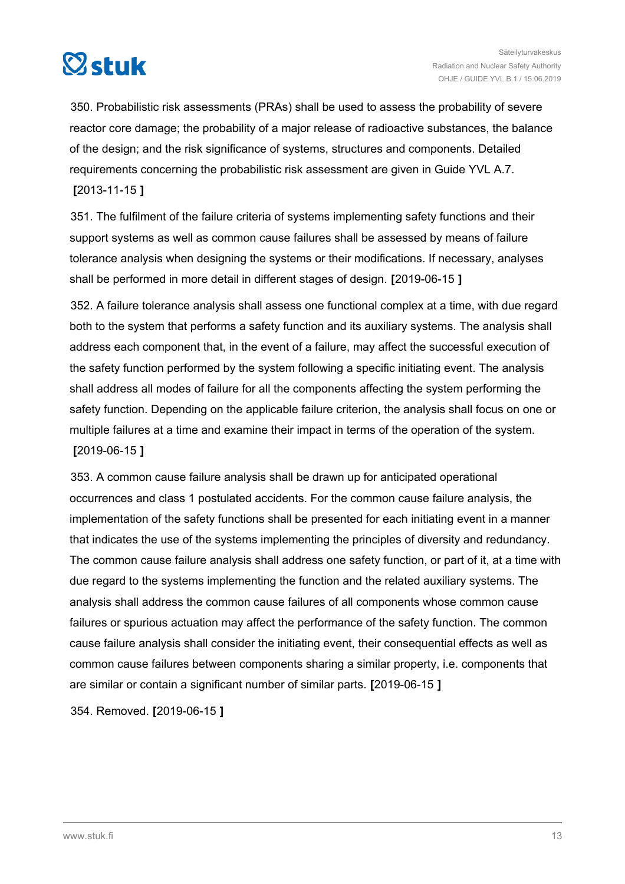350. Probabilistic risk assessments (PRAs) shall be used to assess the probability of severe reactor core damage; the probability of a major release of radioactive substances, the balance of the design; and the risk significance of systems, structures and components. Detailed requirements concerning the probabilistic risk assessment are given in Guide YVL A.7. **[**2013-11-15 **]**

351. The fulfilment of the failure criteria of systems implementing safety functions and their support systems as well as common cause failures shall be assessed by means of failure tolerance analysis when designing the systems or their modifications. If necessary, analyses shall be performed in more detail in different stages of design. **[**2019-06-15 **]**

352. A failure tolerance analysis shall assess one functional complex at a time, with due regard both to the system that performs a safety function and its auxiliary systems. The analysis shall address each component that, in the event of a failure, may affect the successful execution of the safety function performed by the system following a specific initiating event. The analysis shall address all modes of failure for all the components affecting the system performing the safety function. Depending on the applicable failure criterion, the analysis shall focus on one or multiple failures at a time and examine their impact in terms of the operation of the system. **[**2019-06-15 **]**

353. A common cause failure analysis shall be drawn up for anticipated operational occurrences and class 1 postulated accidents. For the common cause failure analysis, the implementation of the safety functions shall be presented for each initiating event in a manner that indicates the use of the systems implementing the principles of diversity and redundancy. The common cause failure analysis shall address one safety function, or part of it, at a time with due regard to the systems implementing the function and the related auxiliary systems. The analysis shall address the common cause failures of all components whose common cause failures or spurious actuation may affect the performance of the safety function. The common cause failure analysis shall consider the initiating event, their consequential effects as well as common cause failures between components sharing a similar property, i.e. components that are similar or contain a significant number of similar parts. **[**2019-06-15 **]**

354. Removed. **[**2019-06-15 **]**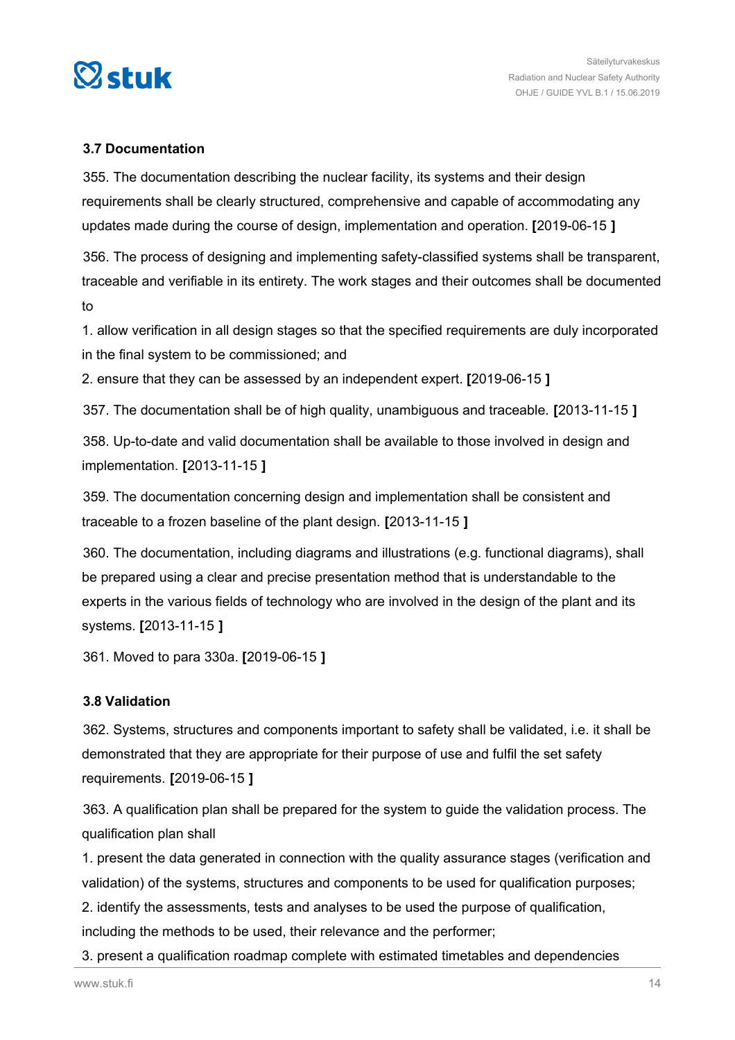### 3.7 Documentation

355. The documentation describing the nuclear facility, its systems and their design requirements shall be clearly structured, comprehensive and capable of accommodating any updates made during the course of design, implementation and operation. **[**2019-06-15 **]**

356. The process of designing and implementing safety-classified systems shall be transparent, traceable and verifiable in its entirety. The work stages and their outcomes shall be documented to

1. allow verification in all design stages so that the specified requirements are duly incorporated in the final system to be commissioned; and
2. ensure that they can be assessed by an independent expert. **[**2019-06-15 **]**

357. The documentation shall be of high quality, unambiguous and traceable. **[**2013-11-15 **]**

358. Up-to-date and valid documentation shall be available to those involved in design and implementation. **[**2013-11-15 **]**

359. The documentation concerning design and implementation shall be consistent and traceable to a frozen baseline of the plant design. **[**2013-11-15 **]**

360. The documentation, including diagrams and illustrations (e.g. functional diagrams), shall be prepared using a clear and precise presentation method that is understandable to the experts in the various fields of technology who are involved in the design of the plant and its systems. **[**2013-11-15 **]**

361. Moved to para 330a. **[**2019-06-15 **]**

### 3.8 Validation

362. Systems, structures and components important to safety shall be validated, i.e. it shall be demonstrated that they are appropriate for their purpose of use and fulfil the set safety requirements. **[**2019-06-15 **]**

363. A qualification plan shall be prepared for the system to guide the validation process. The qualification plan shall

1. present the data generated in connection with the quality assurance stages (verification and validation) of the systems, structures and components to be used for qualification purposes;
2. identify the assessments, tests and analyses to be used the purpose of qualification, including the methods to be used, their relevance and the performer;
3. present a qualification roadmap complete with estimated timetables and dependencies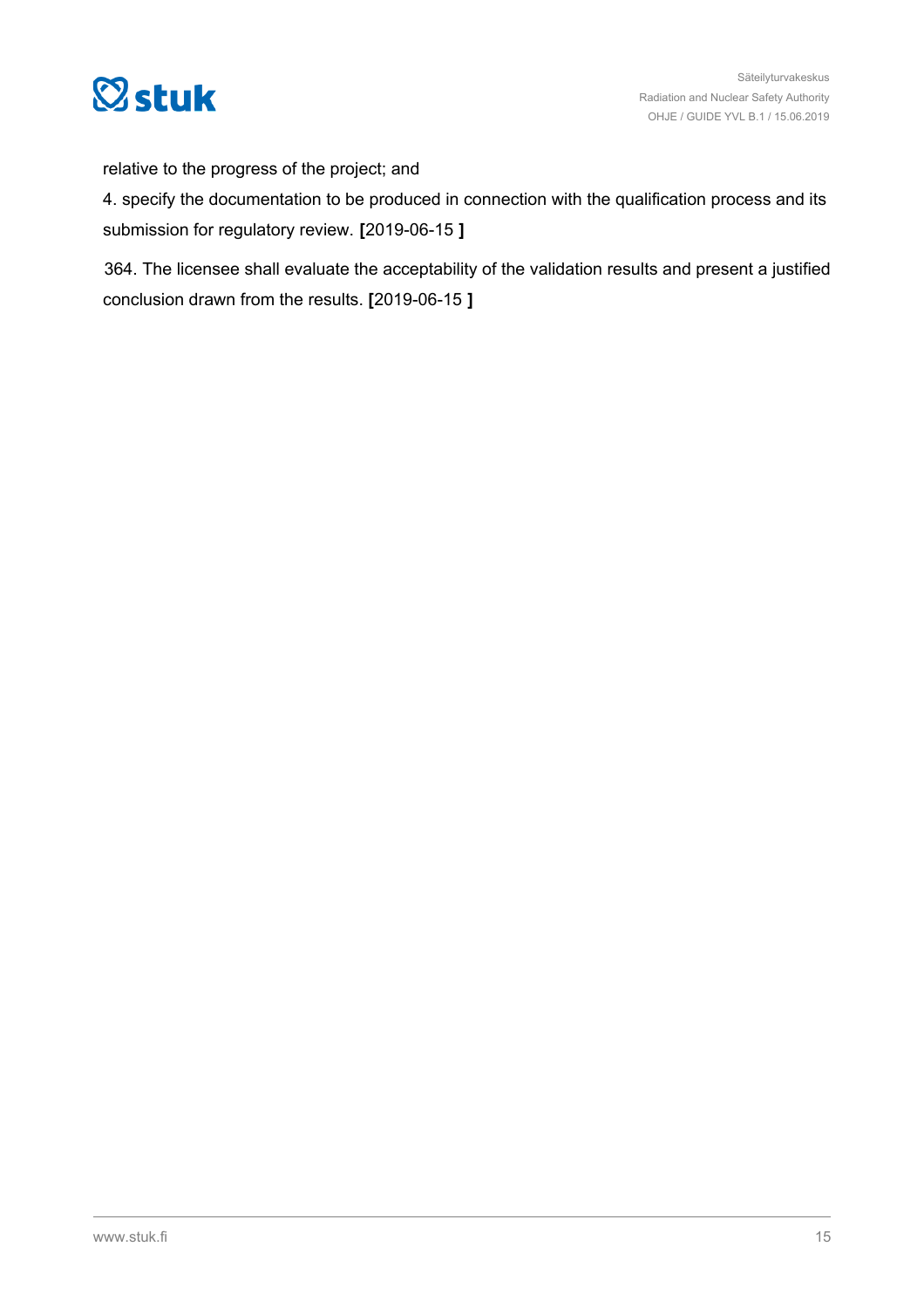relative to the progress of the project; and

4. specify the documentation to be produced in connection with the qualification process and its submission for regulatory review. **[**2019-06-15 **]**

364. The licensee shall evaluate the acceptability of the validation results and present a justified conclusion drawn from the results. **[**2019-06-15 **]**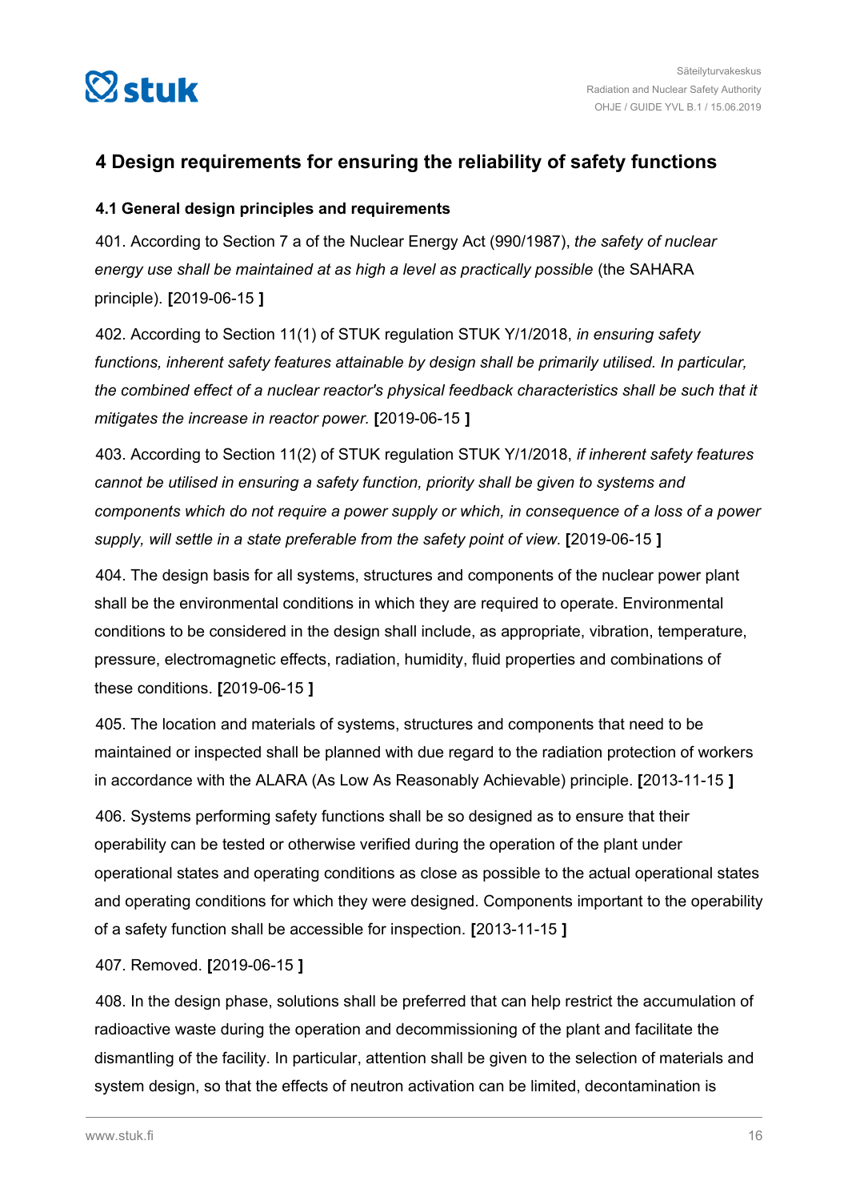# 4 Design requirements for ensuring the reliability of safety functions

## 4.1 General design principles and requirements

401. According to Section 7 a of the Nuclear Energy Act (990/1987), *the safety of nuclear energy use shall be maintained at as high a level as practically possible* (the SAHARA principle). **[**2019-06-15 **]**

402. According to Section 11(1) of STUK regulation STUK Y/1/2018, *in ensuring safety functions, inherent safety features attainable by design shall be primarily utilised. In particular, the combined effect of a nuclear reactor's physical feedback characteristics shall be such that it mitigates the increase in reactor power.* **[**2019-06-15 **]**

403. According to Section 11(2) of STUK regulation STUK Y/1/2018, *if inherent safety features cannot be utilised in ensuring a safety function, priority shall be given to systems and components which do not require a power supply or which, in consequence of a loss of a power supply, will settle in a state preferable from the safety point of view.* **[**2019-06-15 **]**

404. The design basis for all systems, structures and components of the nuclear power plant shall be the environmental conditions in which they are required to operate. Environmental conditions to be considered in the design shall include, as appropriate, vibration, temperature, pressure, electromagnetic effects, radiation, humidity, fluid properties and combinations of these conditions. **[**2019-06-15 **]**

405. The location and materials of systems, structures and components that need to be maintained or inspected shall be planned with due regard to the radiation protection of workers in accordance with the ALARA (As Low As Reasonably Achievable) principle. **[**2013-11-15 **]**

406. Systems performing safety functions shall be so designed as to ensure that their operability can be tested or otherwise verified during the operation of the plant under operational states and operating conditions as close as possible to the actual operational states and operating conditions for which they were designed. Components important to the operability of a safety function shall be accessible for inspection. **[**2013-11-15 **]**

407. Removed. **[**2019-06-15 **]**

408. In the design phase, solutions shall be preferred that can help restrict the accumulation of radioactive waste during the operation and decommissioning of the plant and facilitate the dismantling of the facility. In particular, attention shall be given to the selection of materials and system design, so that the effects of neutron activation can be limited, decontamination is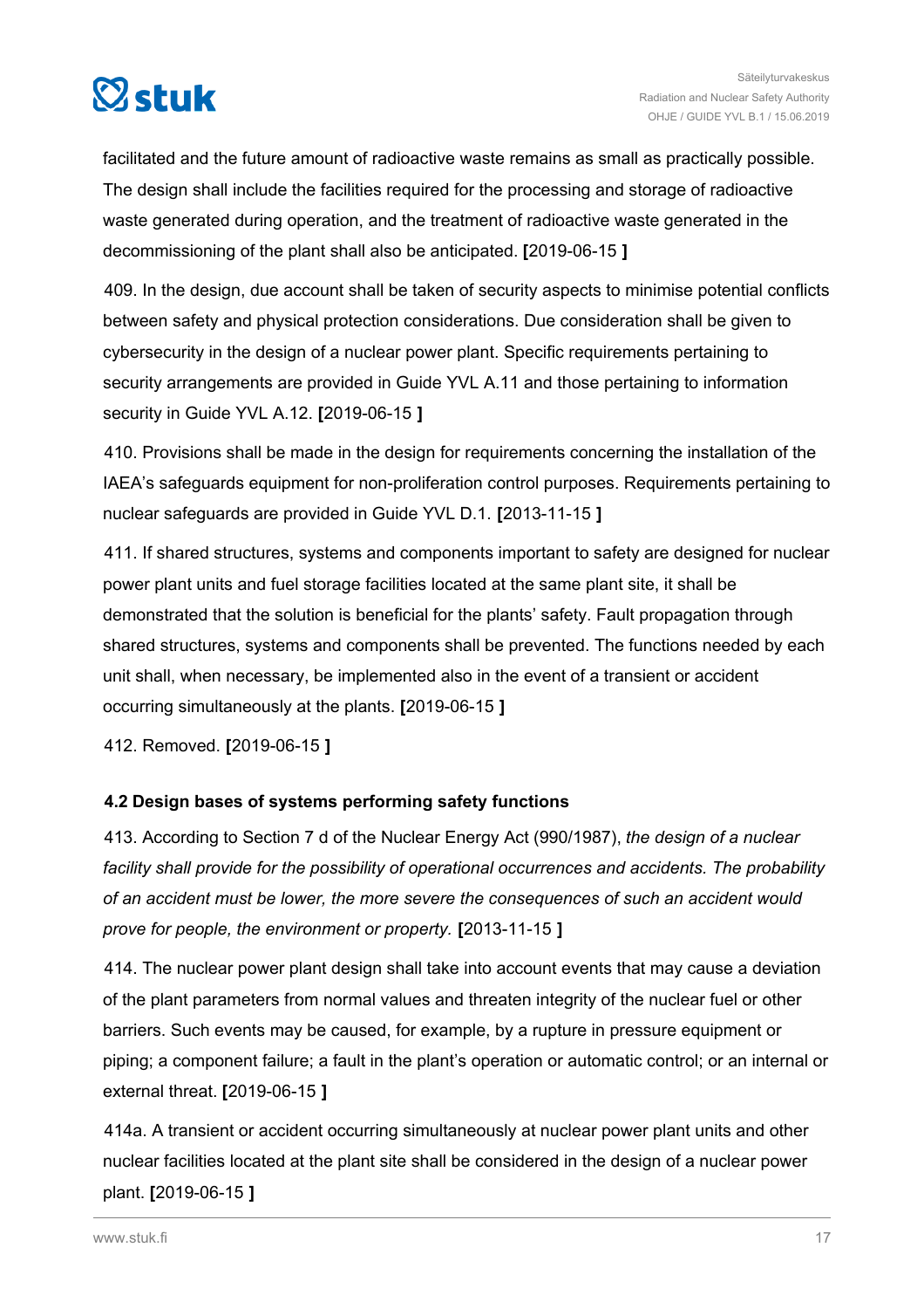facilitated and the future amount of radioactive waste remains as small as practically possible. The design shall include the facilities required for the processing and storage of radioactive waste generated during operation, and the treatment of radioactive waste generated in the decommissioning of the plant shall also be anticipated. **[**2019-06-15 **]**

409. In the design, due account shall be taken of security aspects to minimise potential conflicts between safety and physical protection considerations. Due consideration shall be given to cybersecurity in the design of a nuclear power plant. Specific requirements pertaining to security arrangements are provided in Guide YVL A.11 and those pertaining to information security in Guide YVL A.12. **[**2019-06-15 **]**

410. Provisions shall be made in the design for requirements concerning the installation of the IAEA's safeguards equipment for non-proliferation control purposes. Requirements pertaining to nuclear safeguards are provided in Guide YVL D.1. **[**2013-11-15 **]**

411. If shared structures, systems and components important to safety are designed for nuclear power plant units and fuel storage facilities located at the same plant site, it shall be demonstrated that the solution is beneficial for the plants' safety. Fault propagation through shared structures, systems and components shall be prevented. The functions needed by each unit shall, when necessary, be implemented also in the event of a transient or accident occurring simultaneously at the plants. **[**2019-06-15 **]**

412. Removed. **[**2019-06-15 **]**

### 4.2 Design bases of systems performing safety functions

413. According to Section 7 d of the Nuclear Energy Act (990/1987), *the design of a nuclear facility shall provide for the possibility of operational occurrences and accidents. The probability of an accident must be lower, the more severe the consequences of such an accident would prove for people, the environment or property.* **[**2013-11-15 **]**

414. The nuclear power plant design shall take into account events that may cause a deviation of the plant parameters from normal values and threaten integrity of the nuclear fuel or other barriers. Such events may be caused, for example, by a rupture in pressure equipment or piping; a component failure; a fault in the plant's operation or automatic control; or an internal or external threat. **[**2019-06-15 **]**

414a. A transient or accident occurring simultaneously at nuclear power plant units and other nuclear facilities located at the plant site shall be considered in the design of a nuclear power plant. **[**2019-06-15 **]**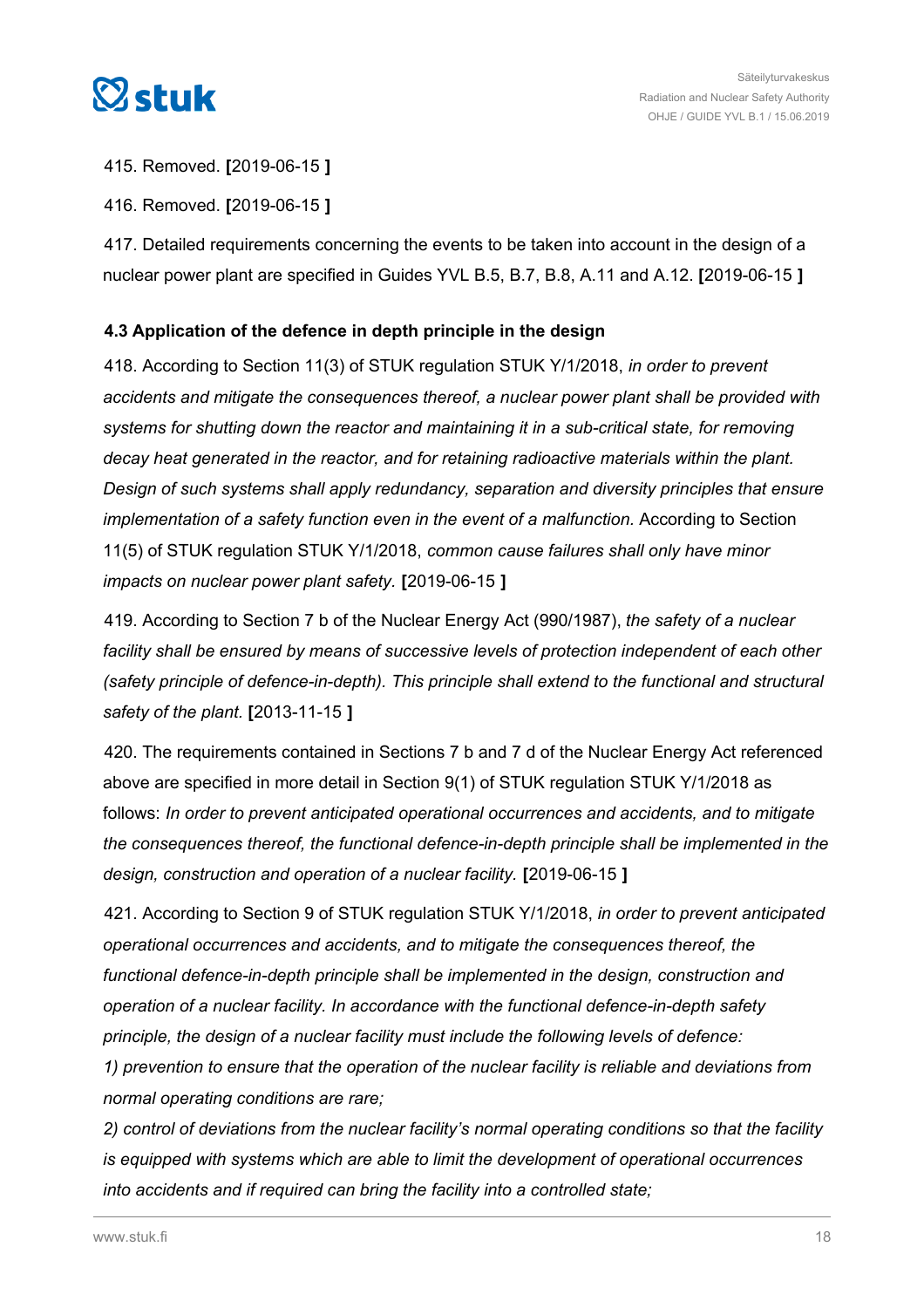415. Removed. **[**2019-06-15 **]**

416. Removed. **[**2019-06-15 **]**

417. Detailed requirements concerning the events to be taken into account in the design of a nuclear power plant are specified in Guides YVL B.5, B.7, B.8, A.11 and A.12. **[**2019-06-15 **]**

### 4.3 Application of the defence in depth principle in the design

418. According to Section 11(3) of STUK regulation STUK Y/1/2018, *in order to prevent accidents and mitigate the consequences thereof, a nuclear power plant shall be provided with systems for shutting down the reactor and maintaining it in a sub-critical state, for removing decay heat generated in the reactor, and for retaining radioactive materials within the plant. Design of such systems shall apply redundancy, separation and diversity principles that ensure implementation of a safety function even in the event of a malfunction.* According to Section 11(5) of STUK regulation STUK Y/1/2018, *common cause failures shall only have minor impacts on nuclear power plant safety.* **[**2019-06-15 **]**

419. According to Section 7 b of the Nuclear Energy Act (990/1987), *the safety of a nuclear facility shall be ensured by means of successive levels of protection independent of each other (safety principle of defence-in-depth). This principle shall extend to the functional and structural safety of the plant.* **[**2013-11-15 **]**

420. The requirements contained in Sections 7 b and 7 d of the Nuclear Energy Act referenced above are specified in more detail in Section 9(1) of STUK regulation STUK Y/1/2018 as follows: *In order to prevent anticipated operational occurrences and accidents, and to mitigate the consequences thereof, the functional defence-in-depth principle shall be implemented in the design, construction and operation of a nuclear facility.* **[**2019-06-15 **]**

421. According to Section 9 of STUK regulation STUK Y/1/2018, *in order to prevent anticipated operational occurrences and accidents, and to mitigate the consequences thereof, the functional defence-in-depth principle shall be implemented in the design, construction and operation of a nuclear facility. In accordance with the functional defence-in-depth safety principle, the design of a nuclear facility must include the following levels of defence:*
*1) prevention to ensure that the operation of the nuclear facility is reliable and deviations from normal operating conditions are rare;*
*2) control of deviations from the nuclear facility's normal operating conditions so that the facility is equipped with systems which are able to limit the development of operational occurrences into accidents and if required can bring the facility into a controlled state;*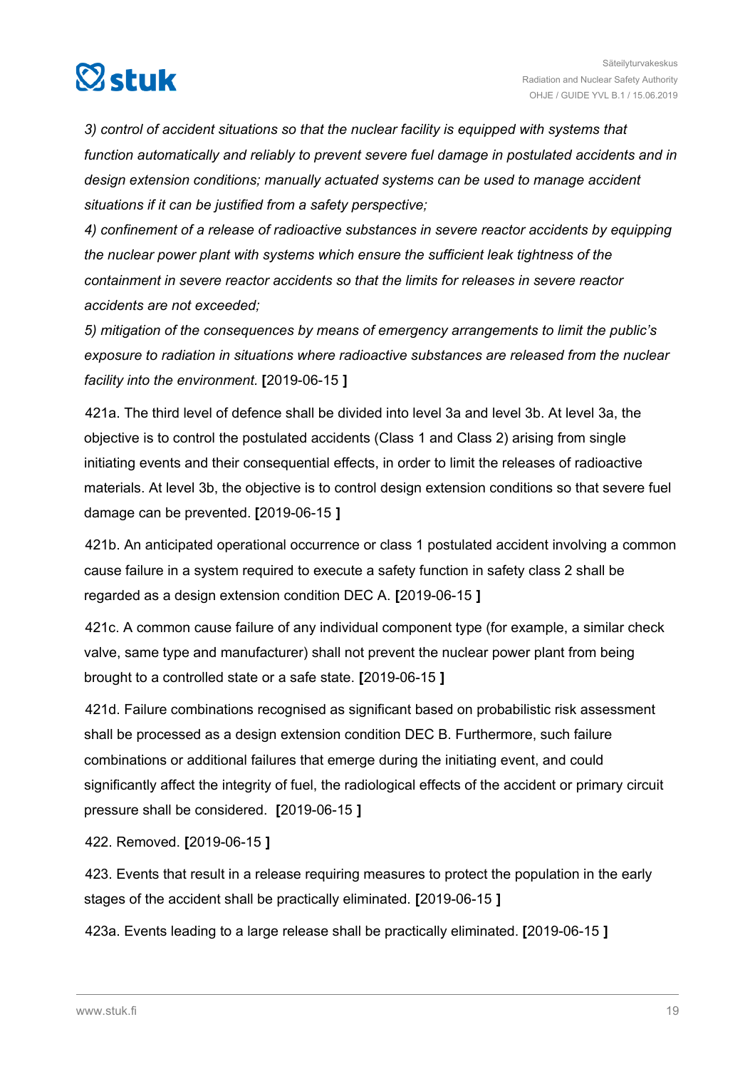*3) control of accident situations so that the nuclear facility is equipped with systems that function automatically and reliably to prevent severe fuel damage in postulated accidents and in design extension conditions; manually actuated systems can be used to manage accident situations if it can be justified from a safety perspective;*

*4) confinement of a release of radioactive substances in severe reactor accidents by equipping the nuclear power plant with systems which ensure the sufficient leak tightness of the containment in severe reactor accidents so that the limits for releases in severe reactor accidents are not exceeded;*

*5) mitigation of the consequences by means of emergency arrangements to limit the public's exposure to radiation in situations where radioactive substances are released from the nuclear facility into the environment.* **[**2019-06-15 **]**

421a. The third level of defence shall be divided into level 3a and level 3b. At level 3a, the objective is to control the postulated accidents (Class 1 and Class 2) arising from single initiating events and their consequential effects, in order to limit the releases of radioactive materials. At level 3b, the objective is to control design extension conditions so that severe fuel damage can be prevented. **[**2019-06-15 **]**

421b. An anticipated operational occurrence or class 1 postulated accident involving a common cause failure in a system required to execute a safety function in safety class 2 shall be regarded as a design extension condition DEC A. **[**2019-06-15 **]**

421c. A common cause failure of any individual component type (for example, a similar check valve, same type and manufacturer) shall not prevent the nuclear power plant from being brought to a controlled state or a safe state. **[**2019-06-15 **]**

421d. Failure combinations recognised as significant based on probabilistic risk assessment shall be processed as a design extension condition DEC B. Furthermore, such failure combinations or additional failures that emerge during the initiating event, and could significantly affect the integrity of fuel, the radiological effects of the accident or primary circuit pressure shall be considered. **[**2019-06-15 **]**

422. Removed. **[**2019-06-15 **]**

423. Events that result in a release requiring measures to protect the population in the early stages of the accident shall be practically eliminated. **[**2019-06-15 **]**

423a. Events leading to a large release shall be practically eliminated. **[**2019-06-15 **]**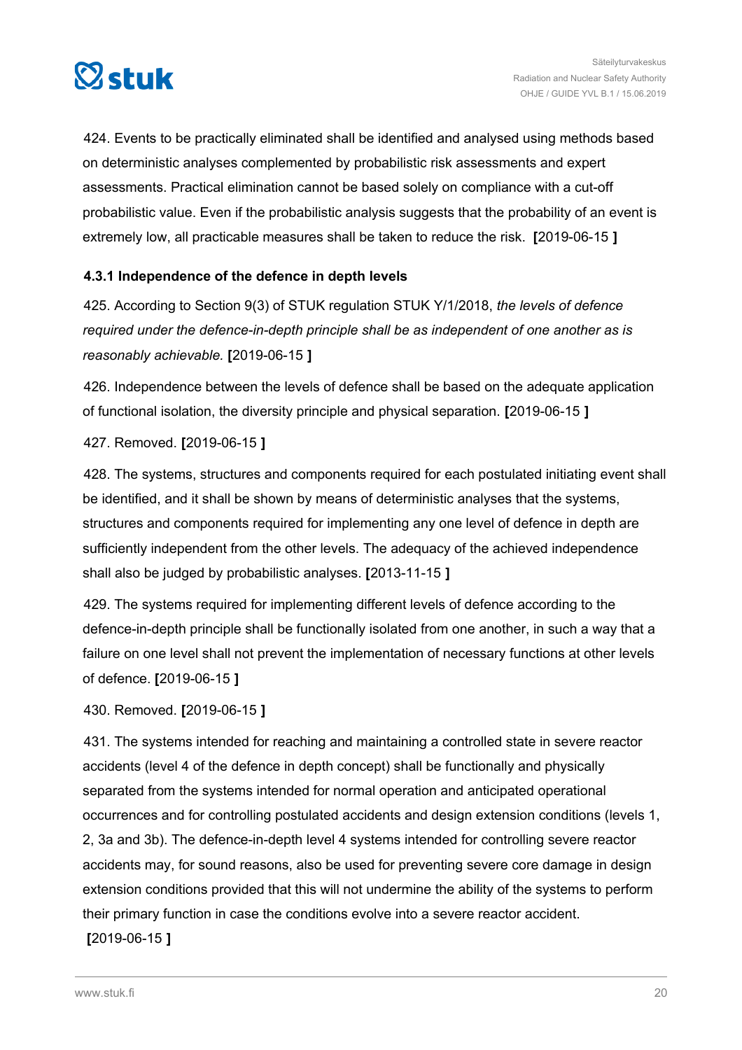424. Events to be practically eliminated shall be identified and analysed using methods based on deterministic analyses complemented by probabilistic risk assessments and expert assessments. Practical elimination cannot be based solely on compliance with a cut-off probabilistic value. Even if the probabilistic analysis suggests that the probability of an event is extremely low, all practicable measures shall be taken to reduce the risk. **[**2019-06-15 **]**

### 4.3.1 Independence of the defence in depth levels

425. According to Section 9(3) of STUK regulation STUK Y/1/2018, *the levels of defence required under the defence-in-depth principle shall be as independent of one another as is reasonably achievable.* **[**2019-06-15 **]**

426. Independence between the levels of defence shall be based on the adequate application of functional isolation, the diversity principle and physical separation. **[**2019-06-15 **]**

427. Removed. **[**2019-06-15 **]**

428. The systems, structures and components required for each postulated initiating event shall be identified, and it shall be shown by means of deterministic analyses that the systems, structures and components required for implementing any one level of defence in depth are sufficiently independent from the other levels. The adequacy of the achieved independence shall also be judged by probabilistic analyses. **[**2013-11-15 **]**

429. The systems required for implementing different levels of defence according to the defence-in-depth principle shall be functionally isolated from one another, in such a way that a failure on one level shall not prevent the implementation of necessary functions at other levels of defence. **[**2019-06-15 **]**

430. Removed. **[**2019-06-15 **]**

431. The systems intended for reaching and maintaining a controlled state in severe reactor accidents (level 4 of the defence in depth concept) shall be functionally and physically separated from the systems intended for normal operation and anticipated operational occurrences and for controlling postulated accidents and design extension conditions (levels 1, 2, 3a and 3b). The defence-in-depth level 4 systems intended for controlling severe reactor accidents may, for sound reasons, also be used for preventing severe core damage in design extension conditions provided that this will not undermine the ability of the systems to perform their primary function in case the conditions evolve into a severe reactor accident. **[**2019-06-15 **]**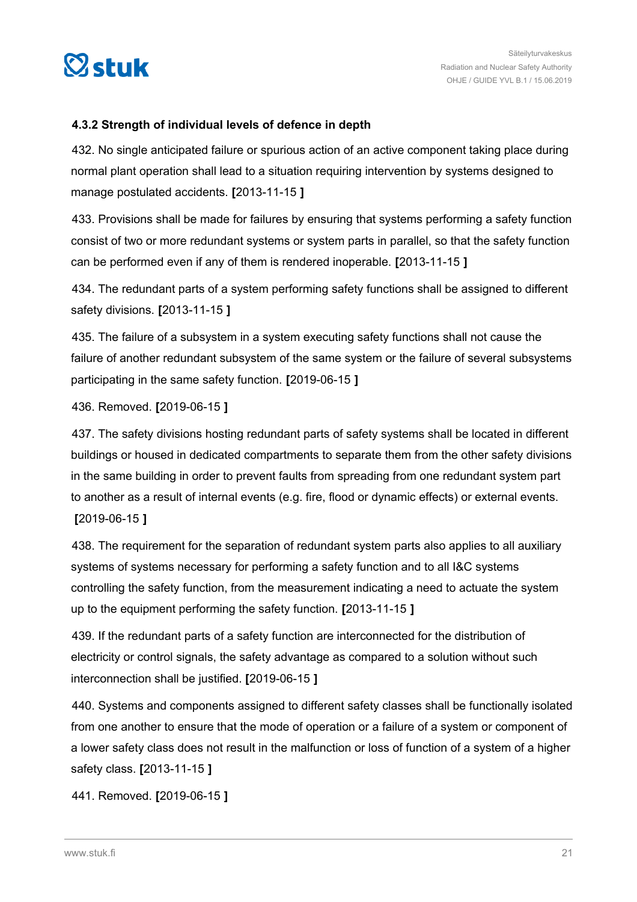#### 4.3.2 Strength of individual levels of defence in depth

432. No single anticipated failure or spurious action of an active component taking place during normal plant operation shall lead to a situation requiring intervention by systems designed to manage postulated accidents. **[**2013-11-15 **]**

433. Provisions shall be made for failures by ensuring that systems performing a safety function consist of two or more redundant systems or system parts in parallel, so that the safety function can be performed even if any of them is rendered inoperable. **[**2013-11-15 **]**

434. The redundant parts of a system performing safety functions shall be assigned to different safety divisions. **[**2013-11-15 **]**

435. The failure of a subsystem in a system executing safety functions shall not cause the failure of another redundant subsystem of the same system or the failure of several subsystems participating in the same safety function. **[**2019-06-15 **]**

436. Removed. **[**2019-06-15 **]**

437. The safety divisions hosting redundant parts of safety systems shall be located in different buildings or housed in dedicated compartments to separate them from the other safety divisions in the same building in order to prevent faults from spreading from one redundant system part to another as a result of internal events (e.g. fire, flood or dynamic effects) or external events. **[**2019-06-15 **]**

438. The requirement for the separation of redundant system parts also applies to all auxiliary systems of systems necessary for performing a safety function and to all I&C systems controlling the safety function, from the measurement indicating a need to actuate the system up to the equipment performing the safety function. **[**2013-11-15 **]**

439. If the redundant parts of a safety function are interconnected for the distribution of electricity or control signals, the safety advantage as compared to a solution without such interconnection shall be justified. **[**2019-06-15 **]**

440. Systems and components assigned to different safety classes shall be functionally isolated from one another to ensure that the mode of operation or a failure of a system or component of a lower safety class does not result in the malfunction or loss of function of a system of a higher safety class. **[**2013-11-15 **]**

441. Removed. **[**2019-06-15 **]**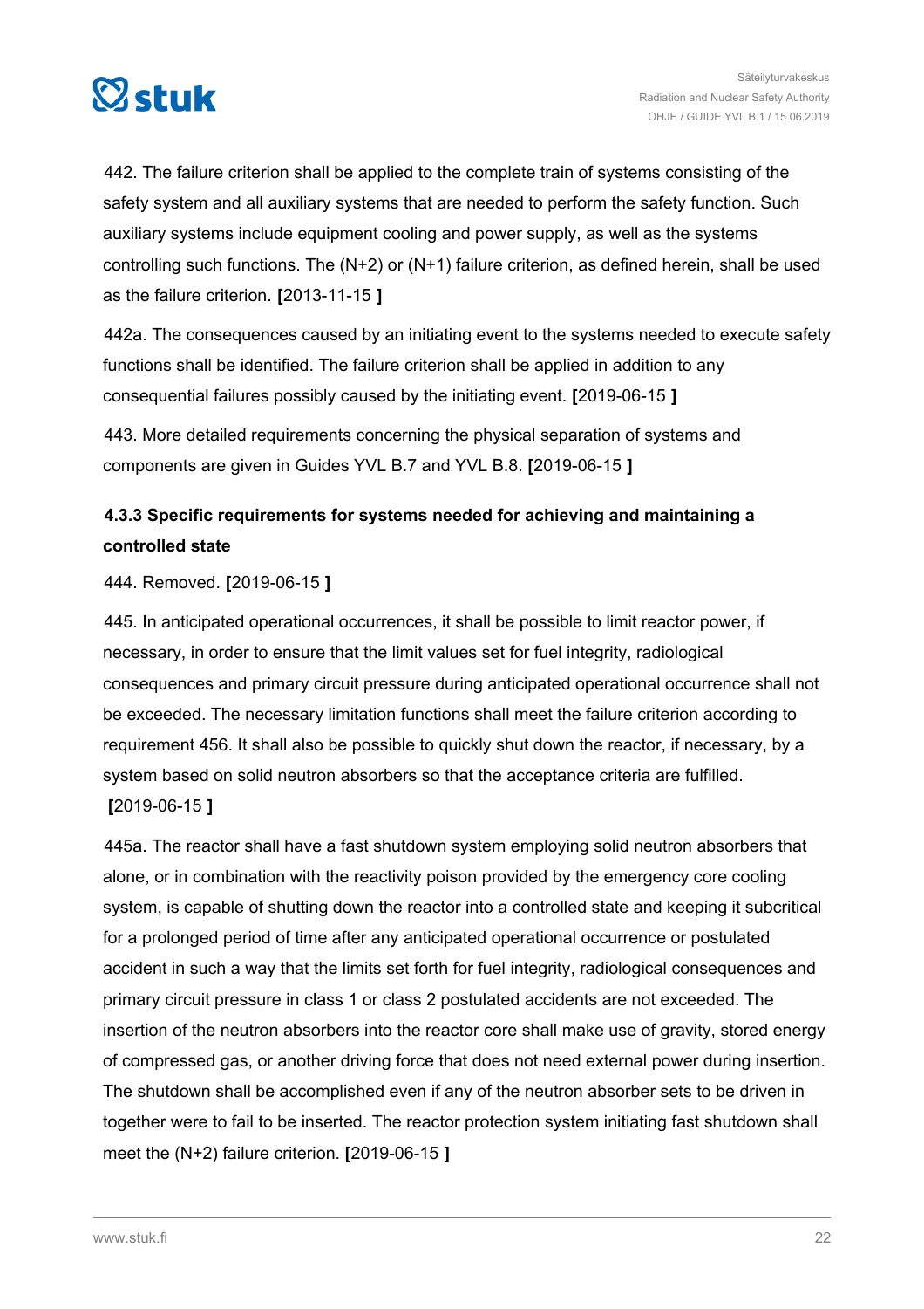442. The failure criterion shall be applied to the complete train of systems consisting of the safety system and all auxiliary systems that are needed to perform the safety function. Such auxiliary systems include equipment cooling and power supply, as well as the systems controlling such functions. The (N+2) or (N+1) failure criterion, as defined herein, shall be used as the failure criterion. **[**2013-11-15 **]**

442a. The consequences caused by an initiating event to the systems needed to execute safety functions shall be identified. The failure criterion shall be applied in addition to any consequential failures possibly caused by the initiating event. **[**2019-06-15 **]**

443. More detailed requirements concerning the physical separation of systems and components are given in Guides YVL B.7 and YVL B.8. **[**2019-06-15 **]**

### 4.3.3 Specific requirements for systems needed for achieving and maintaining a controlled state

444. Removed. **[**2019-06-15 **]**

445. In anticipated operational occurrences, it shall be possible to limit reactor power, if necessary, in order to ensure that the limit values set for fuel integrity, radiological consequences and primary circuit pressure during anticipated operational occurrence shall not be exceeded. The necessary limitation functions shall meet the failure criterion according to requirement 456. It shall also be possible to quickly shut down the reactor, if necessary, by a system based on solid neutron absorbers so that the acceptance criteria are fulfilled. **[**2019-06-15 **]**

445a. The reactor shall have a fast shutdown system employing solid neutron absorbers that alone, or in combination with the reactivity poison provided by the emergency core cooling system, is capable of shutting down the reactor into a controlled state and keeping it subcritical for a prolonged period of time after any anticipated operational occurrence or postulated accident in such a way that the limits set forth for fuel integrity, radiological consequences and primary circuit pressure in class 1 or class 2 postulated accidents are not exceeded. The insertion of the neutron absorbers into the reactor core shall make use of gravity, stored energy of compressed gas, or another driving force that does not need external power during insertion. The shutdown shall be accomplished even if any of the neutron absorber sets to be driven in together were to fail to be inserted. The reactor protection system initiating fast shutdown shall meet the (N+2) failure criterion. **[**2019-06-15 **]**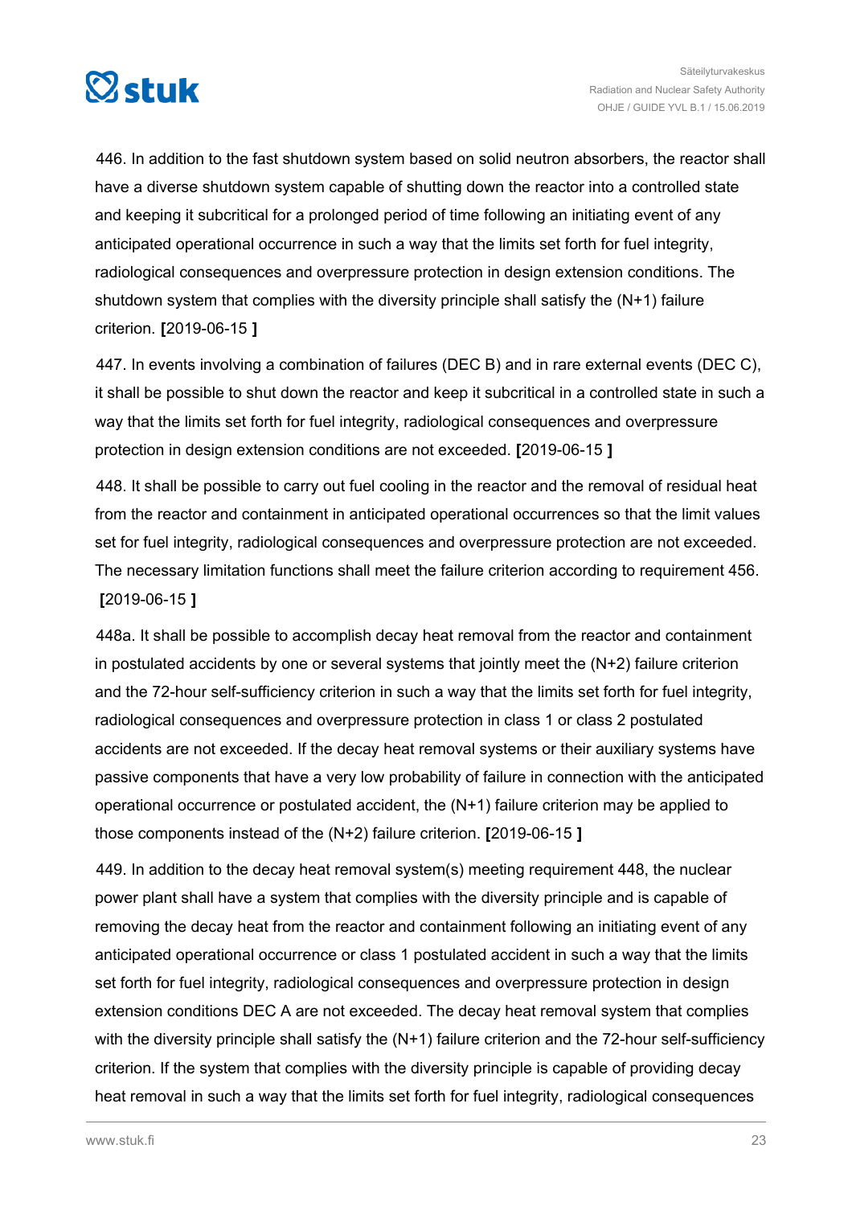446. In addition to the fast shutdown system based on solid neutron absorbers, the reactor shall have a diverse shutdown system capable of shutting down the reactor into a controlled state and keeping it subcritical for a prolonged period of time following an initiating event of any anticipated operational occurrence in such a way that the limits set forth for fuel integrity, radiological consequences and overpressure protection in design extension conditions. The shutdown system that complies with the diversity principle shall satisfy the (N+1) failure criterion. **[**2019-06-15 **]**

447. In events involving a combination of failures (DEC B) and in rare external events (DEC C), it shall be possible to shut down the reactor and keep it subcritical in a controlled state in such a way that the limits set forth for fuel integrity, radiological consequences and overpressure protection in design extension conditions are not exceeded. **[**2019-06-15 **]**

448. It shall be possible to carry out fuel cooling in the reactor and the removal of residual heat from the reactor and containment in anticipated operational occurrences so that the limit values set for fuel integrity, radiological consequences and overpressure protection are not exceeded. The necessary limitation functions shall meet the failure criterion according to requirement 456. **[**2019-06-15 **]**

448a. It shall be possible to accomplish decay heat removal from the reactor and containment in postulated accidents by one or several systems that jointly meet the (N+2) failure criterion and the 72-hour self-sufficiency criterion in such a way that the limits set forth for fuel integrity, radiological consequences and overpressure protection in class 1 or class 2 postulated accidents are not exceeded. If the decay heat removal systems or their auxiliary systems have passive components that have a very low probability of failure in connection with the anticipated operational occurrence or postulated accident, the (N+1) failure criterion may be applied to those components instead of the (N+2) failure criterion. **[**2019-06-15 **]**

449. In addition to the decay heat removal system(s) meeting requirement 448, the nuclear power plant shall have a system that complies with the diversity principle and is capable of removing the decay heat from the reactor and containment following an initiating event of any anticipated operational occurrence or class 1 postulated accident in such a way that the limits set forth for fuel integrity, radiological consequences and overpressure protection in design extension conditions DEC A are not exceeded. The decay heat removal system that complies with the diversity principle shall satisfy the (N+1) failure criterion and the 72-hour self-sufficiency criterion. If the system that complies with the diversity principle is capable of providing decay heat removal in such a way that the limits set forth for fuel integrity, radiological consequences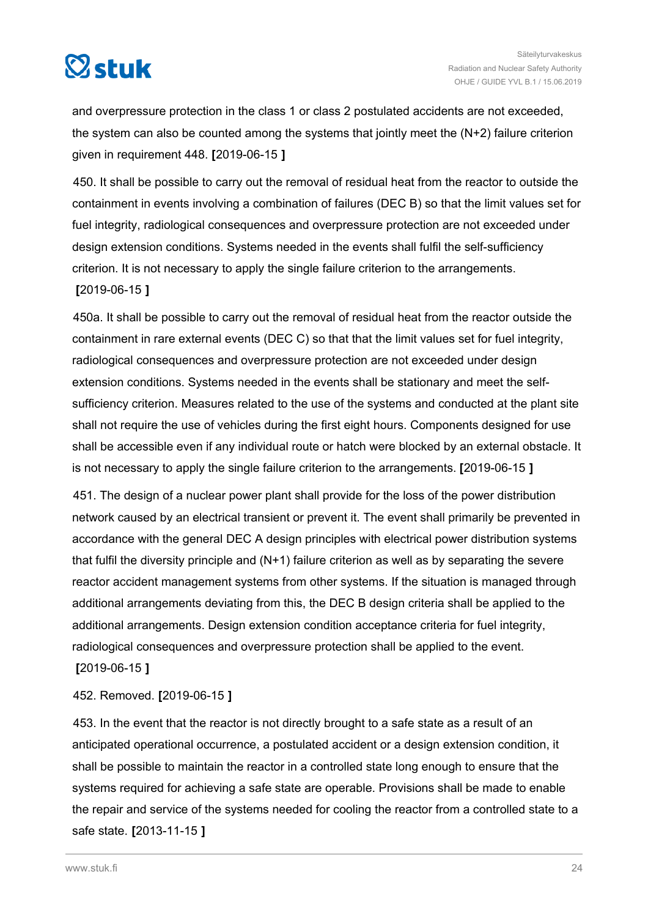and overpressure protection in the class 1 or class 2 postulated accidents are not exceeded, the system can also be counted among the systems that jointly meet the (N+2) failure criterion given in requirement 448. **[**2019-06-15 **]**

450. It shall be possible to carry out the removal of residual heat from the reactor to outside the containment in events involving a combination of failures (DEC B) so that the limit values set for fuel integrity, radiological consequences and overpressure protection are not exceeded under design extension conditions. Systems needed in the events shall fulfil the self-sufficiency criterion. It is not necessary to apply the single failure criterion to the arrangements. **[**2019-06-15 **]**

450a. It shall be possible to carry out the removal of residual heat from the reactor outside the containment in rare external events (DEC C) so that that the limit values set for fuel integrity, radiological consequences and overpressure protection are not exceeded under design extension conditions. Systems needed in the events shall be stationary and meet the self-sufficiency criterion. Measures related to the use of the systems and conducted at the plant site shall not require the use of vehicles during the first eight hours. Components designed for use shall be accessible even if any individual route or hatch were blocked by an external obstacle. It is not necessary to apply the single failure criterion to the arrangements. **[**2019-06-15 **]**

451. The design of a nuclear power plant shall provide for the loss of the power distribution network caused by an electrical transient or prevent it. The event shall primarily be prevented in accordance with the general DEC A design principles with electrical power distribution systems that fulfil the diversity principle and (N+1) failure criterion as well as by separating the severe reactor accident management systems from other systems. If the situation is managed through additional arrangements deviating from this, the DEC B design criteria shall be applied to the additional arrangements. Design extension condition acceptance criteria for fuel integrity, radiological consequences and overpressure protection shall be applied to the event. **[**2019-06-15 **]**

452. Removed. **[**2019-06-15 **]**

453. In the event that the reactor is not directly brought to a safe state as a result of an anticipated operational occurrence, a postulated accident or a design extension condition, it shall be possible to maintain the reactor in a controlled state long enough to ensure that the systems required for achieving a safe state are operable. Provisions shall be made to enable the repair and service of the systems needed for cooling the reactor from a controlled state to a safe state. **[**2013-11-15 **]**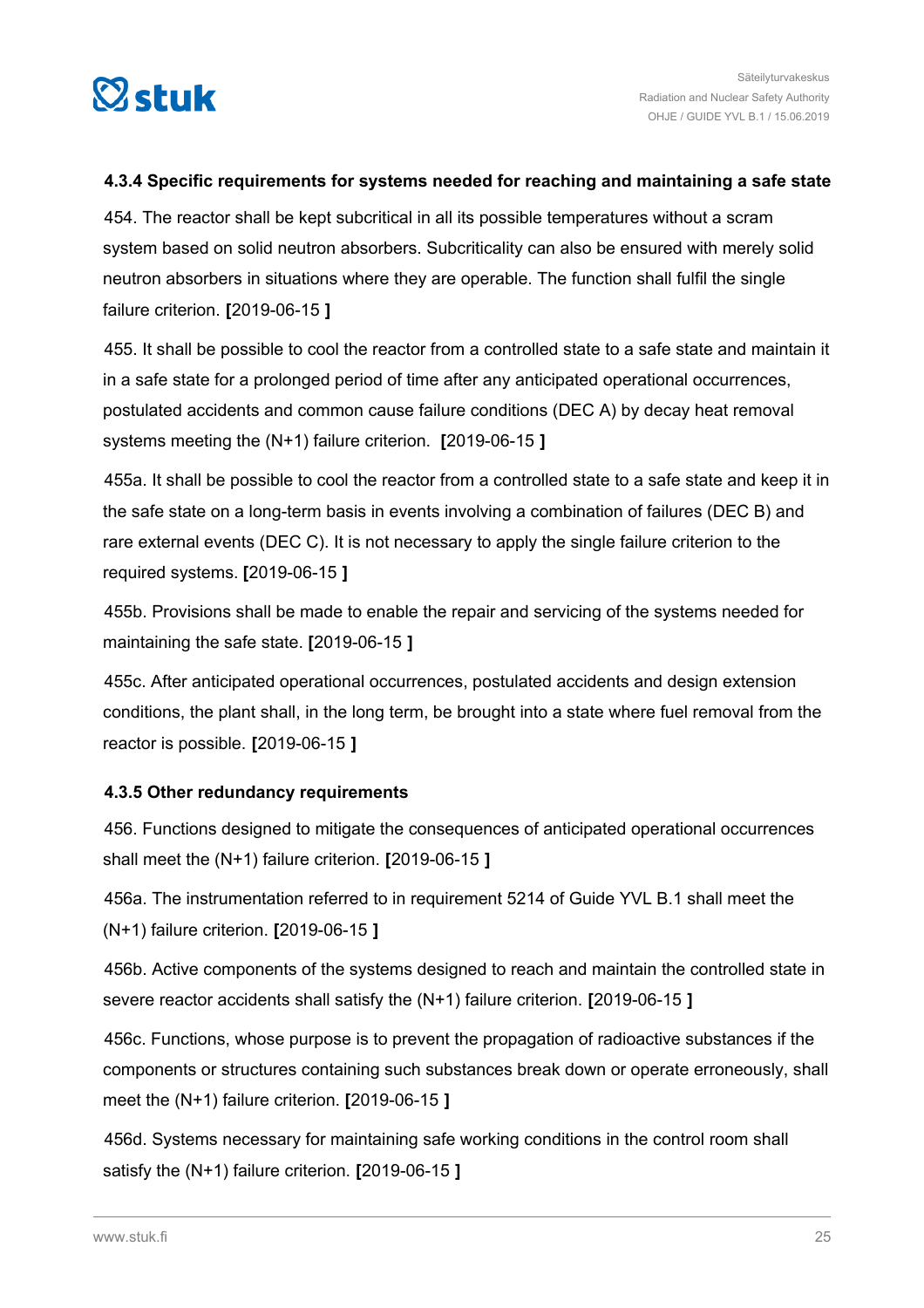### 4.3.4 Specific requirements for systems needed for reaching and maintaining a safe state

454. The reactor shall be kept subcritical in all its possible temperatures without a scram system based on solid neutron absorbers. Subcriticality can also be ensured with merely solid neutron absorbers in situations where they are operable. The function shall fulfil the single failure criterion. **[**2019-06-15 **]**

455. It shall be possible to cool the reactor from a controlled state to a safe state and maintain it in a safe state for a prolonged period of time after any anticipated operational occurrences, postulated accidents and common cause failure conditions (DEC A) by decay heat removal systems meeting the (N+1) failure criterion. **[**2019-06-15 **]**

455a. It shall be possible to cool the reactor from a controlled state to a safe state and keep it in the safe state on a long-term basis in events involving a combination of failures (DEC B) and rare external events (DEC C). It is not necessary to apply the single failure criterion to the required systems. **[**2019-06-15 **]**

455b. Provisions shall be made to enable the repair and servicing of the systems needed for maintaining the safe state. **[**2019-06-15 **]**

455c. After anticipated operational occurrences, postulated accidents and design extension conditions, the plant shall, in the long term, be brought into a state where fuel removal from the reactor is possible. **[**2019-06-15 **]**

### 4.3.5 Other redundancy requirements

456. Functions designed to mitigate the consequences of anticipated operational occurrences shall meet the (N+1) failure criterion. **[**2019-06-15 **]**

456a. The instrumentation referred to in requirement 5214 of Guide YVL B.1 shall meet the (N+1) failure criterion. **[**2019-06-15 **]**

456b. Active components of the systems designed to reach and maintain the controlled state in severe reactor accidents shall satisfy the (N+1) failure criterion. **[**2019-06-15 **]**

456c. Functions, whose purpose is to prevent the propagation of radioactive substances if the components or structures containing such substances break down or operate erroneously, shall meet the (N+1) failure criterion. **[**2019-06-15 **]**

456d. Systems necessary for maintaining safe working conditions in the control room shall satisfy the (N+1) failure criterion. **[**2019-06-15 **]**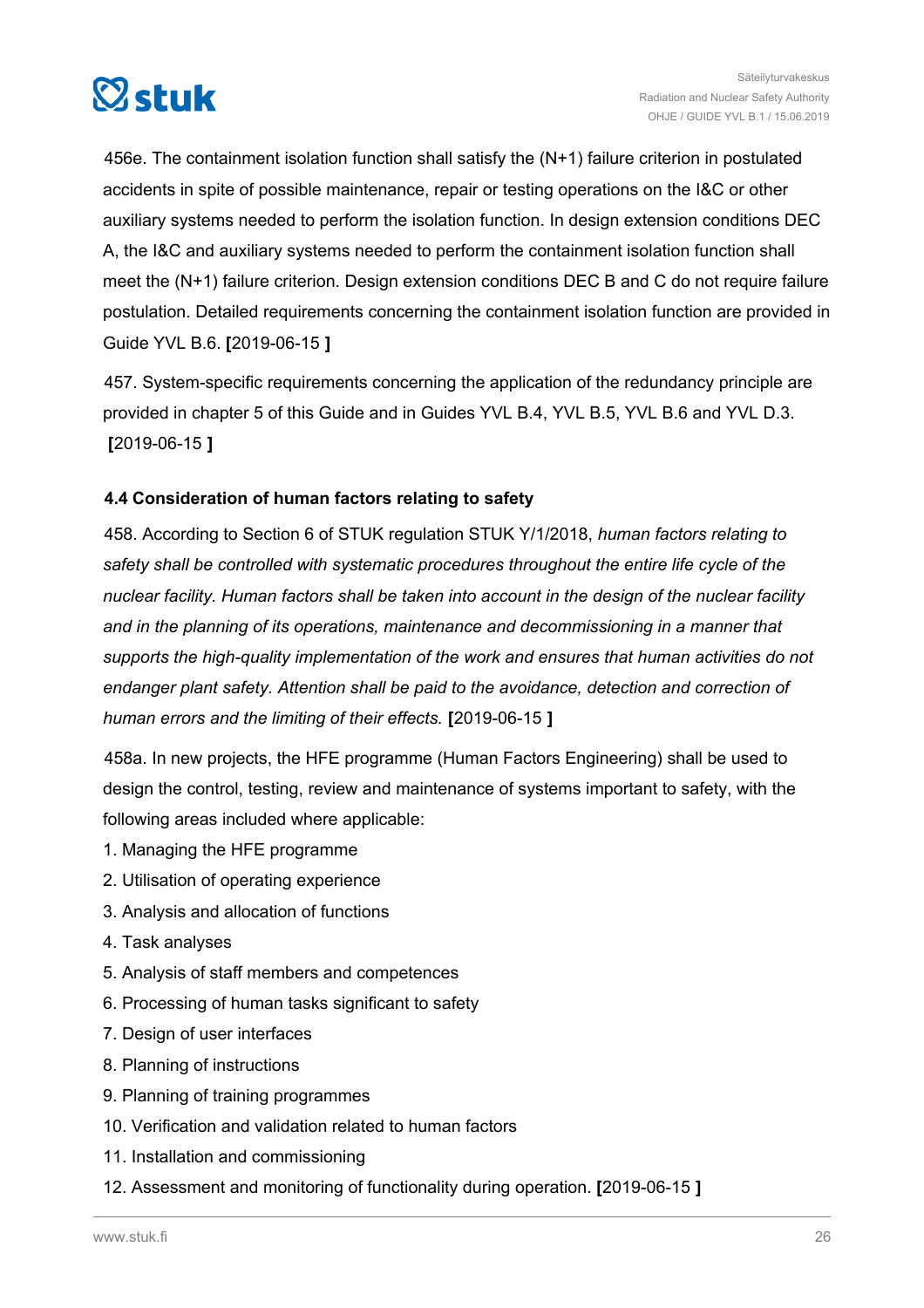456e. The containment isolation function shall satisfy the (N+1) failure criterion in postulated accidents in spite of possible maintenance, repair or testing operations on the I&C or other auxiliary systems needed to perform the isolation function. In design extension conditions DEC A, the I&C and auxiliary systems needed to perform the containment isolation function shall meet the (N+1) failure criterion. Design extension conditions DEC B and C do not require failure postulation. Detailed requirements concerning the containment isolation function are provided in Guide YVL B.6. **[**2019-06-15 **]**

457. System-specific requirements concerning the application of the redundancy principle are provided in chapter 5 of this Guide and in Guides YVL B.4, YVL B.5, YVL B.6 and YVL D.3. **[**2019-06-15 **]**

### 4.4 Consideration of human factors relating to safety

458. According to Section 6 of STUK regulation STUK Y/1/2018, *human factors relating to safety shall be controlled with systematic procedures throughout the entire life cycle of the nuclear facility. Human factors shall be taken into account in the design of the nuclear facility and in the planning of its operations, maintenance and decommissioning in a manner that supports the high-quality implementation of the work and ensures that human activities do not endanger plant safety. Attention shall be paid to the avoidance, detection and correction of human errors and the limiting of their effects.* **[**2019-06-15 **]**

458a. In new projects, the HFE programme (Human Factors Engineering) shall be used to design the control, testing, review and maintenance of systems important to safety, with the following areas included where applicable:

1. Managing the HFE programme
2. Utilisation of operating experience
3. Analysis and allocation of functions
4. Task analyses
5. Analysis of staff members and competences
6. Processing of human tasks significant to safety
7. Design of user interfaces
8. Planning of instructions
9. Planning of training programmes
10. Verification and validation related to human factors
11. Installation and commissioning
12. Assessment and monitoring of functionality during operation. **[**2019-06-15 **]**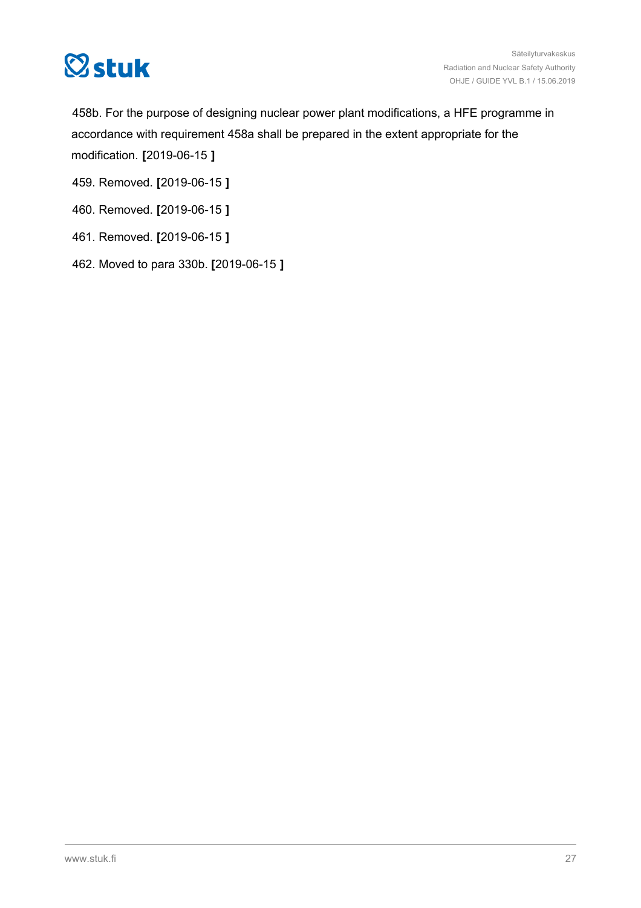458b. For the purpose of designing nuclear power plant modifications, a HFE programme in accordance with requirement 458a shall be prepared in the extent appropriate for the modification. **[**2019-06-15 **]**

459. Removed. **[**2019-06-15 **]**

460. Removed. **[**2019-06-15 **]**

461. Removed. **[**2019-06-15 **]**

462. Moved to para 330b. **[**2019-06-15 **]**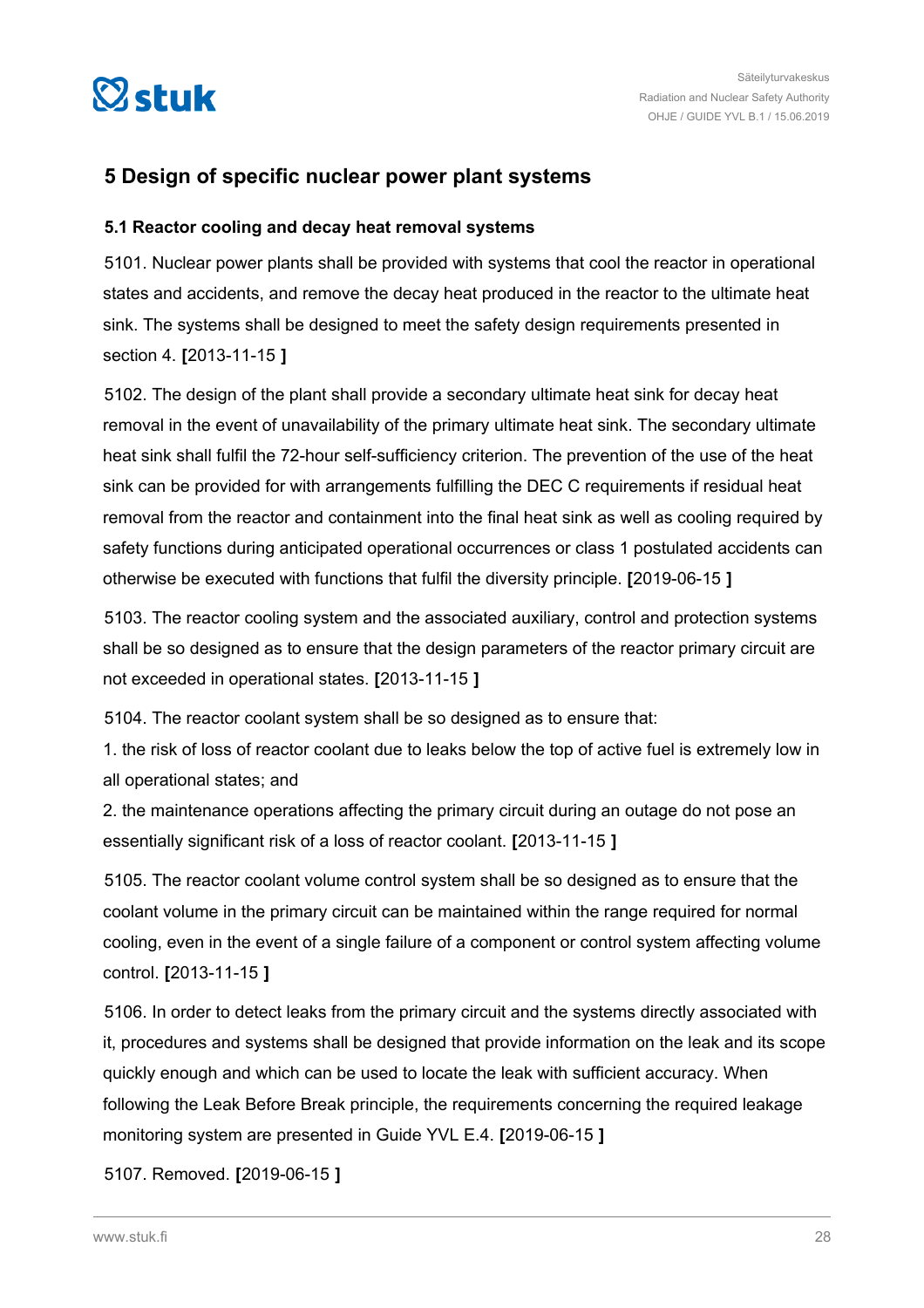# 5 Design of specific nuclear power plant systems

## 5.1 Reactor cooling and decay heat removal systems

5101. Nuclear power plants shall be provided with systems that cool the reactor in operational states and accidents, and remove the decay heat produced in the reactor to the ultimate heat sink. The systems shall be designed to meet the safety design requirements presented in section 4. **[**2013-11-15 **]**

5102. The design of the plant shall provide a secondary ultimate heat sink for decay heat removal in the event of unavailability of the primary ultimate heat sink. The secondary ultimate heat sink shall fulfil the 72-hour self-sufficiency criterion. The prevention of the use of the heat sink can be provided for with arrangements fulfilling the DEC C requirements if residual heat removal from the reactor and containment into the final heat sink as well as cooling required by safety functions during anticipated operational occurrences or class 1 postulated accidents can otherwise be executed with functions that fulfil the diversity principle. **[**2019-06-15 **]**

5103. The reactor cooling system and the associated auxiliary, control and protection systems shall be so designed as to ensure that the design parameters of the reactor primary circuit are not exceeded in operational states. **[**2013-11-15 **]**

5104. The reactor coolant system shall be so designed as to ensure that:

1. the risk of loss of reactor coolant due to leaks below the top of active fuel is extremely low in all operational states; and
2. the maintenance operations affecting the primary circuit during an outage do not pose an essentially significant risk of a loss of reactor coolant. **[**2013-11-15 **]**

5105. The reactor coolant volume control system shall be so designed as to ensure that the coolant volume in the primary circuit can be maintained within the range required for normal cooling, even in the event of a single failure of a component or control system affecting volume control. **[**2013-11-15 **]**

5106. In order to detect leaks from the primary circuit and the systems directly associated with it, procedures and systems shall be designed that provide information on the leak and its scope quickly enough and which can be used to locate the leak with sufficient accuracy. When following the Leak Before Break principle, the requirements concerning the required leakage monitoring system are presented in Guide YVL E.4. **[**2019-06-15 **]**

5107. Removed. **[**2019-06-15 **]**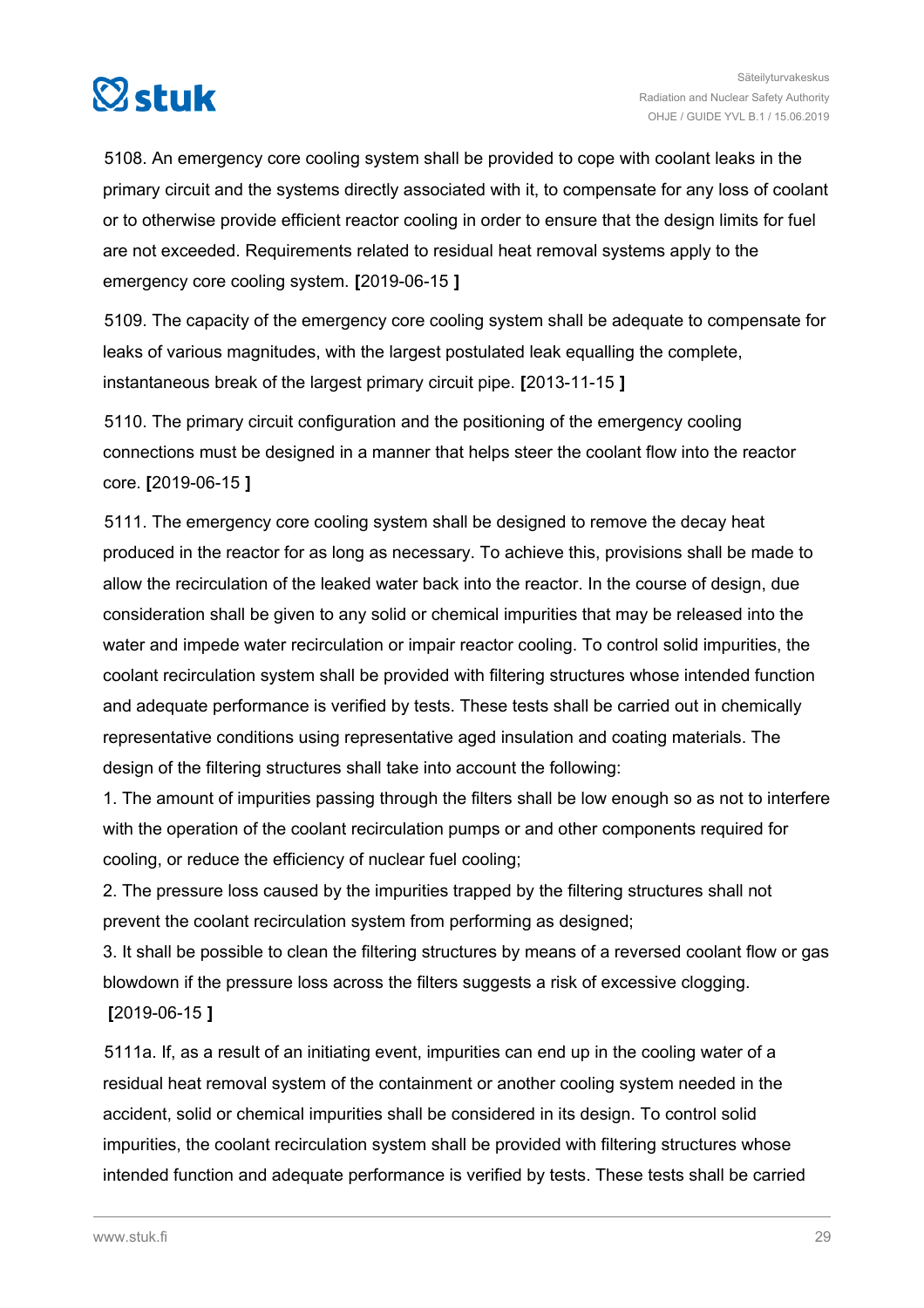5108. An emergency core cooling system shall be provided to cope with coolant leaks in the primary circuit and the systems directly associated with it, to compensate for any loss of coolant or to otherwise provide efficient reactor cooling in order to ensure that the design limits for fuel are not exceeded. Requirements related to residual heat removal systems apply to the emergency core cooling system. **[**2019-06-15 **]**

5109. The capacity of the emergency core cooling system shall be adequate to compensate for leaks of various magnitudes, with the largest postulated leak equalling the complete, instantaneous break of the largest primary circuit pipe. **[**2013-11-15 **]**

5110. The primary circuit configuration and the positioning of the emergency cooling connections must be designed in a manner that helps steer the coolant flow into the reactor core. **[**2019-06-15 **]**

5111. The emergency core cooling system shall be designed to remove the decay heat produced in the reactor for as long as necessary. To achieve this, provisions shall be made to allow the recirculation of the leaked water back into the reactor. In the course of design, due consideration shall be given to any solid or chemical impurities that may be released into the water and impede water recirculation or impair reactor cooling. To control solid impurities, the coolant recirculation system shall be provided with filtering structures whose intended function and adequate performance is verified by tests. These tests shall be carried out in chemically representative conditions using representative aged insulation and coating materials. The design of the filtering structures shall take into account the following:

1. The amount of impurities passing through the filters shall be low enough so as not to interfere with the operation of the coolant recirculation pumps or and other components required for cooling, or reduce the efficiency of nuclear fuel cooling;
2. The pressure loss caused by the impurities trapped by the filtering structures shall not prevent the coolant recirculation system from performing as designed;
3. It shall be possible to clean the filtering structures by means of a reversed coolant flow or gas blowdown if the pressure loss across the filters suggests a risk of excessive clogging.

**[**2019-06-15 **]**

5111a. If, as a result of an initiating event, impurities can end up in the cooling water of a residual heat removal system of the containment or another cooling system needed in the accident, solid or chemical impurities shall be considered in its design. To control solid impurities, the coolant recirculation system shall be provided with filtering structures whose intended function and adequate performance is verified by tests. These tests shall be carried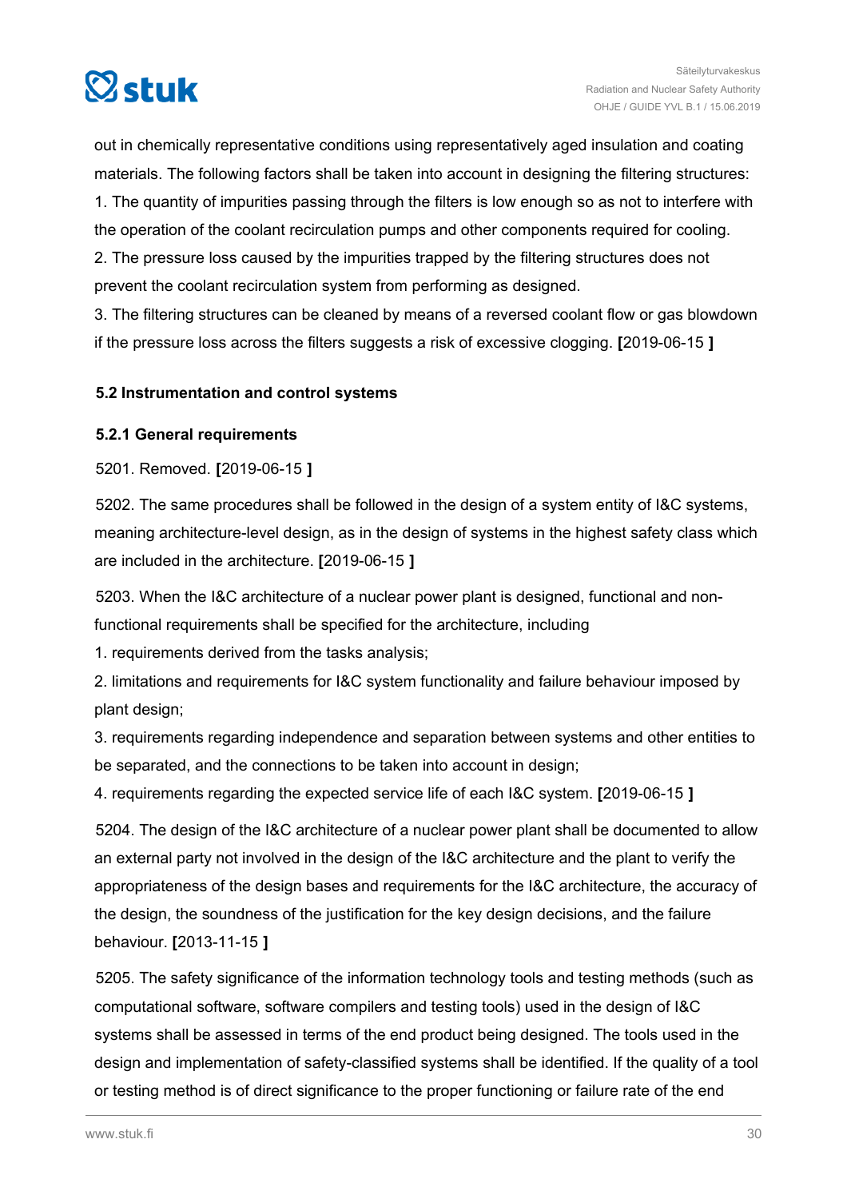out in chemically representative conditions using representatively aged insulation and coating materials. The following factors shall be taken into account in designing the filtering structures:
1. The quantity of impurities passing through the filters is low enough so as not to interfere with the operation of the coolant recirculation pumps and other components required for cooling.
2. The pressure loss caused by the impurities trapped by the filtering structures does not prevent the coolant recirculation system from performing as designed.
3. The filtering structures can be cleaned by means of a reversed coolant flow or gas blowdown if the pressure loss across the filters suggests a risk of excessive clogging. **[**2019-06-15 **]**

### 5.2 Instrumentation and control systems

#### 5.2.1 General requirements

5201. Removed. **[**2019-06-15 **]**

5202. The same procedures shall be followed in the design of a system entity of I&C systems, meaning architecture-level design, as in the design of systems in the highest safety class which are included in the architecture. **[**2019-06-15 **]**

5203. When the I&C architecture of a nuclear power plant is designed, functional and non-functional requirements shall be specified for the architecture, including
1. requirements derived from the tasks analysis;
2. limitations and requirements for I&C system functionality and failure behaviour imposed by plant design;
3. requirements regarding independence and separation between systems and other entities to be separated, and the connections to be taken into account in design;
4. requirements regarding the expected service life of each I&C system. **[**2019-06-15 **]**

5204. The design of the I&C architecture of a nuclear power plant shall be documented to allow an external party not involved in the design of the I&C architecture and the plant to verify the appropriateness of the design bases and requirements for the I&C architecture, the accuracy of the design, the soundness of the justification for the key design decisions, and the failure behaviour. **[**2013-11-15 **]**

5205. The safety significance of the information technology tools and testing methods (such as computational software, software compilers and testing tools) used in the design of I&C systems shall be assessed in terms of the end product being designed. The tools used in the design and implementation of safety-classified systems shall be identified. If the quality of a tool or testing method is of direct significance to the proper functioning or failure rate of the end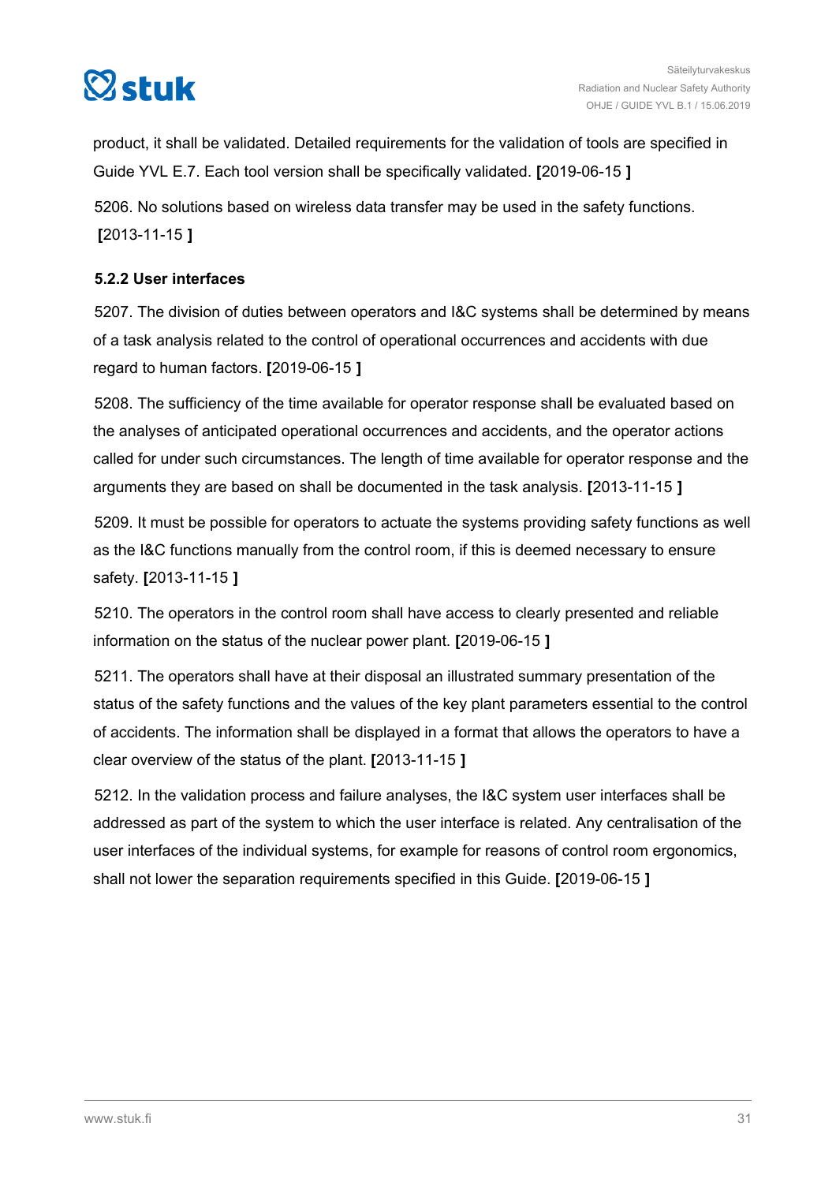product, it shall be validated. Detailed requirements for the validation of tools are specified in Guide YVL E.7. Each tool version shall be specifically validated. **[**2019-06-15 **]**

5206. No solutions based on wireless data transfer may be used in the safety functions. **[**2013-11-15 **]**

### 5.2.2 User interfaces

5207. The division of duties between operators and I&C systems shall be determined by means of a task analysis related to the control of operational occurrences and accidents with due regard to human factors. **[**2019-06-15 **]**

5208. The sufficiency of the time available for operator response shall be evaluated based on the analyses of anticipated operational occurrences and accidents, and the operator actions called for under such circumstances. The length of time available for operator response and the arguments they are based on shall be documented in the task analysis. **[**2013-11-15 **]**

5209. It must be possible for operators to actuate the systems providing safety functions as well as the I&C functions manually from the control room, if this is deemed necessary to ensure safety. **[**2013-11-15 **]**

5210. The operators in the control room shall have access to clearly presented and reliable information on the status of the nuclear power plant. **[**2019-06-15 **]**

5211. The operators shall have at their disposal an illustrated summary presentation of the status of the safety functions and the values of the key plant parameters essential to the control of accidents. The information shall be displayed in a format that allows the operators to have a clear overview of the status of the plant. **[**2013-11-15 **]**

5212. In the validation process and failure analyses, the I&C system user interfaces shall be addressed as part of the system to which the user interface is related. Any centralisation of the user interfaces of the individual systems, for example for reasons of control room ergonomics, shall not lower the separation requirements specified in this Guide. **[**2019-06-15 **]**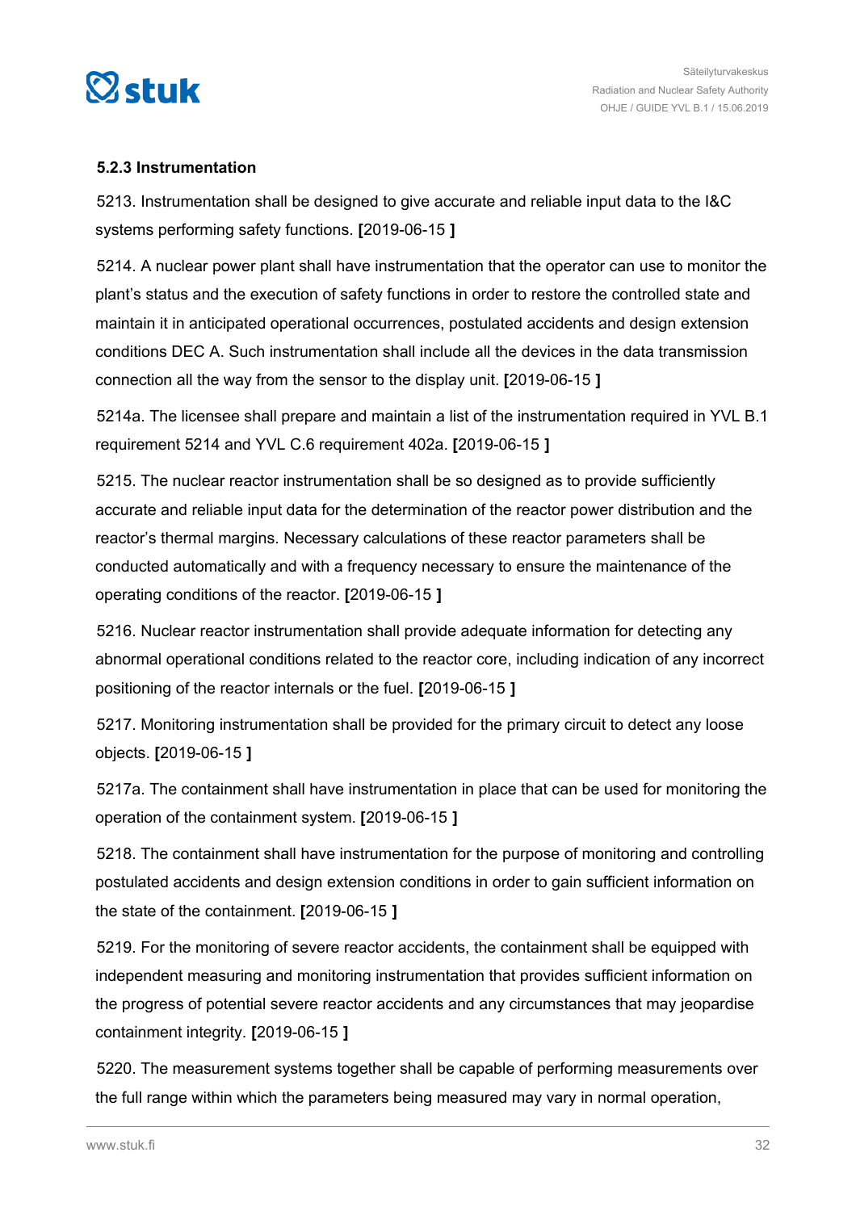### 5.2.3 Instrumentation

5213. Instrumentation shall be designed to give accurate and reliable input data to the I&C systems performing safety functions. **[**2019-06-15 **]**

5214. A nuclear power plant shall have instrumentation that the operator can use to monitor the plant's status and the execution of safety functions in order to restore the controlled state and maintain it in anticipated operational occurrences, postulated accidents and design extension conditions DEC A. Such instrumentation shall include all the devices in the data transmission connection all the way from the sensor to the display unit. **[**2019-06-15 **]**

5214a. The licensee shall prepare and maintain a list of the instrumentation required in YVL B.1 requirement 5214 and YVL C.6 requirement 402a. **[**2019-06-15 **]**

5215. The nuclear reactor instrumentation shall be so designed as to provide sufficiently accurate and reliable input data for the determination of the reactor power distribution and the reactor's thermal margins. Necessary calculations of these reactor parameters shall be conducted automatically and with a frequency necessary to ensure the maintenance of the operating conditions of the reactor. **[**2019-06-15 **]**

5216. Nuclear reactor instrumentation shall provide adequate information for detecting any abnormal operational conditions related to the reactor core, including indication of any incorrect positioning of the reactor internals or the fuel. **[**2019-06-15 **]**

5217. Monitoring instrumentation shall be provided for the primary circuit to detect any loose objects. **[**2019-06-15 **]**

5217a. The containment shall have instrumentation in place that can be used for monitoring the operation of the containment system. **[**2019-06-15 **]**

5218. The containment shall have instrumentation for the purpose of monitoring and controlling postulated accidents and design extension conditions in order to gain sufficient information on the state of the containment. **[**2019-06-15 **]**

5219. For the monitoring of severe reactor accidents, the containment shall be equipped with independent measuring and monitoring instrumentation that provides sufficient information on the progress of potential severe reactor accidents and any circumstances that may jeopardise containment integrity. **[**2019-06-15 **]**

5220. The measurement systems together shall be capable of performing measurements over the full range within which the parameters being measured may vary in normal operation,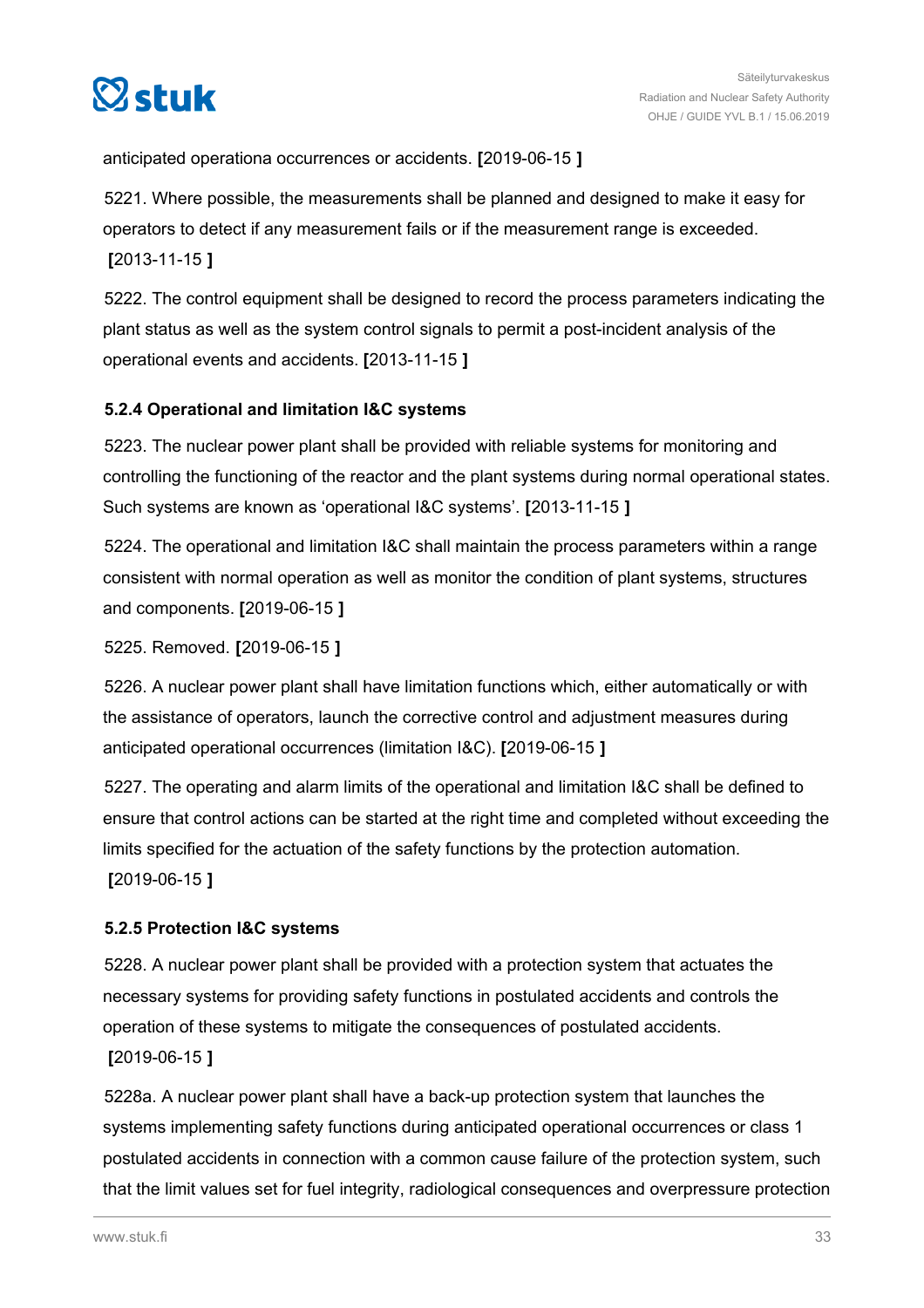anticipated operationa occurrences or accidents. **[**2019-06-15 **]**

5221. Where possible, the measurements shall be planned and designed to make it easy for operators to detect if any measurement fails or if the measurement range is exceeded. **[**2013-11-15 **]**

5222. The control equipment shall be designed to record the process parameters indicating the plant status as well as the system control signals to permit a post-incident analysis of the operational events and accidents. **[**2013-11-15 **]**

### 5.2.4 Operational and limitation I&C systems

5223. The nuclear power plant shall be provided with reliable systems for monitoring and controlling the functioning of the reactor and the plant systems during normal operational states. Such systems are known as 'operational I&C systems'. **[**2013-11-15 **]**

5224. The operational and limitation I&C shall maintain the process parameters within a range consistent with normal operation as well as monitor the condition of plant systems, structures and components. **[**2019-06-15 **]**

5225. Removed. **[**2019-06-15 **]**

5226. A nuclear power plant shall have limitation functions which, either automatically or with the assistance of operators, launch the corrective control and adjustment measures during anticipated operational occurrences (limitation I&C). **[**2019-06-15 **]**

5227. The operating and alarm limits of the operational and limitation I&C shall be defined to ensure that control actions can be started at the right time and completed without exceeding the limits specified for the actuation of the safety functions by the protection automation. **[**2019-06-15 **]**

### 5.2.5 Protection I&C systems

5228. A nuclear power plant shall be provided with a protection system that actuates the necessary systems for providing safety functions in postulated accidents and controls the operation of these systems to mitigate the consequences of postulated accidents. **[**2019-06-15 **]**

5228a. A nuclear power plant shall have a back-up protection system that launches the systems implementing safety functions during anticipated operational occurrences or class 1 postulated accidents in connection with a common cause failure of the protection system, such that the limit values set for fuel integrity, radiological consequences and overpressure protection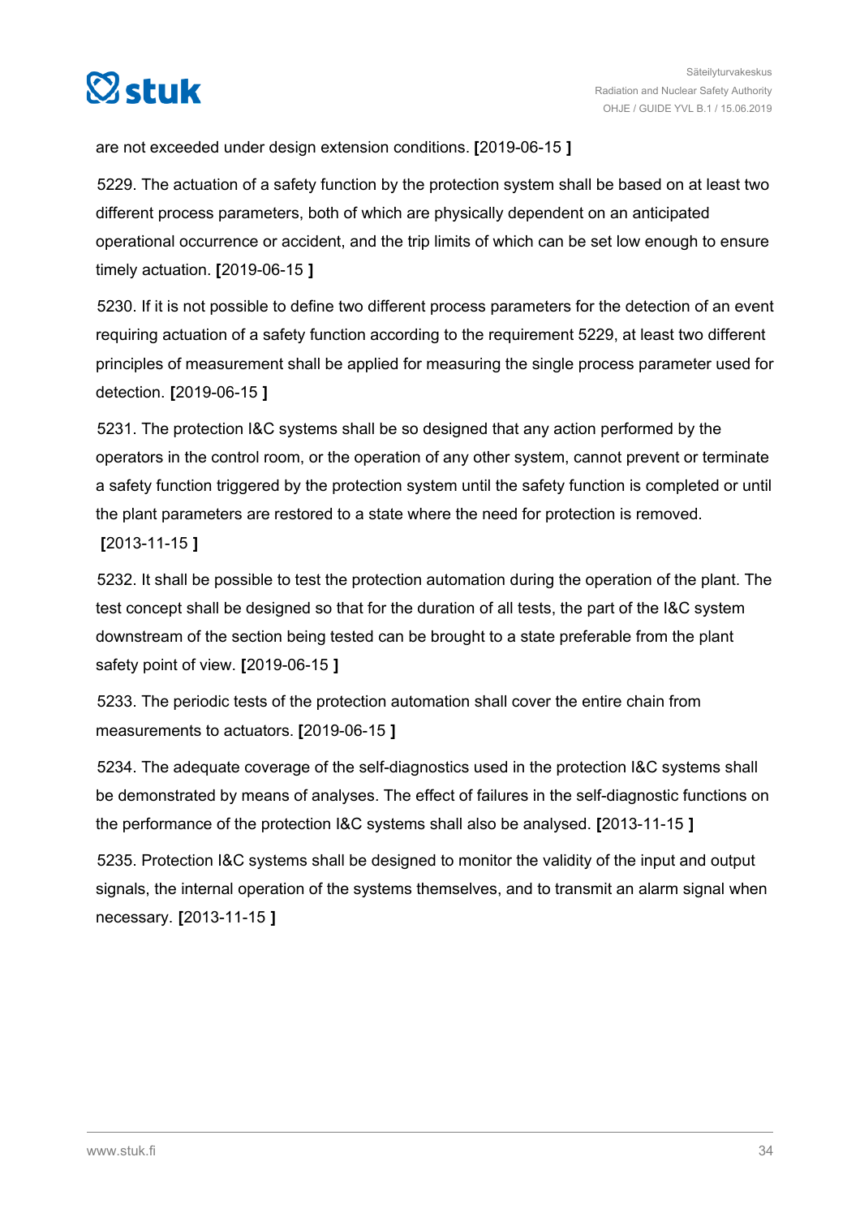are not exceeded under design extension conditions. **[**2019-06-15 **]**

5229. The actuation of a safety function by the protection system shall be based on at least two different process parameters, both of which are physically dependent on an anticipated operational occurrence or accident, and the trip limits of which can be set low enough to ensure timely actuation. **[**2019-06-15 **]**

5230. If it is not possible to define two different process parameters for the detection of an event requiring actuation of a safety function according to the requirement 5229, at least two different principles of measurement shall be applied for measuring the single process parameter used for detection. **[**2019-06-15 **]**

5231. The protection I&C systems shall be so designed that any action performed by the operators in the control room, or the operation of any other system, cannot prevent or terminate a safety function triggered by the protection system until the safety function is completed or until the plant parameters are restored to a state where the need for protection is removed. **[**2013-11-15 **]**

5232. It shall be possible to test the protection automation during the operation of the plant. The test concept shall be designed so that for the duration of all tests, the part of the I&C system downstream of the section being tested can be brought to a state preferable from the plant safety point of view. **[**2019-06-15 **]**

5233. The periodic tests of the protection automation shall cover the entire chain from measurements to actuators. **[**2019-06-15 **]**

5234. The adequate coverage of the self-diagnostics used in the protection I&C systems shall be demonstrated by means of analyses. The effect of failures in the self-diagnostic functions on the performance of the protection I&C systems shall also be analysed. **[**2013-11-15 **]**

5235. Protection I&C systems shall be designed to monitor the validity of the input and output signals, the internal operation of the systems themselves, and to transmit an alarm signal when necessary. **[**2013-11-15 **]**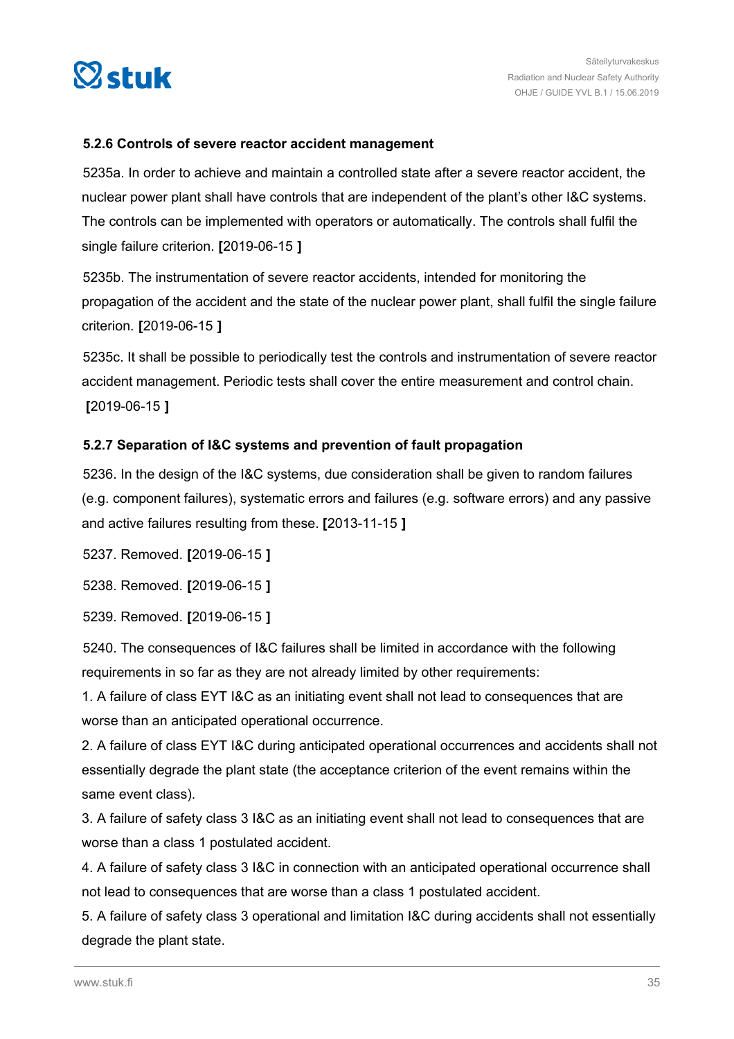#### 5.2.6 Controls of severe reactor accident management

5235a. In order to achieve and maintain a controlled state after a severe reactor accident, the nuclear power plant shall have controls that are independent of the plant's other I&C systems. The controls can be implemented with operators or automatically. The controls shall fulfil the single failure criterion. **[**2019-06-15 **]**

5235b. The instrumentation of severe reactor accidents, intended for monitoring the propagation of the accident and the state of the nuclear power plant, shall fulfil the single failure criterion. **[**2019-06-15 **]**

5235c. It shall be possible to periodically test the controls and instrumentation of severe reactor accident management. Periodic tests shall cover the entire measurement and control chain. **[**2019-06-15 **]**

#### 5.2.7 Separation of I&C systems and prevention of fault propagation

5236. In the design of the I&C systems, due consideration shall be given to random failures (e.g. component failures), systematic errors and failures (e.g. software errors) and any passive and active failures resulting from these. **[**2013-11-15 **]**

5237. Removed. **[**2019-06-15 **]**

5238. Removed. **[**2019-06-15 **]**

5239. Removed. **[**2019-06-15 **]**

5240. The consequences of I&C failures shall be limited in accordance with the following requirements in so far as they are not already limited by other requirements:

1. A failure of class EYT I&C as an initiating event shall not lead to consequences that are worse than an anticipated operational occurrence.
2. A failure of class EYT I&C during anticipated operational occurrences and accidents shall not essentially degrade the plant state (the acceptance criterion of the event remains within the same event class).
3. A failure of safety class 3 I&C as an initiating event shall not lead to consequences that are worse than a class 1 postulated accident.
4. A failure of safety class 3 I&C in connection with an anticipated operational occurrence shall not lead to consequences that are worse than a class 1 postulated accident.
5. A failure of safety class 3 operational and limitation I&C during accidents shall not essentially degrade the plant state.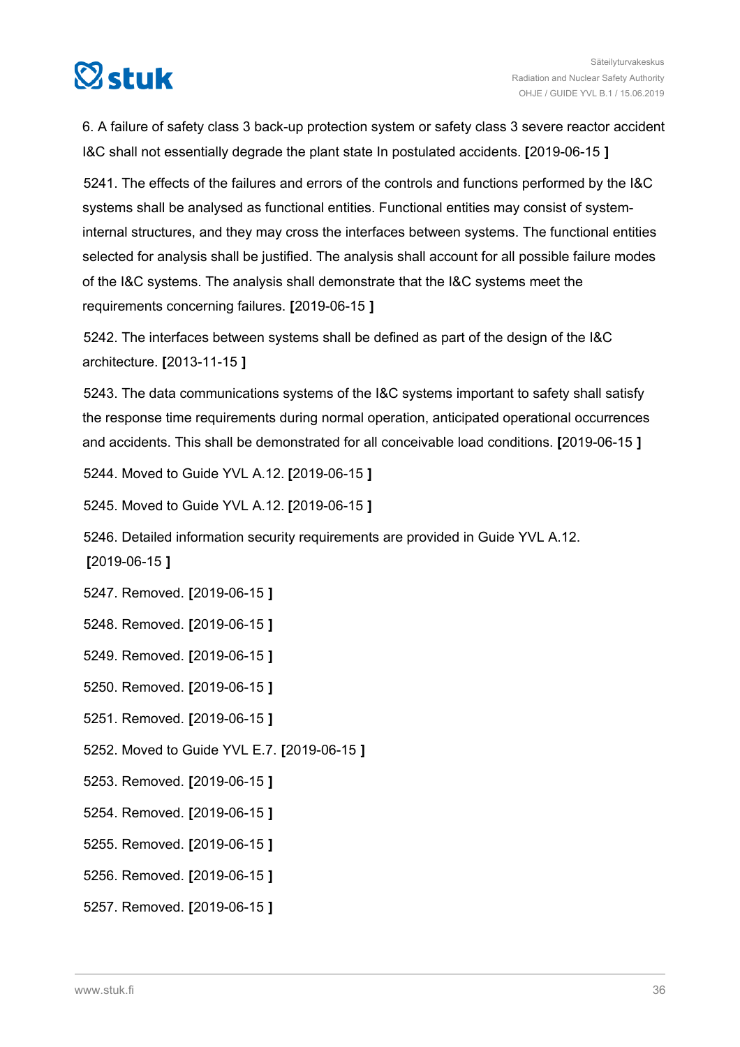6. A failure of safety class 3 back-up protection system or safety class 3 severe reactor accident I&C shall not essentially degrade the plant state In postulated accidents. **[**2019-06-15 **]**

5241. The effects of the failures and errors of the controls and functions performed by the I&C systems shall be analysed as functional entities. Functional entities may consist of system-internal structures, and they may cross the interfaces between systems. The functional entities selected for analysis shall be justified. The analysis shall account for all possible failure modes of the I&C systems. The analysis shall demonstrate that the I&C systems meet the requirements concerning failures. **[**2019-06-15 **]**

5242. The interfaces between systems shall be defined as part of the design of the I&C architecture. **[**2013-11-15 **]**

5243. The data communications systems of the I&C systems important to safety shall satisfy the response time requirements during normal operation, anticipated operational occurrences and accidents. This shall be demonstrated for all conceivable load conditions. **[**2019-06-15 **]**

5244. Moved to Guide YVL A.12. **[**2019-06-15 **]**

5245. Moved to Guide YVL A.12. **[**2019-06-15 **]**

5246. Detailed information security requirements are provided in Guide YVL A.12. **[**2019-06-15 **]**

5247. Removed. **[**2019-06-15 **]**

5248. Removed. **[**2019-06-15 **]**

5249. Removed. **[**2019-06-15 **]**

5250. Removed. **[**2019-06-15 **]**

5251. Removed. **[**2019-06-15 **]**

5252. Moved to Guide YVL E.7. **[**2019-06-15 **]**

5253. Removed. **[**2019-06-15 **]**

5254. Removed. **[**2019-06-15 **]**

5255. Removed. **[**2019-06-15 **]**

5256. Removed. **[**2019-06-15 **]**

5257. Removed. **[**2019-06-15 **]**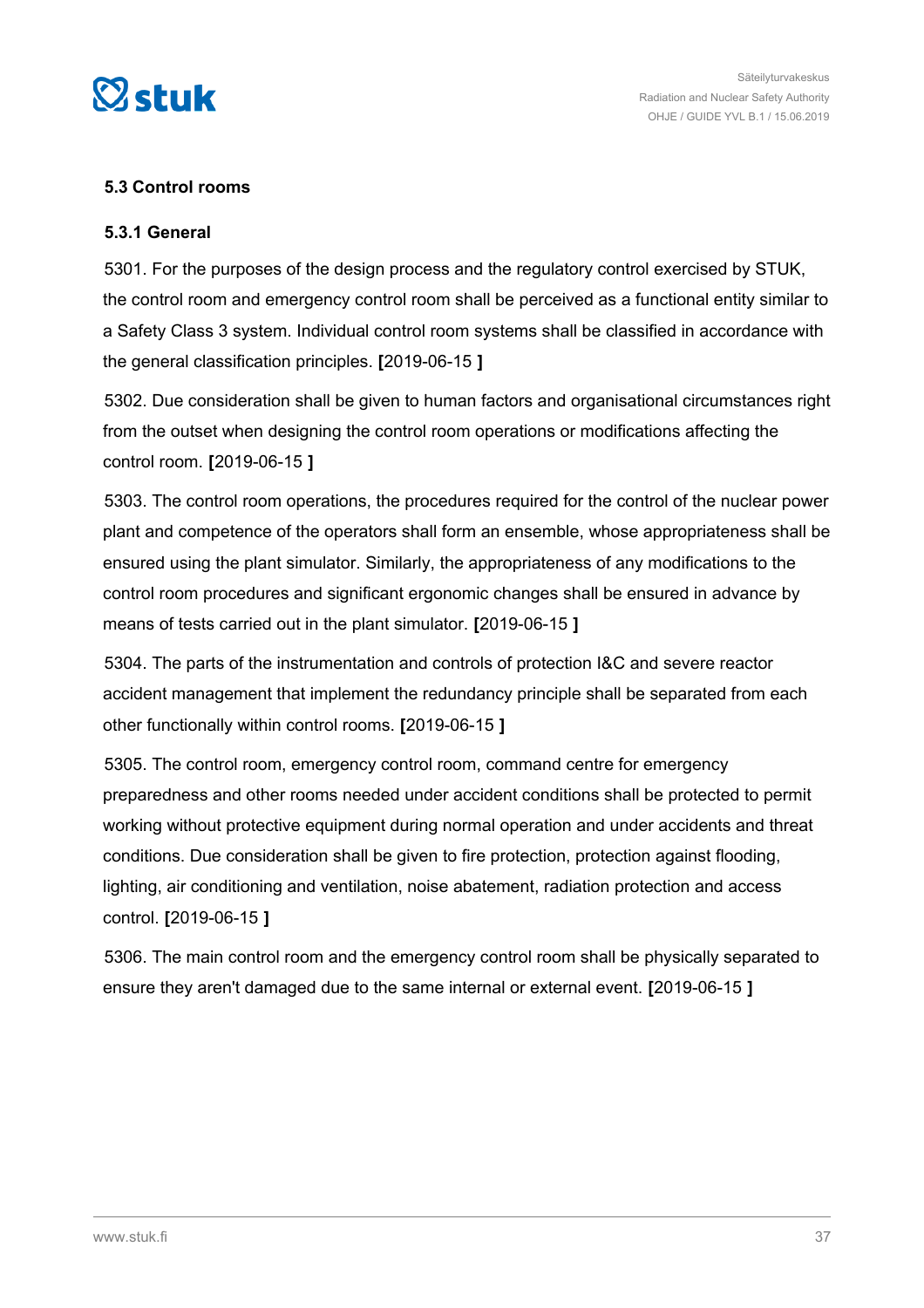### 5.3 Control rooms

#### 5.3.1 General

5301. For the purposes of the design process and the regulatory control exercised by STUK, the control room and emergency control room shall be perceived as a functional entity similar to a Safety Class 3 system. Individual control room systems shall be classified in accordance with the general classification principles. **[**2019-06-15 **]**

5302. Due consideration shall be given to human factors and organisational circumstances right from the outset when designing the control room operations or modifications affecting the control room. **[**2019-06-15 **]**

5303. The control room operations, the procedures required for the control of the nuclear power plant and competence of the operators shall form an ensemble, whose appropriateness shall be ensured using the plant simulator. Similarly, the appropriateness of any modifications to the control room procedures and significant ergonomic changes shall be ensured in advance by means of tests carried out in the plant simulator. **[**2019-06-15 **]**

5304. The parts of the instrumentation and controls of protection I&C and severe reactor accident management that implement the redundancy principle shall be separated from each other functionally within control rooms. **[**2019-06-15 **]**

5305. The control room, emergency control room, command centre for emergency preparedness and other rooms needed under accident conditions shall be protected to permit working without protective equipment during normal operation and under accidents and threat conditions. Due consideration shall be given to fire protection, protection against flooding, lighting, air conditioning and ventilation, noise abatement, radiation protection and access control. **[**2019-06-15 **]**

5306. The main control room and the emergency control room shall be physically separated to ensure they aren't damaged due to the same internal or external event. **[**2019-06-15 **]**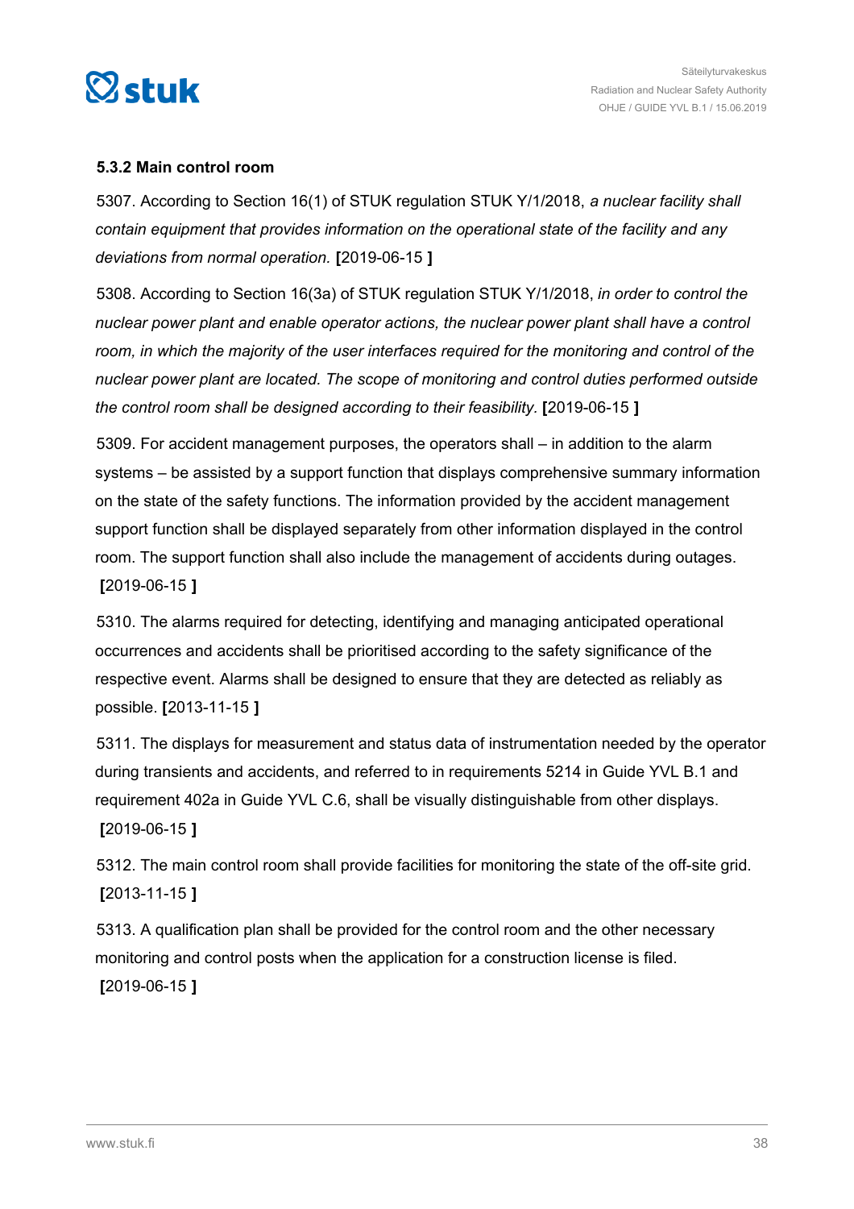### 5.3.2 Main control room

5307. According to Section 16(1) of STUK regulation STUK Y/1/2018, *a nuclear facility shall contain equipment that provides information on the operational state of the facility and any deviations from normal operation.* **[**2019-06-15 **]**

5308. According to Section 16(3a) of STUK regulation STUK Y/1/2018, *in order to control the nuclear power plant and enable operator actions, the nuclear power plant shall have a control room, in which the majority of the user interfaces required for the monitoring and control of the nuclear power plant are located. The scope of monitoring and control duties performed outside the control room shall be designed according to their feasibility.* **[**2019-06-15 **]**

5309. For accident management purposes, the operators shall – in addition to the alarm systems – be assisted by a support function that displays comprehensive summary information on the state of the safety functions. The information provided by the accident management support function shall be displayed separately from other information displayed in the control room. The support function shall also include the management of accidents during outages. **[**2019-06-15 **]**

5310. The alarms required for detecting, identifying and managing anticipated operational occurrences and accidents shall be prioritised according to the safety significance of the respective event. Alarms shall be designed to ensure that they are detected as reliably as possible. **[**2013-11-15 **]**

5311. The displays for measurement and status data of instrumentation needed by the operator during transients and accidents, and referred to in requirements 5214 in Guide YVL B.1 and requirement 402a in Guide YVL C.6, shall be visually distinguishable from other displays. **[**2019-06-15 **]**

5312. The main control room shall provide facilities for monitoring the state of the off-site grid. **[**2013-11-15 **]**

5313. A qualification plan shall be provided for the control room and the other necessary monitoring and control posts when the application for a construction license is filed. **[**2019-06-15 **]**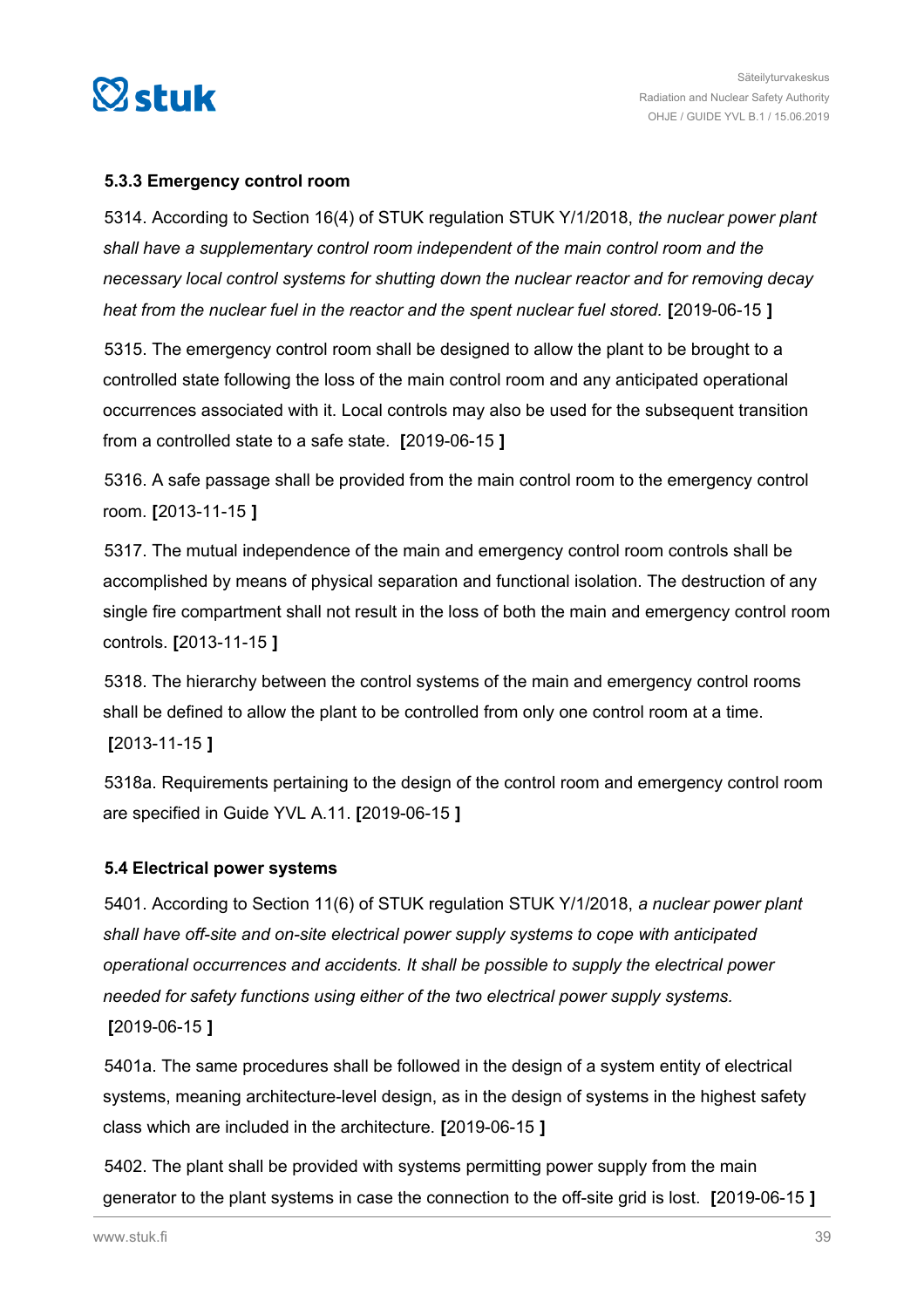### 5.3.3 Emergency control room

5314. According to Section 16(4) of STUK regulation STUK Y/1/2018, *the nuclear power plant shall have a supplementary control room independent of the main control room and the necessary local control systems for shutting down the nuclear reactor and for removing decay heat from the nuclear fuel in the reactor and the spent nuclear fuel stored.* **[**2019-06-15 **]**

5315. The emergency control room shall be designed to allow the plant to be brought to a controlled state following the loss of the main control room and any anticipated operational occurrences associated with it. Local controls may also be used for the subsequent transition from a controlled state to a safe state. **[**2019-06-15 **]**

5316. A safe passage shall be provided from the main control room to the emergency control room. **[**2013-11-15 **]**

5317. The mutual independence of the main and emergency control room controls shall be accomplished by means of physical separation and functional isolation. The destruction of any single fire compartment shall not result in the loss of both the main and emergency control room controls. **[**2013-11-15 **]**

5318. The hierarchy between the control systems of the main and emergency control rooms shall be defined to allow the plant to be controlled from only one control room at a time. **[**2013-11-15 **]**

5318a. Requirements pertaining to the design of the control room and emergency control room are specified in Guide YVL A.11. **[**2019-06-15 **]**

### 5.4 Electrical power systems

5401. According to Section 11(6) of STUK regulation STUK Y/1/2018, *a nuclear power plant shall have off-site and on-site electrical power supply systems to cope with anticipated operational occurrences and accidents. It shall be possible to supply the electrical power needed for safety functions using either of the two electrical power supply systems.* **[**2019-06-15 **]**

5401a. The same procedures shall be followed in the design of a system entity of electrical systems, meaning architecture-level design, as in the design of systems in the highest safety class which are included in the architecture. **[**2019-06-15 **]**

5402. The plant shall be provided with systems permitting power supply from the main generator to the plant systems in case the connection to the off-site grid is lost. **[**2019-06-15 **]**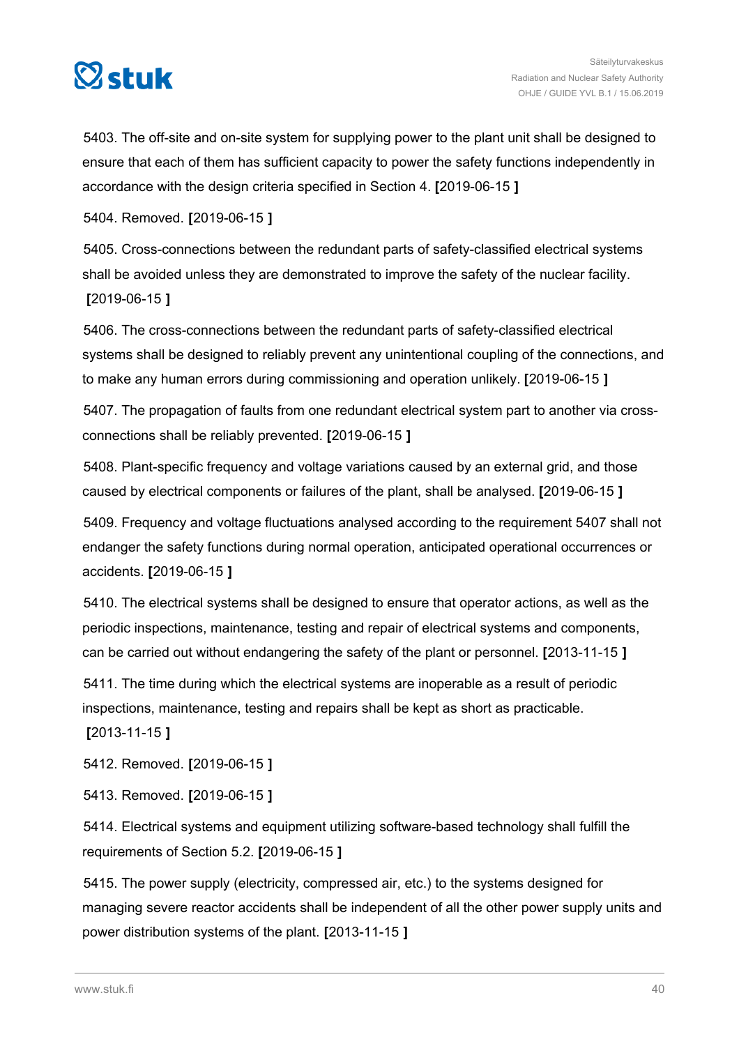5403. The off-site and on-site system for supplying power to the plant unit shall be designed to ensure that each of them has sufficient capacity to power the safety functions independently in accordance with the design criteria specified in Section 4. **[**2019-06-15 **]**

5404. Removed. **[**2019-06-15 **]**

5405. Cross-connections between the redundant parts of safety-classified electrical systems shall be avoided unless they are demonstrated to improve the safety of the nuclear facility. **[**2019-06-15 **]**

5406. The cross-connections between the redundant parts of safety-classified electrical systems shall be designed to reliably prevent any unintentional coupling of the connections, and to make any human errors during commissioning and operation unlikely. **[**2019-06-15 **]**

5407. The propagation of faults from one redundant electrical system part to another via cross-connections shall be reliably prevented. **[**2019-06-15 **]**

5408. Plant-specific frequency and voltage variations caused by an external grid, and those caused by electrical components or failures of the plant, shall be analysed. **[**2019-06-15 **]**

5409. Frequency and voltage fluctuations analysed according to the requirement 5407 shall not endanger the safety functions during normal operation, anticipated operational occurrences or accidents. **[**2019-06-15 **]**

5410. The electrical systems shall be designed to ensure that operator actions, as well as the periodic inspections, maintenance, testing and repair of electrical systems and components, can be carried out without endangering the safety of the plant or personnel. **[**2013-11-15 **]**

5411. The time during which the electrical systems are inoperable as a result of periodic inspections, maintenance, testing and repairs shall be kept as short as practicable. **[**2013-11-15 **]**

5412. Removed. **[**2019-06-15 **]**

5413. Removed. **[**2019-06-15 **]**

5414. Electrical systems and equipment utilizing software-based technology shall fulfill the requirements of Section 5.2. **[**2019-06-15 **]**

5415. The power supply (electricity, compressed air, etc.) to the systems designed for managing severe reactor accidents shall be independent of all the other power supply units and power distribution systems of the plant. **[**2013-11-15 **]**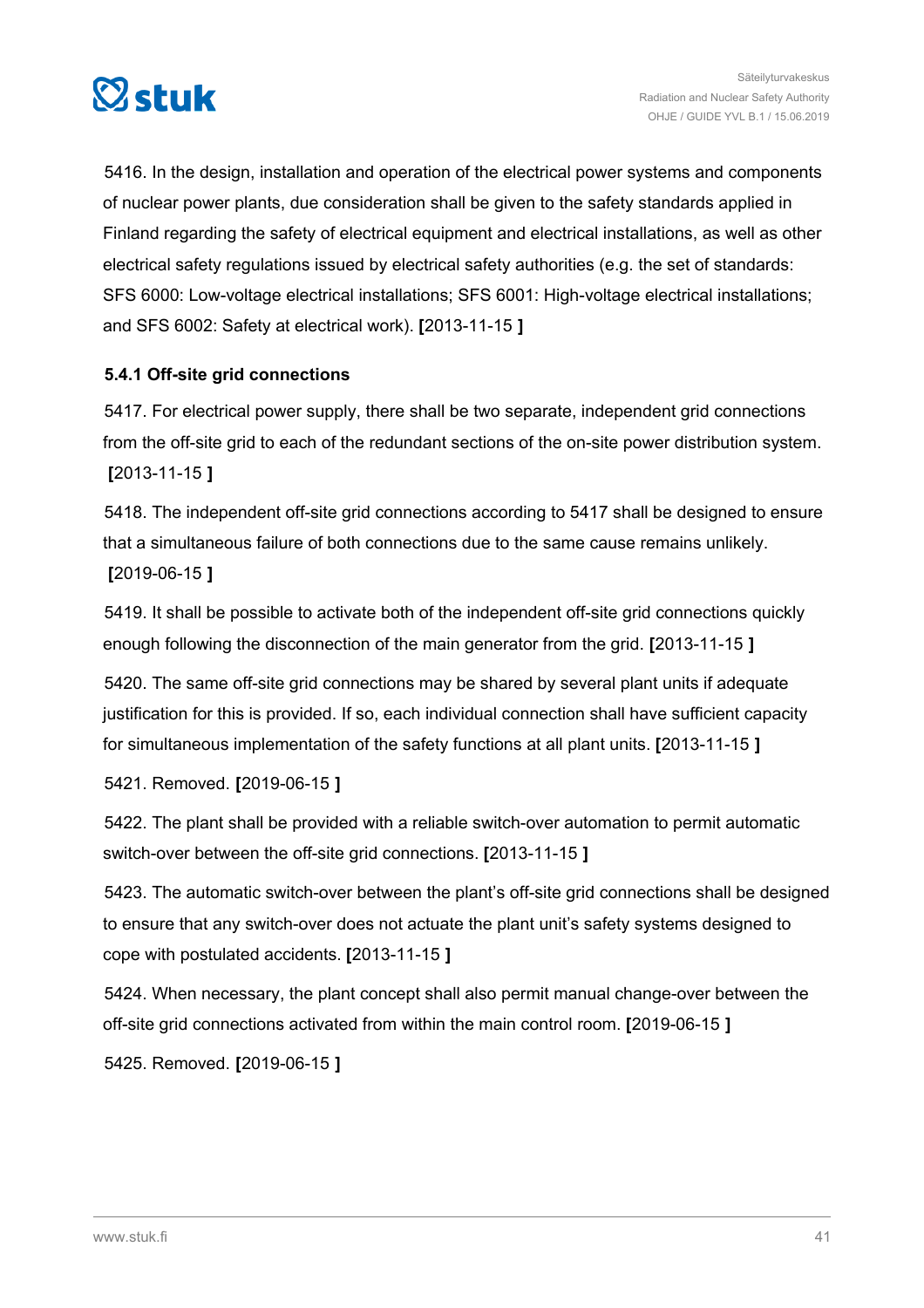5416. In the design, installation and operation of the electrical power systems and components of nuclear power plants, due consideration shall be given to the safety standards applied in Finland regarding the safety of electrical equipment and electrical installations, as well as other electrical safety regulations issued by electrical safety authorities (e.g. the set of standards: SFS 6000: Low-voltage electrical installations; SFS 6001: High-voltage electrical installations; and SFS 6002: Safety at electrical work). **[**2013-11-15 **]**

### 5.4.1 Off-site grid connections

5417. For electrical power supply, there shall be two separate, independent grid connections from the off-site grid to each of the redundant sections of the on-site power distribution system. **[**2013-11-15 **]**

5418. The independent off-site grid connections according to 5417 shall be designed to ensure that a simultaneous failure of both connections due to the same cause remains unlikely. **[**2019-06-15 **]**

5419. It shall be possible to activate both of the independent off-site grid connections quickly enough following the disconnection of the main generator from the grid. **[**2013-11-15 **]**

5420. The same off-site grid connections may be shared by several plant units if adequate justification for this is provided. If so, each individual connection shall have sufficient capacity for simultaneous implementation of the safety functions at all plant units. **[**2013-11-15 **]**

5421. Removed. **[**2019-06-15 **]**

5422. The plant shall be provided with a reliable switch-over automation to permit automatic switch-over between the off-site grid connections. **[**2013-11-15 **]**

5423. The automatic switch-over between the plant's off-site grid connections shall be designed to ensure that any switch-over does not actuate the plant unit's safety systems designed to cope with postulated accidents. **[**2013-11-15 **]**

5424. When necessary, the plant concept shall also permit manual change-over between the off-site grid connections activated from within the main control room. **[**2019-06-15 **]**

5425. Removed. **[**2019-06-15 **]**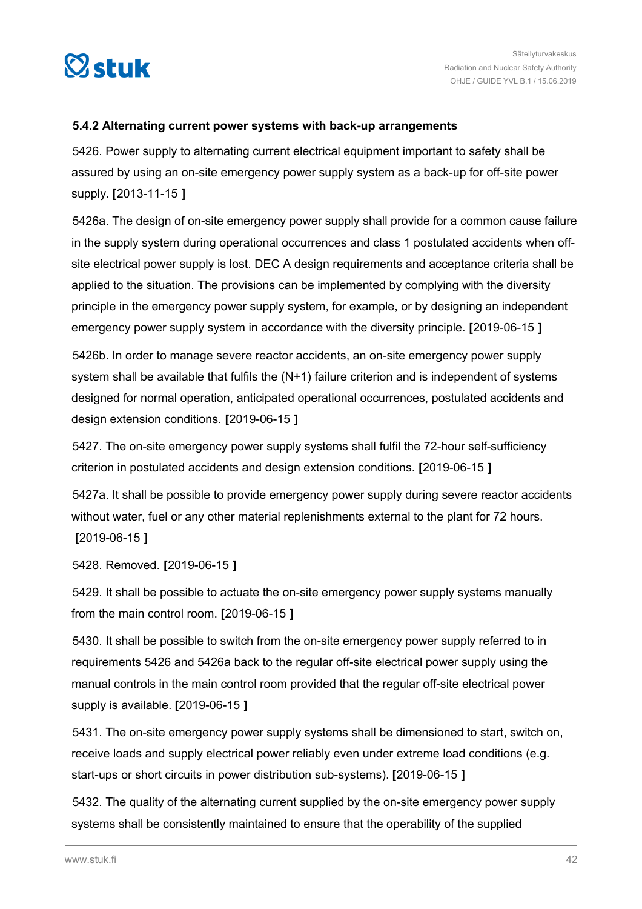### 5.4.2 Alternating current power systems with back-up arrangements

5426. Power supply to alternating current electrical equipment important to safety shall be assured by using an on-site emergency power supply system as a back-up for off-site power supply. **[**2013-11-15 **]**

5426a. The design of on-site emergency power supply shall provide for a common cause failure in the supply system during operational occurrences and class 1 postulated accidents when off-site electrical power supply is lost. DEC A design requirements and acceptance criteria shall be applied to the situation. The provisions can be implemented by complying with the diversity principle in the emergency power supply system, for example, or by designing an independent emergency power supply system in accordance with the diversity principle. **[**2019-06-15 **]**

5426b. In order to manage severe reactor accidents, an on-site emergency power supply system shall be available that fulfils the (N+1) failure criterion and is independent of systems designed for normal operation, anticipated operational occurrences, postulated accidents and design extension conditions. **[**2019-06-15 **]**

5427. The on-site emergency power supply systems shall fulfil the 72-hour self-sufficiency criterion in postulated accidents and design extension conditions. **[**2019-06-15 **]**

5427a. It shall be possible to provide emergency power supply during severe reactor accidents without water, fuel or any other material replenishments external to the plant for 72 hours. **[**2019-06-15 **]**

5428. Removed. **[**2019-06-15 **]**

5429. It shall be possible to actuate the on-site emergency power supply systems manually from the main control room. **[**2019-06-15 **]**

5430. It shall be possible to switch from the on-site emergency power supply referred to in requirements 5426 and 5426a back to the regular off-site electrical power supply using the manual controls in the main control room provided that the regular off-site electrical power supply is available. **[**2019-06-15 **]**

5431. The on-site emergency power supply systems shall be dimensioned to start, switch on, receive loads and supply electrical power reliably even under extreme load conditions (e.g. start-ups or short circuits in power distribution sub-systems). **[**2019-06-15 **]**

5432. The quality of the alternating current supplied by the on-site emergency power supply systems shall be consistently maintained to ensure that the operability of the supplied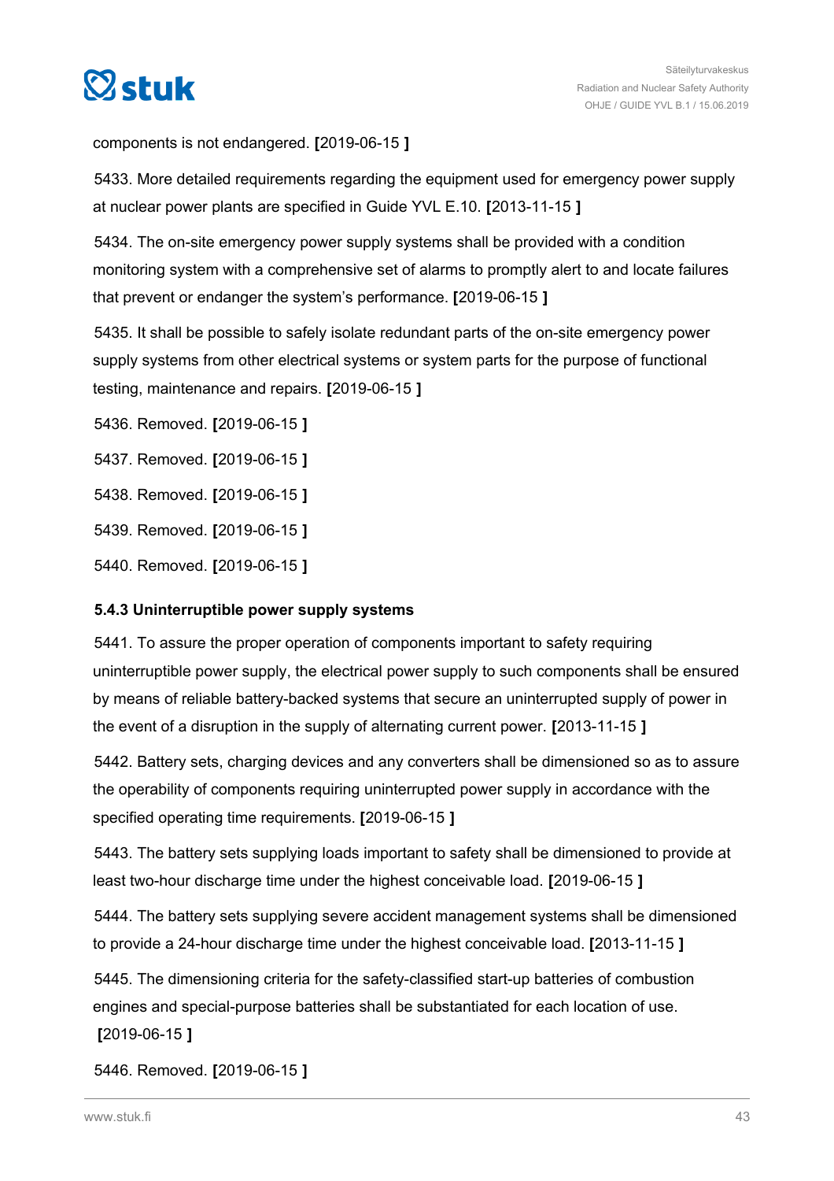components is not endangered. **[**2019-06-15 **]**

5433. More detailed requirements regarding the equipment used for emergency power supply at nuclear power plants are specified in Guide YVL E.10. **[**2013-11-15 **]**

5434. The on-site emergency power supply systems shall be provided with a condition monitoring system with a comprehensive set of alarms to promptly alert to and locate failures that prevent or endanger the system's performance. **[**2019-06-15 **]**

5435. It shall be possible to safely isolate redundant parts of the on-site emergency power supply systems from other electrical systems or system parts for the purpose of functional testing, maintenance and repairs. **[**2019-06-15 **]**

5436. Removed. **[**2019-06-15 **]**

5437. Removed. **[**2019-06-15 **]**

5438. Removed. **[**2019-06-15 **]**

5439. Removed. **[**2019-06-15 **]**

5440. Removed. **[**2019-06-15 **]**

### 5.4.3 Uninterruptible power supply systems

5441. To assure the proper operation of components important to safety requiring uninterruptible power supply, the electrical power supply to such components shall be ensured by means of reliable battery-backed systems that secure an uninterrupted supply of power in the event of a disruption in the supply of alternating current power. **[**2013-11-15 **]**

5442. Battery sets, charging devices and any converters shall be dimensioned so as to assure the operability of components requiring uninterrupted power supply in accordance with the specified operating time requirements. **[**2019-06-15 **]**

5443. The battery sets supplying loads important to safety shall be dimensioned to provide at least two-hour discharge time under the highest conceivable load. **[**2019-06-15 **]**

5444. The battery sets supplying severe accident management systems shall be dimensioned to provide a 24-hour discharge time under the highest conceivable load. **[**2013-11-15 **]**

5445. The dimensioning criteria for the safety-classified start-up batteries of combustion engines and special-purpose batteries shall be substantiated for each location of use. **[**2019-06-15 **]**

5446. Removed. **[**2019-06-15 **]**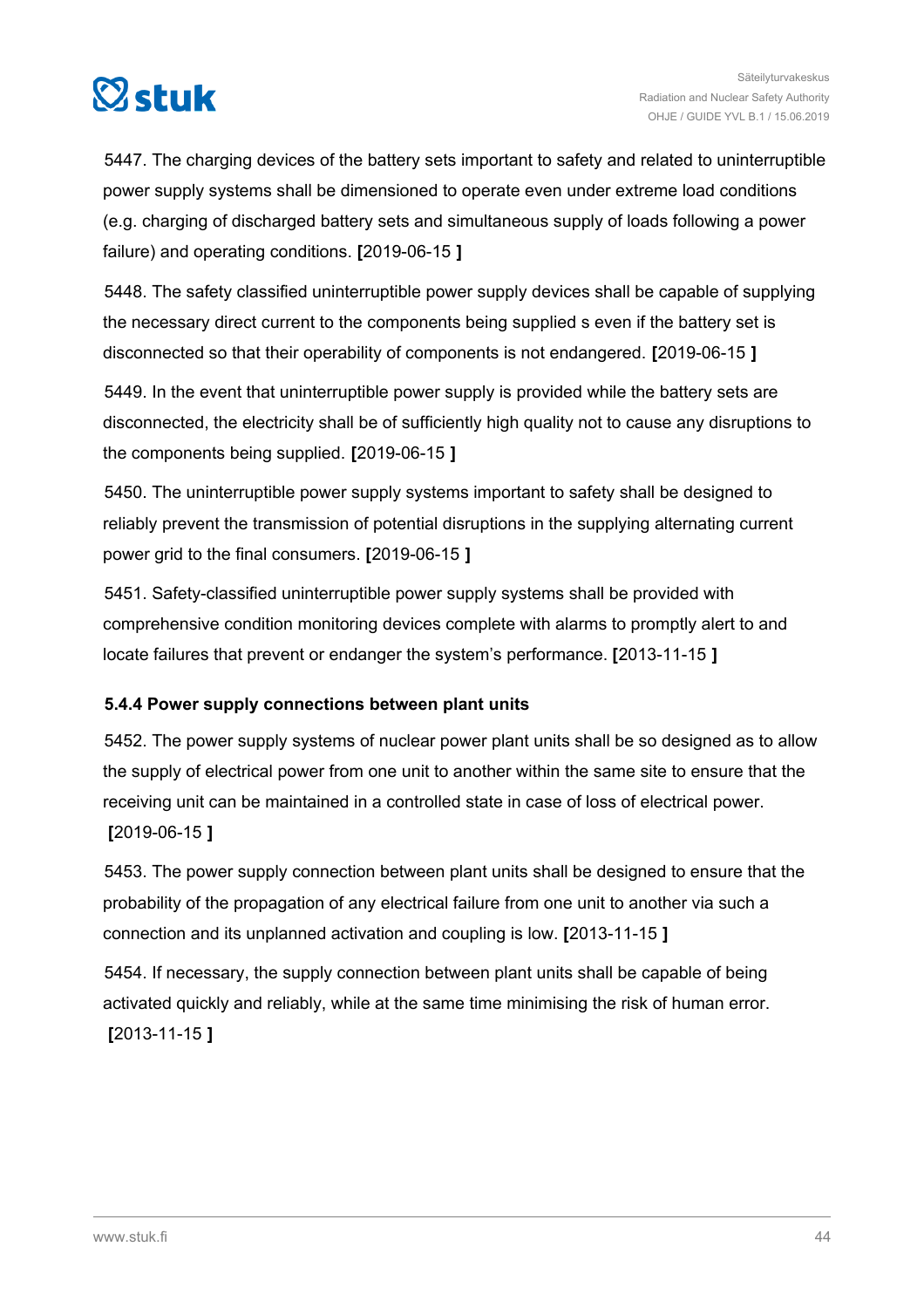5447. The charging devices of the battery sets important to safety and related to uninterruptible power supply systems shall be dimensioned to operate even under extreme load conditions (e.g. charging of discharged battery sets and simultaneous supply of loads following a power failure) and operating conditions. **[**2019-06-15 **]**

5448. The safety classified uninterruptible power supply devices shall be capable of supplying the necessary direct current to the components being supplied s even if the battery set is disconnected so that their operability of components is not endangered. **[**2019-06-15 **]**

5449. In the event that uninterruptible power supply is provided while the battery sets are disconnected, the electricity shall be of sufficiently high quality not to cause any disruptions to the components being supplied. **[**2019-06-15 **]**

5450. The uninterruptible power supply systems important to safety shall be designed to reliably prevent the transmission of potential disruptions in the supplying alternating current power grid to the final consumers. **[**2019-06-15 **]**

5451. Safety-classified uninterruptible power supply systems shall be provided with comprehensive condition monitoring devices complete with alarms to promptly alert to and locate failures that prevent or endanger the system's performance. **[**2013-11-15 **]**

### 5.4.4 Power supply connections between plant units

5452. The power supply systems of nuclear power plant units shall be so designed as to allow the supply of electrical power from one unit to another within the same site to ensure that the receiving unit can be maintained in a controlled state in case of loss of electrical power. **[**2019-06-15 **]**

5453. The power supply connection between plant units shall be designed to ensure that the probability of the propagation of any electrical failure from one unit to another via such a connection and its unplanned activation and coupling is low. **[**2013-11-15 **]**

5454. If necessary, the supply connection between plant units shall be capable of being activated quickly and reliably, while at the same time minimising the risk of human error. **[**2013-11-15 **]**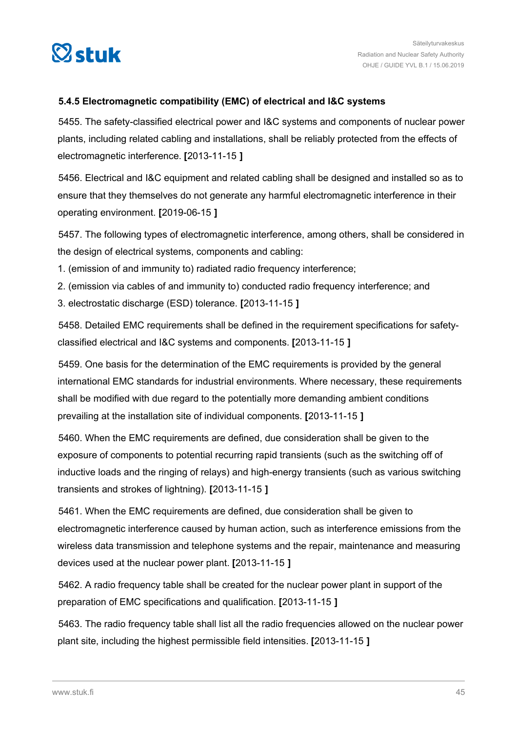#### 5.4.5 Electromagnetic compatibility (EMC) of electrical and I&C systems

5455. The safety-classified electrical power and I&C systems and components of nuclear power plants, including related cabling and installations, shall be reliably protected from the effects of electromagnetic interference. **[**2013-11-15 **]**

5456. Electrical and I&C equipment and related cabling shall be designed and installed so as to ensure that they themselves do not generate any harmful electromagnetic interference in their operating environment. **[**2019-06-15 **]**

5457. The following types of electromagnetic interference, among others, shall be considered in the design of electrical systems, components and cabling:

1. (emission of and immunity to) radiated radio frequency interference;
2. (emission via cables of and immunity to) conducted radio frequency interference; and
3. electrostatic discharge (ESD) tolerance. **[**2013-11-15 **]**

5458. Detailed EMC requirements shall be defined in the requirement specifications for safety-classified electrical and I&C systems and components. **[**2013-11-15 **]**

5459. One basis for the determination of the EMC requirements is provided by the general international EMC standards for industrial environments. Where necessary, these requirements shall be modified with due regard to the potentially more demanding ambient conditions prevailing at the installation site of individual components. **[**2013-11-15 **]**

5460. When the EMC requirements are defined, due consideration shall be given to the exposure of components to potential recurring rapid transients (such as the switching off of inductive loads and the ringing of relays) and high-energy transients (such as various switching transients and strokes of lightning). **[**2013-11-15 **]**

5461. When the EMC requirements are defined, due consideration shall be given to electromagnetic interference caused by human action, such as interference emissions from the wireless data transmission and telephone systems and the repair, maintenance and measuring devices used at the nuclear power plant. **[**2013-11-15 **]**

5462. A radio frequency table shall be created for the nuclear power plant in support of the preparation of EMC specifications and qualification. **[**2013-11-15 **]**

5463. The radio frequency table shall list all the radio frequencies allowed on the nuclear power plant site, including the highest permissible field intensities. **[**2013-11-15 **]**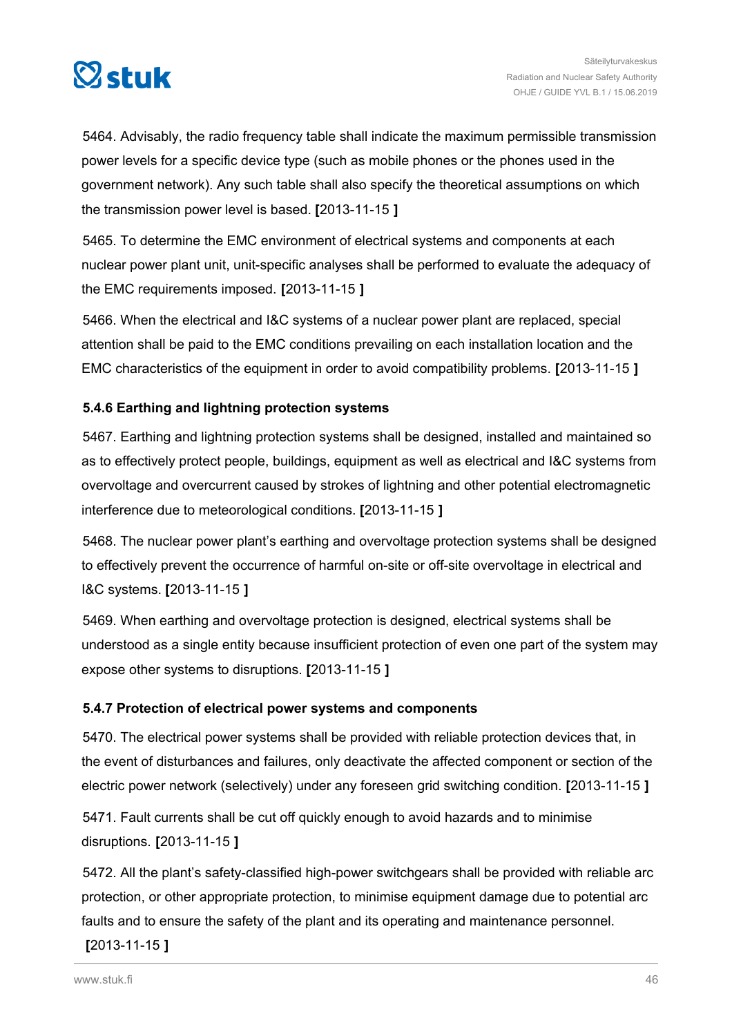5464. Advisably, the radio frequency table shall indicate the maximum permissible transmission power levels for a specific device type (such as mobile phones or the phones used in the government network). Any such table shall also specify the theoretical assumptions on which the transmission power level is based. **[**2013-11-15 **]**

5465. To determine the EMC environment of electrical systems and components at each nuclear power plant unit, unit-specific analyses shall be performed to evaluate the adequacy of the EMC requirements imposed. **[**2013-11-15 **]**

5466. When the electrical and I&C systems of a nuclear power plant are replaced, special attention shall be paid to the EMC conditions prevailing on each installation location and the EMC characteristics of the equipment in order to avoid compatibility problems. **[**2013-11-15 **]**

#### 5.4.6 Earthing and lightning protection systems

5467. Earthing and lightning protection systems shall be designed, installed and maintained so as to effectively protect people, buildings, equipment as well as electrical and I&C systems from overvoltage and overcurrent caused by strokes of lightning and other potential electromagnetic interference due to meteorological conditions. **[**2013-11-15 **]**

5468. The nuclear power plant's earthing and overvoltage protection systems shall be designed to effectively prevent the occurrence of harmful on-site or off-site overvoltage in electrical and I&C systems. **[**2013-11-15 **]**

5469. When earthing and overvoltage protection is designed, electrical systems shall be understood as a single entity because insufficient protection of even one part of the system may expose other systems to disruptions. **[**2013-11-15 **]**

#### 5.4.7 Protection of electrical power systems and components

5470. The electrical power systems shall be provided with reliable protection devices that, in the event of disturbances and failures, only deactivate the affected component or section of the electric power network (selectively) under any foreseen grid switching condition. **[**2013-11-15 **]**

5471. Fault currents shall be cut off quickly enough to avoid hazards and to minimise disruptions. **[**2013-11-15 **]**

5472. All the plant's safety-classified high-power switchgears shall be provided with reliable arc protection, or other appropriate protection, to minimise equipment damage due to potential arc faults and to ensure the safety of the plant and its operating and maintenance personnel. **[**2013-11-15 **]**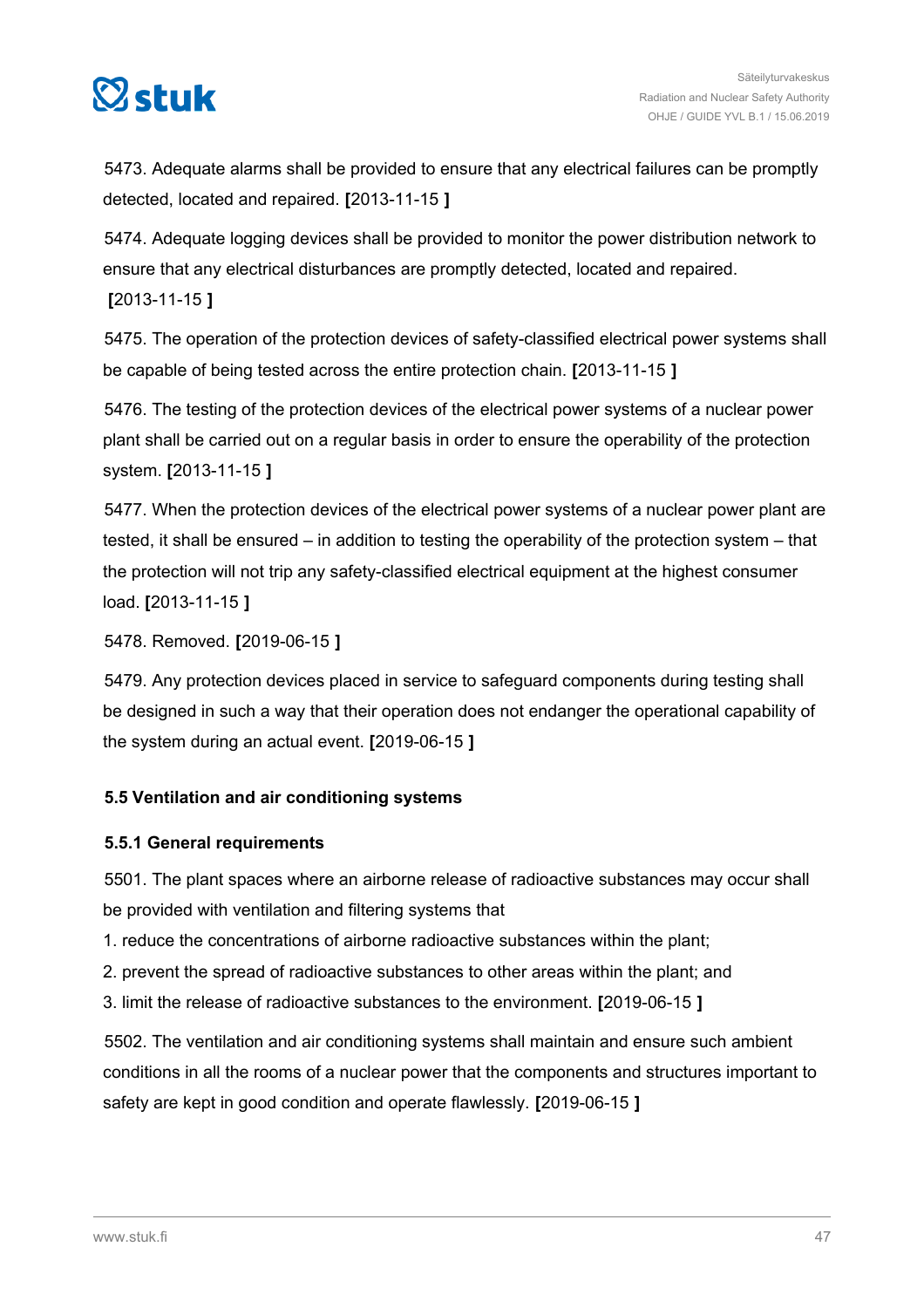5473. Adequate alarms shall be provided to ensure that any electrical failures can be promptly detected, located and repaired. **[**2013-11-15 **]**

5474. Adequate logging devices shall be provided to monitor the power distribution network to ensure that any electrical disturbances are promptly detected, located and repaired. **[**2013-11-15 **]**

5475. The operation of the protection devices of safety-classified electrical power systems shall be capable of being tested across the entire protection chain. **[**2013-11-15 **]**

5476. The testing of the protection devices of the electrical power systems of a nuclear power plant shall be carried out on a regular basis in order to ensure the operability of the protection system. **[**2013-11-15 **]**

5477. When the protection devices of the electrical power systems of a nuclear power plant are tested, it shall be ensured – in addition to testing the operability of the protection system – that the protection will not trip any safety-classified electrical equipment at the highest consumer load. **[**2013-11-15 **]**

5478. Removed. **[**2019-06-15 **]**

5479. Any protection devices placed in service to safeguard components during testing shall be designed in such a way that their operation does not endanger the operational capability of the system during an actual event. **[**2019-06-15 **]**

## 5.5 Ventilation and air conditioning systems

### 5.5.1 General requirements

5501. The plant spaces where an airborne release of radioactive substances may occur shall be provided with ventilation and filtering systems that

1. reduce the concentrations of airborne radioactive substances within the plant;
2. prevent the spread of radioactive substances to other areas within the plant; and
3. limit the release of radioactive substances to the environment. **[**2019-06-15 **]**

5502. The ventilation and air conditioning systems shall maintain and ensure such ambient conditions in all the rooms of a nuclear power that the components and structures important to safety are kept in good condition and operate flawlessly. **[**2019-06-15 **]**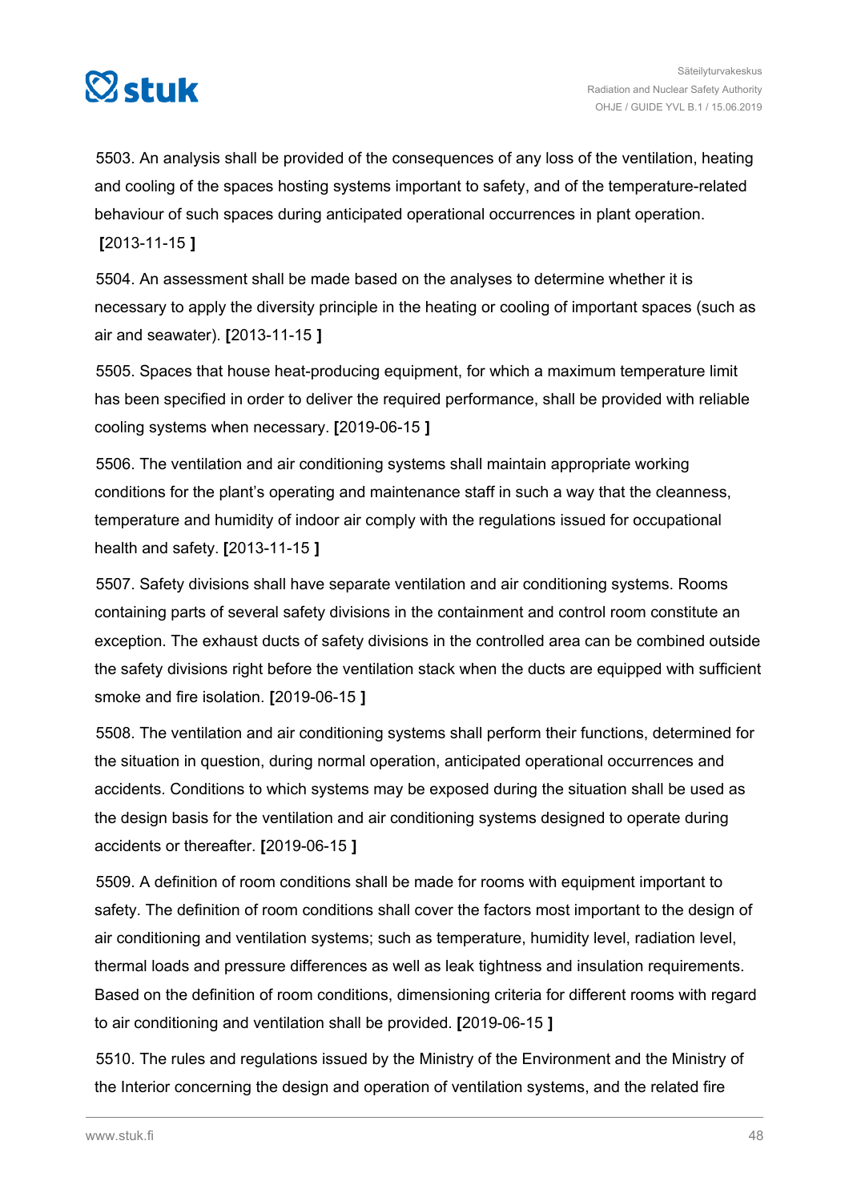5503. An analysis shall be provided of the consequences of any loss of the ventilation, heating and cooling of the spaces hosting systems important to safety, and of the temperature-related behaviour of such spaces during anticipated operational occurrences in plant operation. **[**2013-11-15 **]**

5504. An assessment shall be made based on the analyses to determine whether it is necessary to apply the diversity principle in the heating or cooling of important spaces (such as air and seawater). **[**2013-11-15 **]**

5505. Spaces that house heat-producing equipment, for which a maximum temperature limit has been specified in order to deliver the required performance, shall be provided with reliable cooling systems when necessary. **[**2019-06-15 **]**

5506. The ventilation and air conditioning systems shall maintain appropriate working conditions for the plant's operating and maintenance staff in such a way that the cleanness, temperature and humidity of indoor air comply with the regulations issued for occupational health and safety. **[**2013-11-15 **]**

5507. Safety divisions shall have separate ventilation and air conditioning systems. Rooms containing parts of several safety divisions in the containment and control room constitute an exception. The exhaust ducts of safety divisions in the controlled area can be combined outside the safety divisions right before the ventilation stack when the ducts are equipped with sufficient smoke and fire isolation. **[**2019-06-15 **]**

5508. The ventilation and air conditioning systems shall perform their functions, determined for the situation in question, during normal operation, anticipated operational occurrences and accidents. Conditions to which systems may be exposed during the situation shall be used as the design basis for the ventilation and air conditioning systems designed to operate during accidents or thereafter. **[**2019-06-15 **]**

5509. A definition of room conditions shall be made for rooms with equipment important to safety. The definition of room conditions shall cover the factors most important to the design of air conditioning and ventilation systems; such as temperature, humidity level, radiation level, thermal loads and pressure differences as well as leak tightness and insulation requirements. Based on the definition of room conditions, dimensioning criteria for different rooms with regard to air conditioning and ventilation shall be provided. **[**2019-06-15 **]**

5510. The rules and regulations issued by the Ministry of the Environment and the Ministry of the Interior concerning the design and operation of ventilation systems, and the related fire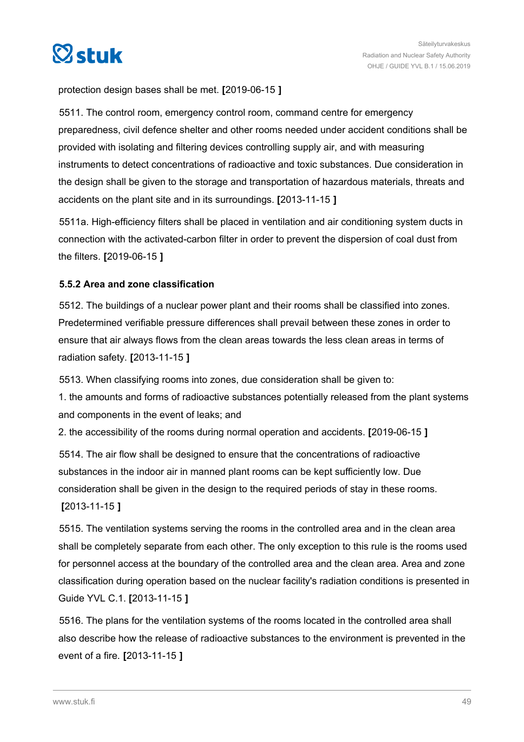protection design bases shall be met. [2019-06-15 ]

5511. The control room, emergency control room, command centre for emergency preparedness, civil defence shelter and other rooms needed under accident conditions shall be provided with isolating and filtering devices controlling supply air, and with measuring instruments to detect concentrations of radioactive and toxic substances. Due consideration in the design shall be given to the storage and transportation of hazardous materials, threats and accidents on the plant site and in its surroundings. [2013-11-15 ]

5511a. High-efficiency filters shall be placed in ventilation and air conditioning system ducts in connection with the activated-carbon filter in order to prevent the dispersion of coal dust from the filters. [2019-06-15 ]

### 5.5.2 Area and zone classification

5512. The buildings of a nuclear power plant and their rooms shall be classified into zones. Predetermined verifiable pressure differences shall prevail between these zones in order to ensure that air always flows from the clean areas towards the less clean areas in terms of radiation safety. [2013-11-15 ]

5513. When classifying rooms into zones, due consideration shall be given to:

1. the amounts and forms of radioactive substances potentially released from the plant systems and components in the event of leaks; and
2. the accessibility of the rooms during normal operation and accidents. [2019-06-15 ]

5514. The air flow shall be designed to ensure that the concentrations of radioactive substances in the indoor air in manned plant rooms can be kept sufficiently low. Due consideration shall be given in the design to the required periods of stay in these rooms. [2013-11-15 ]

5515. The ventilation systems serving the rooms in the controlled area and in the clean area shall be completely separate from each other. The only exception to this rule is the rooms used for personnel access at the boundary of the controlled area and the clean area. Area and zone classification during operation based on the nuclear facility's radiation conditions is presented in Guide YVL C.1. [2013-11-15 ]

5516. The plans for the ventilation systems of the rooms located in the controlled area shall also describe how the release of radioactive substances to the environment is prevented in the event of a fire. [2013-11-15 ]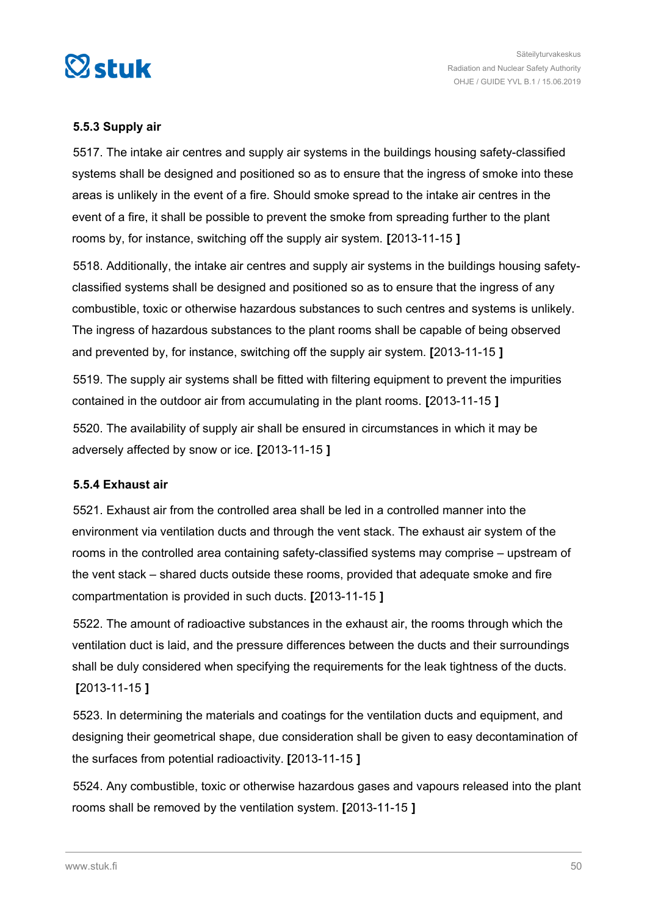### 5.5.3 Supply air

5517. The intake air centres and supply air systems in the buildings housing safety-classified systems shall be designed and positioned so as to ensure that the ingress of smoke into these areas is unlikely in the event of a fire. Should smoke spread to the intake air centres in the event of a fire, it shall be possible to prevent the smoke from spreading further to the plant rooms by, for instance, switching off the supply air system. **[**2013-11-15 **]**

5518. Additionally, the intake air centres and supply air systems in the buildings housing safety-classified systems shall be designed and positioned so as to ensure that the ingress of any combustible, toxic or otherwise hazardous substances to such centres and systems is unlikely. The ingress of hazardous substances to the plant rooms shall be capable of being observed and prevented by, for instance, switching off the supply air system. **[**2013-11-15 **]**

5519. The supply air systems shall be fitted with filtering equipment to prevent the impurities contained in the outdoor air from accumulating in the plant rooms. **[**2013-11-15 **]**

5520. The availability of supply air shall be ensured in circumstances in which it may be adversely affected by snow or ice. **[**2013-11-15 **]**

### 5.5.4 Exhaust air

5521. Exhaust air from the controlled area shall be led in a controlled manner into the environment via ventilation ducts and through the vent stack. The exhaust air system of the rooms in the controlled area containing safety-classified systems may comprise – upstream of the vent stack – shared ducts outside these rooms, provided that adequate smoke and fire compartmentation is provided in such ducts. **[**2013-11-15 **]**

5522. The amount of radioactive substances in the exhaust air, the rooms through which the ventilation duct is laid, and the pressure differences between the ducts and their surroundings shall be duly considered when specifying the requirements for the leak tightness of the ducts. **[**2013-11-15 **]**

5523. In determining the materials and coatings for the ventilation ducts and equipment, and designing their geometrical shape, due consideration shall be given to easy decontamination of the surfaces from potential radioactivity. **[**2013-11-15 **]**

5524. Any combustible, toxic or otherwise hazardous gases and vapours released into the plant rooms shall be removed by the ventilation system. **[**2013-11-15 **]**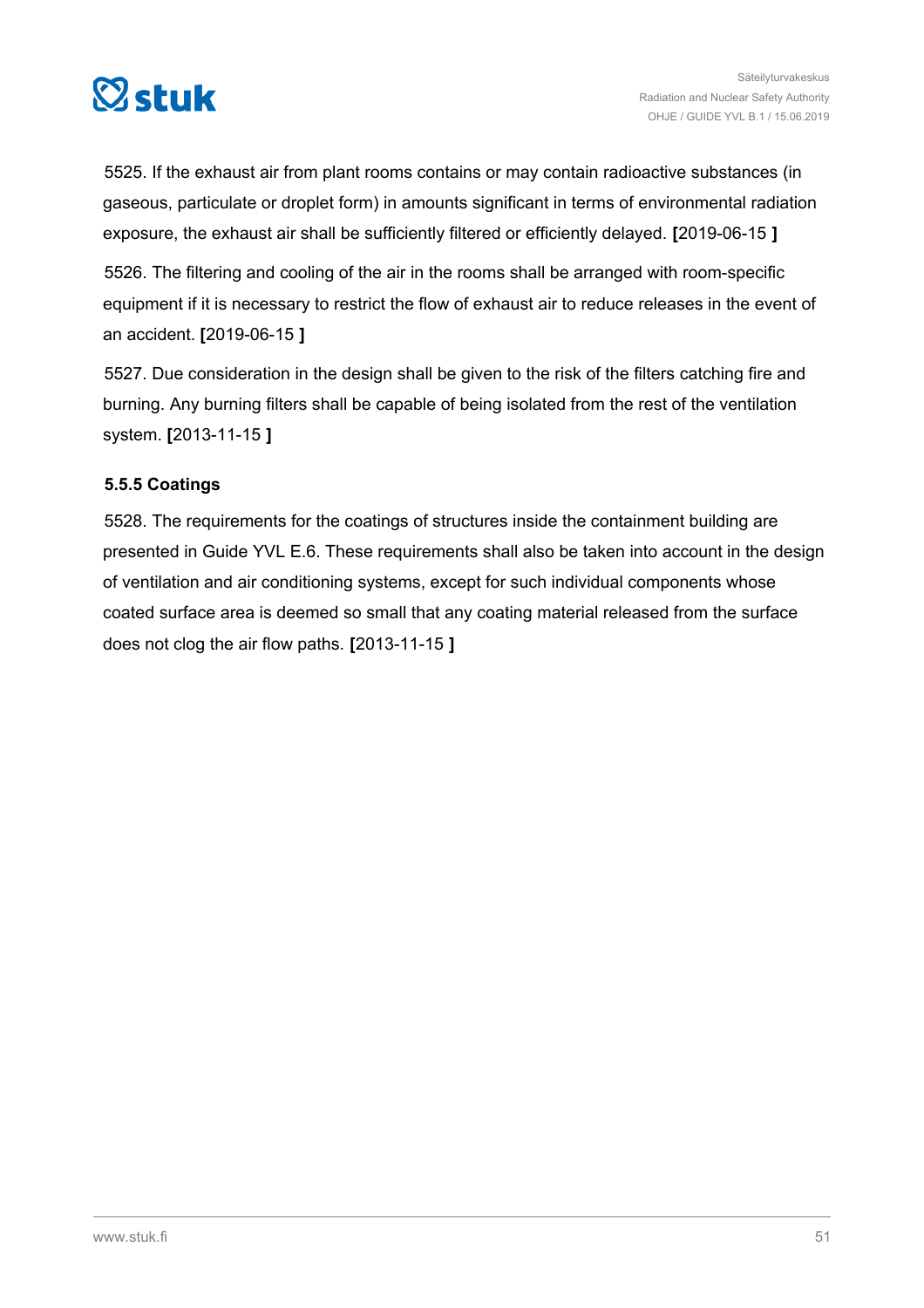5525. If the exhaust air from plant rooms contains or may contain radioactive substances (in gaseous, particulate or droplet form) in amounts significant in terms of environmental radiation exposure, the exhaust air shall be sufficiently filtered or efficiently delayed. **[**2019-06-15 **]**

5526. The filtering and cooling of the air in the rooms shall be arranged with room-specific equipment if it is necessary to restrict the flow of exhaust air to reduce releases in the event of an accident. **[**2019-06-15 **]**

5527. Due consideration in the design shall be given to the risk of the filters catching fire and burning. Any burning filters shall be capable of being isolated from the rest of the ventilation system. **[**2013-11-15 **]**

### 5.5.5 Coatings

5528. The requirements for the coatings of structures inside the containment building are presented in Guide YVL E.6. These requirements shall also be taken into account in the design of ventilation and air conditioning systems, except for such individual components whose coated surface area is deemed so small that any coating material released from the surface does not clog the air flow paths. **[**2013-11-15 **]**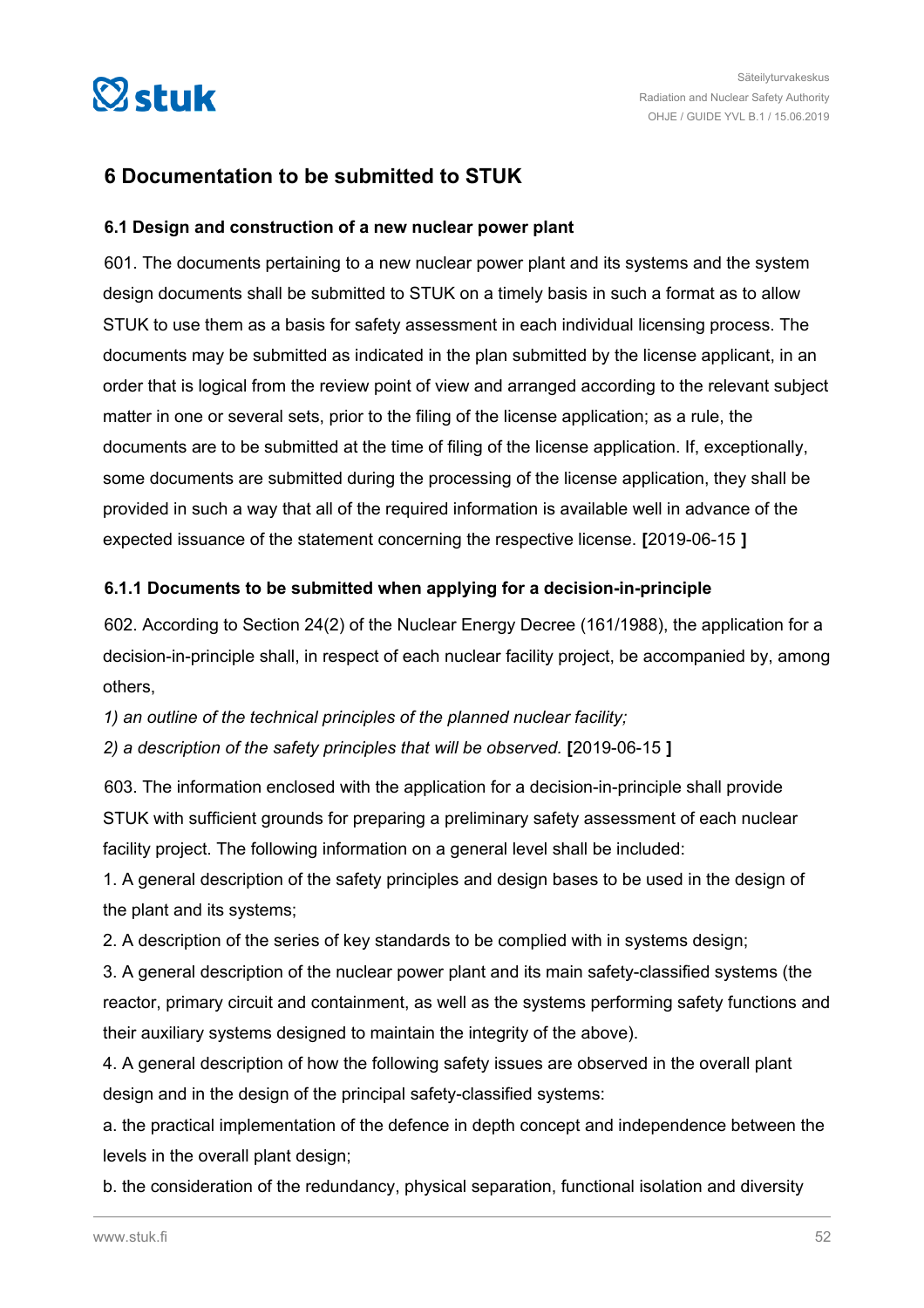# 6 Documentation to be submitted to STUK

## 6.1 Design and construction of a new nuclear power plant

601. The documents pertaining to a new nuclear power plant and its systems and the system design documents shall be submitted to STUK on a timely basis in such a format as to allow STUK to use them as a basis for safety assessment in each individual licensing process. The documents may be submitted as indicated in the plan submitted by the license applicant, in an order that is logical from the review point of view and arranged according to the relevant subject matter in one or several sets, prior to the filing of the license application; as a rule, the documents are to be submitted at the time of filing of the license application. If, exceptionally, some documents are submitted during the processing of the license application, they shall be provided in such a way that all of the required information is available well in advance of the expected issuance of the statement concerning the respective license. **[**2019-06-15 **]**

### 6.1.1 Documents to be submitted when applying for a decision-in-principle

602. According to Section 24(2) of the Nuclear Energy Decree (161/1988), the application for a decision-in-principle shall, in respect of each nuclear facility project, be accompanied by, among others,

*1) an outline of the technical principles of the planned nuclear facility;*

*2) a description of the safety principles that will be observed.* **[**2019-06-15 **]**

603. The information enclosed with the application for a decision-in-principle shall provide STUK with sufficient grounds for preparing a preliminary safety assessment of each nuclear facility project. The following information on a general level shall be included:

1. A general description of the safety principles and design bases to be used in the design of the plant and its systems;
2. A description of the series of key standards to be complied with in systems design;
3. A general description of the nuclear power plant and its main safety-classified systems (the reactor, primary circuit and containment, as well as the systems performing safety functions and their auxiliary systems designed to maintain the integrity of the above).
4. A general description of how the following safety issues are observed in the overall plant design and in the design of the principal safety-classified systems:

a. the practical implementation of the defence in depth concept and independence between the levels in the overall plant design;

b. the consideration of the redundancy, physical separation, functional isolation and diversity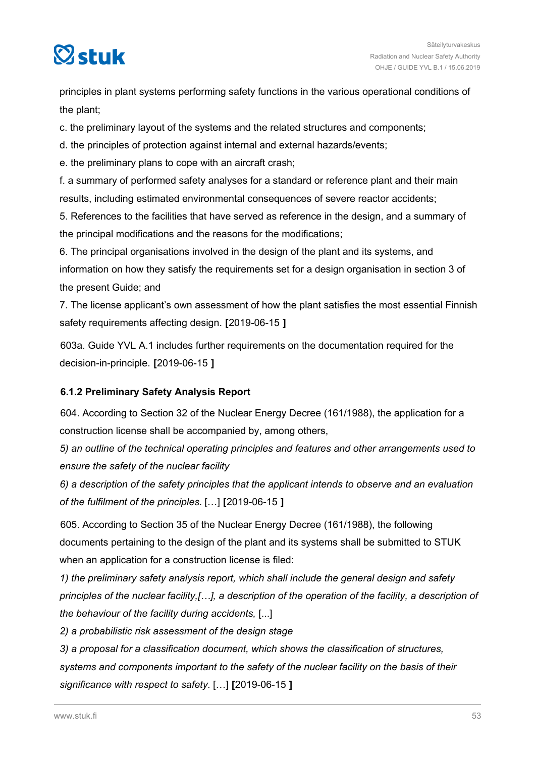principles in plant systems performing safety functions in the various operational conditions of the plant;

c. the preliminary layout of the systems and the related structures and components;

d. the principles of protection against internal and external hazards/events;

e. the preliminary plans to cope with an aircraft crash;

f. a summary of performed safety analyses for a standard or reference plant and their main results, including estimated environmental consequences of severe reactor accidents;

5. References to the facilities that have served as reference in the design, and a summary of the principal modifications and the reasons for the modifications;

6. The principal organisations involved in the design of the plant and its systems, and information on how they satisfy the requirements set for a design organisation in section 3 of the present Guide; and

7. The license applicant's own assessment of how the plant satisfies the most essential Finnish safety requirements affecting design. **[**2019-06-15 **]**

603a. Guide YVL A.1 includes further requirements on the documentation required for the decision-in-principle. **[**2019-06-15 **]**

### 6.1.2 Preliminary Safety Analysis Report

604. According to Section 32 of the Nuclear Energy Decree (161/1988), the application for a construction license shall be accompanied by, among others,

*5) an outline of the technical operating principles and features and other arrangements used to ensure the safety of the nuclear facility*

*6) a description of the safety principles that the applicant intends to observe and an evaluation of the fulfilment of the principles.* […] **[**2019-06-15 **]**

605. According to Section 35 of the Nuclear Energy Decree (161/1988), the following documents pertaining to the design of the plant and its systems shall be submitted to STUK when an application for a construction license is filed:

*1) the preliminary safety analysis report, which shall include the general design and safety principles of the nuclear facility,[…], a description of the operation of the facility, a description of the behaviour of the facility during accidents,* [...]

*2) a probabilistic risk assessment of the design stage*

*3) a proposal for a classification document, which shows the classification of structures, systems and components important to the safety of the nuclear facility on the basis of their significance with respect to safety.* […] **[**2019-06-15 **]**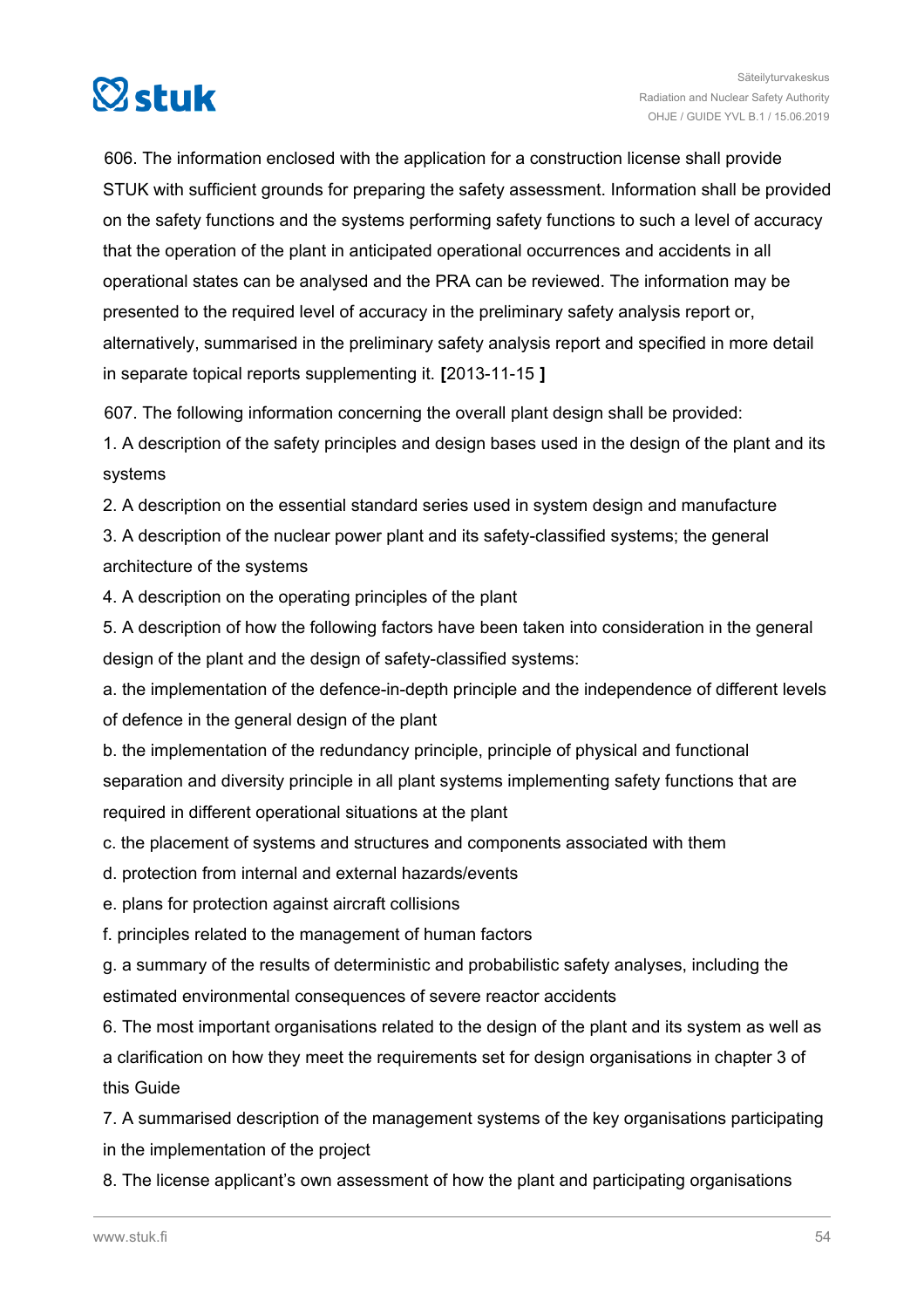606. The information enclosed with the application for a construction license shall provide STUK with sufficient grounds for preparing the safety assessment. Information shall be provided on the safety functions and the systems performing safety functions to such a level of accuracy that the operation of the plant in anticipated operational occurrences and accidents in all operational states can be analysed and the PRA can be reviewed. The information may be presented to the required level of accuracy in the preliminary safety analysis report or, alternatively, summarised in the preliminary safety analysis report and specified in more detail in separate topical reports supplementing it. **[**2013-11-15 **]**

607. The following information concerning the overall plant design shall be provided:

1. A description of the safety principles and design bases used in the design of the plant and its systems
2. A description on the essential standard series used in system design and manufacture
3. A description of the nuclear power plant and its safety-classified systems; the general architecture of the systems
4. A description on the operating principles of the plant
5. A description of how the following factors have been taken into consideration in the general design of the plant and the design of safety-classified systems:

a. the implementation of the defence-in-depth principle and the independence of different levels of defence in the general design of the plant

b. the implementation of the redundancy principle, principle of physical and functional separation and diversity principle in all plant systems implementing safety functions that are required in different operational situations at the plant

c. the placement of systems and structures and components associated with them

d. protection from internal and external hazards/events

e. plans for protection against aircraft collisions

f. principles related to the management of human factors

g. a summary of the results of deterministic and probabilistic safety analyses, including the estimated environmental consequences of severe reactor accidents

6. The most important organisations related to the design of the plant and its system as well as a clarification on how they meet the requirements set for design organisations in chapter 3 of this Guide
7. A summarised description of the management systems of the key organisations participating in the implementation of the project
8. The license applicant's own assessment of how the plant and participating organisations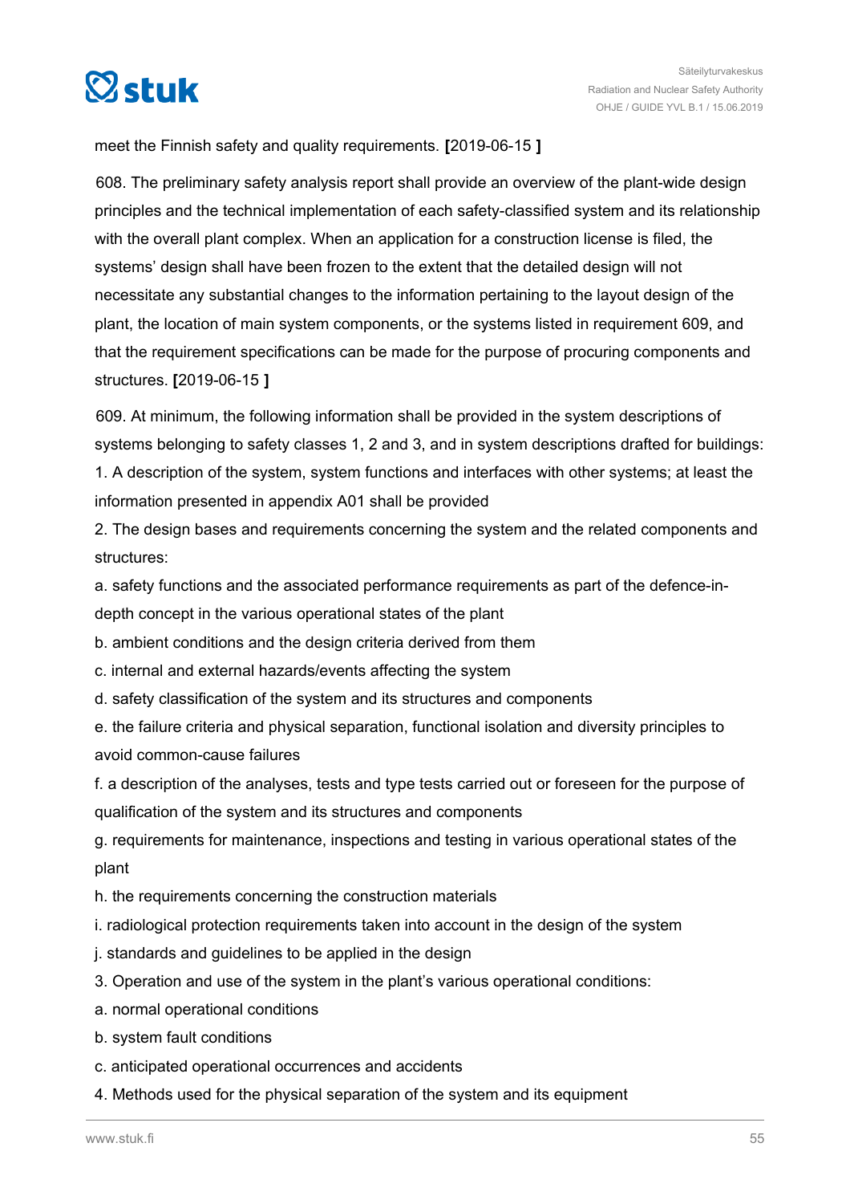meet the Finnish safety and quality requirements. **[**2019-06-15 **]**

608. The preliminary safety analysis report shall provide an overview of the plant-wide design principles and the technical implementation of each safety-classified system and its relationship with the overall plant complex. When an application for a construction license is filed, the systems' design shall have been frozen to the extent that the detailed design will not necessitate any substantial changes to the information pertaining to the layout design of the plant, the location of main system components, or the systems listed in requirement 609, and that the requirement specifications can be made for the purpose of procuring components and structures. **[**2019-06-15 **]**

609. At minimum, the following information shall be provided in the system descriptions of systems belonging to safety classes 1, 2 and 3, and in system descriptions drafted for buildings:

1. A description of the system, system functions and interfaces with other systems; at least the information presented in appendix A01 shall be provided
2. The design bases and requirements concerning the system and the related components and structures:
   a. safety functions and the associated performance requirements as part of the defence-in-depth concept in the various operational states of the plant
   b. ambient conditions and the design criteria derived from them
   c. internal and external hazards/events affecting the system
   d. safety classification of the system and its structures and components
   e. the failure criteria and physical separation, functional isolation and diversity principles to avoid common-cause failures
   f. a description of the analyses, tests and type tests carried out or foreseen for the purpose of qualification of the system and its structures and components
   g. requirements for maintenance, inspections and testing in various operational states of the plant
   h. the requirements concerning the construction materials
   i. radiological protection requirements taken into account in the design of the system
   j. standards and guidelines to be applied in the design
3. Operation and use of the system in the plant's various operational conditions:
   a. normal operational conditions
   b. system fault conditions
   c. anticipated operational occurrences and accidents
4. Methods used for the physical separation of the system and its equipment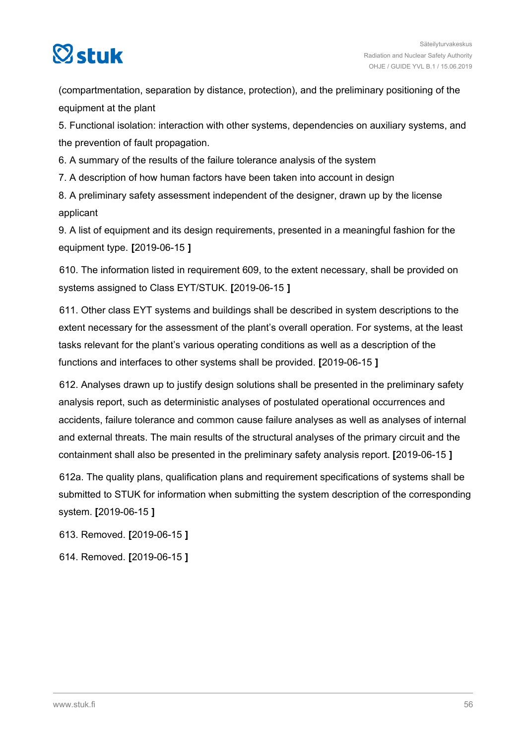(compartmentation, separation by distance, protection), and the preliminary positioning of the equipment at the plant

5. Functional isolation: interaction with other systems, dependencies on auxiliary systems, and the prevention of fault propagation.
6. A summary of the results of the failure tolerance analysis of the system
7. A description of how human factors have been taken into account in design
8. A preliminary safety assessment independent of the designer, drawn up by the license applicant
9. A list of equipment and its design requirements, presented in a meaningful fashion for the equipment type. **[**2019-06-15 **]**

610. The information listed in requirement 609, to the extent necessary, shall be provided on systems assigned to Class EYT/STUK. **[**2019-06-15 **]**

611. Other class EYT systems and buildings shall be described in system descriptions to the extent necessary for the assessment of the plant's overall operation. For systems, at the least tasks relevant for the plant's various operating conditions as well as a description of the functions and interfaces to other systems shall be provided. **[**2019-06-15 **]**

612. Analyses drawn up to justify design solutions shall be presented in the preliminary safety analysis report, such as deterministic analyses of postulated operational occurrences and accidents, failure tolerance and common cause failure analyses as well as analyses of internal and external threats. The main results of the structural analyses of the primary circuit and the containment shall also be presented in the preliminary safety analysis report. **[**2019-06-15 **]**

612a. The quality plans, qualification plans and requirement specifications of systems shall be submitted to STUK for information when submitting the system description of the corresponding system. **[**2019-06-15 **]**

613. Removed. **[**2019-06-15 **]**

614. Removed. **[**2019-06-15 **]**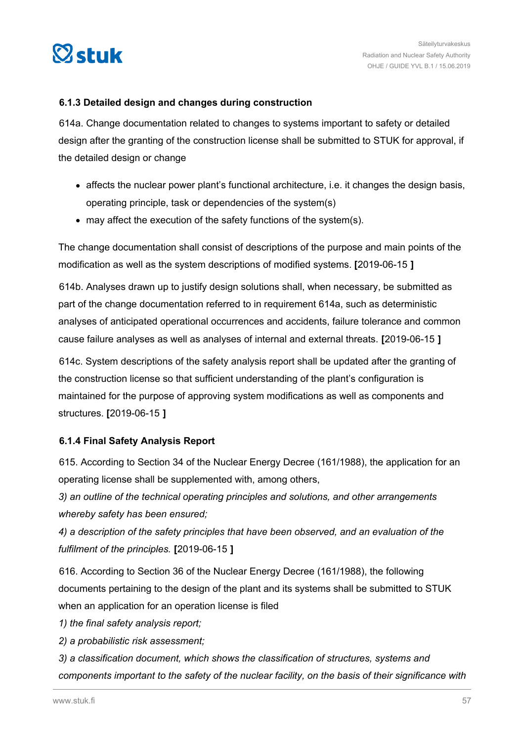### 6.1.3 Detailed design and changes during construction

614a. Change documentation related to changes to systems important to safety or detailed design after the granting of the construction license shall be submitted to STUK for approval, if the detailed design or change

- affects the nuclear power plant's functional architecture, i.e. it changes the design basis, operating principle, task or dependencies of the system(s)
- may affect the execution of the safety functions of the system(s).

The change documentation shall consist of descriptions of the purpose and main points of the modification as well as the system descriptions of modified systems. **[**2019-06-15 **]**

614b. Analyses drawn up to justify design solutions shall, when necessary, be submitted as part of the change documentation referred to in requirement 614a, such as deterministic analyses of anticipated operational occurrences and accidents, failure tolerance and common cause failure analyses as well as analyses of internal and external threats. **[**2019-06-15 **]**

614c. System descriptions of the safety analysis report shall be updated after the granting of the construction license so that sufficient understanding of the plant's configuration is maintained for the purpose of approving system modifications as well as components and structures. **[**2019-06-15 **]**

### 6.1.4 Final Safety Analysis Report

615. According to Section 34 of the Nuclear Energy Decree (161/1988), the application for an operating license shall be supplemented with, among others,

*3) an outline of the technical operating principles and solutions, and other arrangements whereby safety has been ensured;*

*4) a description of the safety principles that have been observed, and an evaluation of the fulfilment of the principles.* **[**2019-06-15 **]**

616. According to Section 36 of the Nuclear Energy Decree (161/1988), the following documents pertaining to the design of the plant and its systems shall be submitted to STUK when an application for an operation license is filed

*1) the final safety analysis report;*

*2) a probabilistic risk assessment;*

*3) a classification document, which shows the classification of structures, systems and components important to the safety of the nuclear facility, on the basis of their significance with*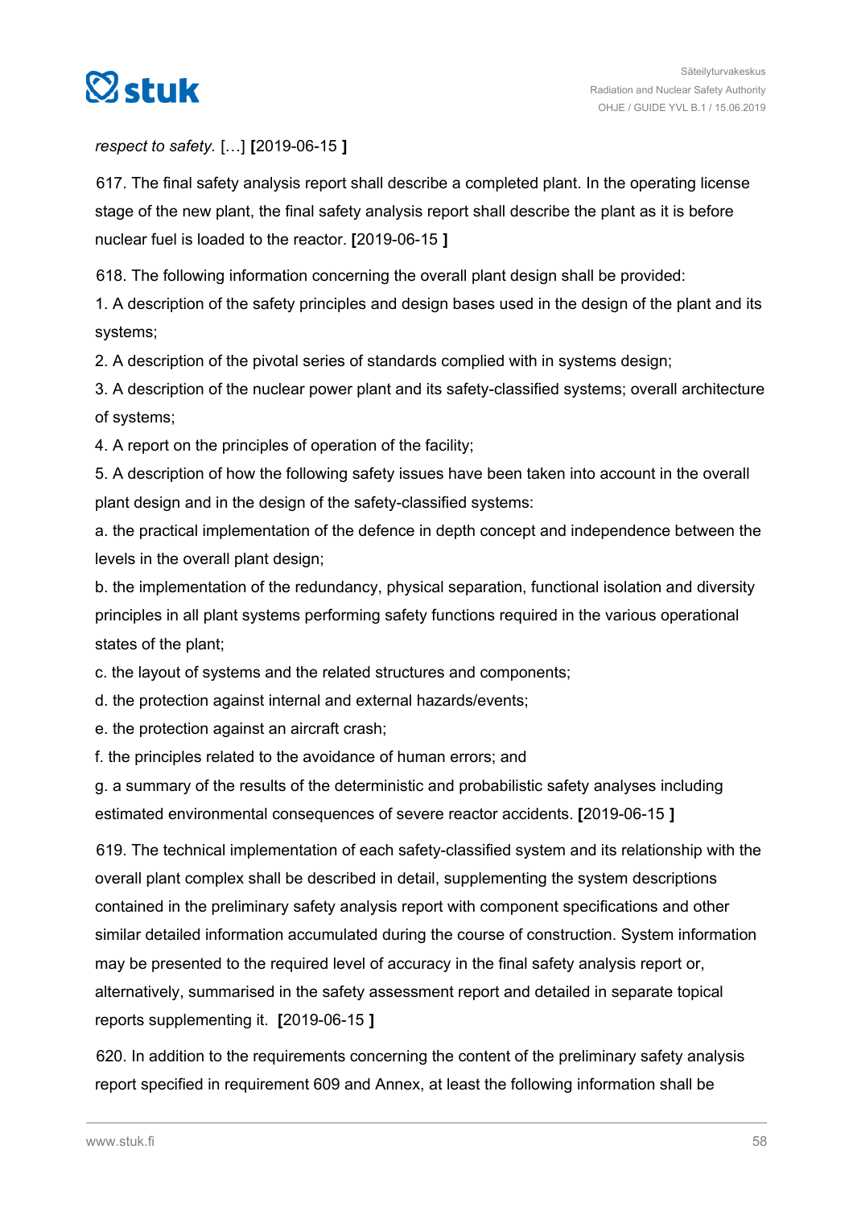*respect to safety.* […] **[**2019-06-15 **]**

617. The final safety analysis report shall describe a completed plant. In the operating license stage of the new plant, the final safety analysis report shall describe the plant as it is before nuclear fuel is loaded to the reactor. **[**2019-06-15 **]**

618. The following information concerning the overall plant design shall be provided:

1. A description of the safety principles and design bases used in the design of the plant and its systems;
2. A description of the pivotal series of standards complied with in systems design;
3. A description of the nuclear power plant and its safety-classified systems; overall architecture of systems;
4. A report on the principles of operation of the facility;
5. A description of how the following safety issues have been taken into account in the overall plant design and in the design of the safety-classified systems:

a. the practical implementation of the defence in depth concept and independence between the levels in the overall plant design;

b. the implementation of the redundancy, physical separation, functional isolation and diversity principles in all plant systems performing safety functions required in the various operational states of the plant;

c. the layout of systems and the related structures and components;

d. the protection against internal and external hazards/events;

e. the protection against an aircraft crash;

f. the principles related to the avoidance of human errors; and

g. a summary of the results of the deterministic and probabilistic safety analyses including estimated environmental consequences of severe reactor accidents. **[**2019-06-15 **]**

619. The technical implementation of each safety-classified system and its relationship with the overall plant complex shall be described in detail, supplementing the system descriptions contained in the preliminary safety analysis report with component specifications and other similar detailed information accumulated during the course of construction. System information may be presented to the required level of accuracy in the final safety analysis report or, alternatively, summarised in the safety assessment report and detailed in separate topical reports supplementing it. **[**2019-06-15 **]**

620. In addition to the requirements concerning the content of the preliminary safety analysis report specified in requirement 609 and Annex, at least the following information shall be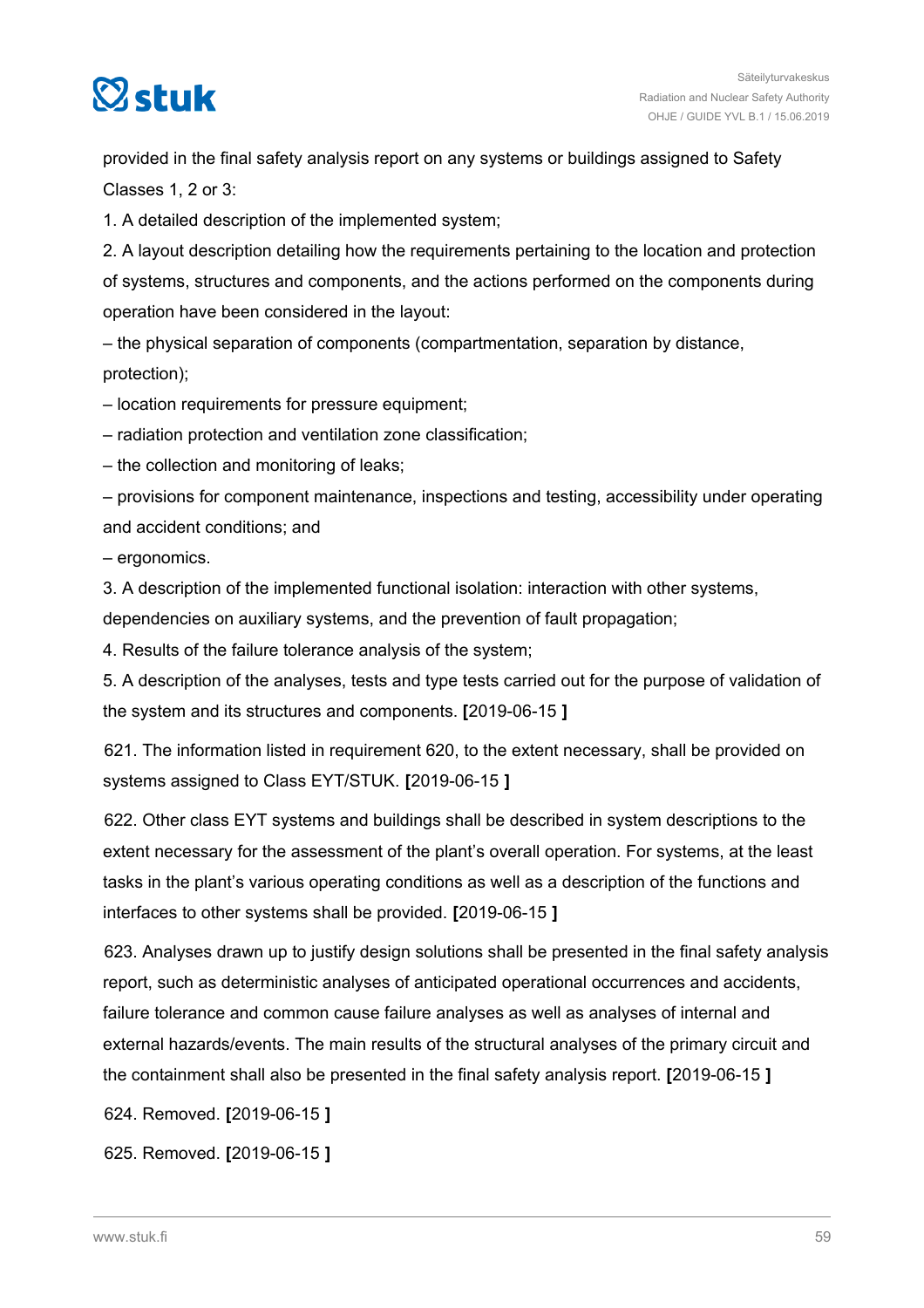provided in the final safety analysis report on any systems or buildings assigned to Safety Classes 1, 2 or 3:

1. A detailed description of the implemented system;
2. A layout description detailing how the requirements pertaining to the location and protection of systems, structures and components, and the actions performed on the components during operation have been considered in the layout:

– the physical separation of components (compartmentation, separation by distance, protection);

– location requirements for pressure equipment;

– radiation protection and ventilation zone classification;

– the collection and monitoring of leaks;

– provisions for component maintenance, inspections and testing, accessibility under operating and accident conditions; and

– ergonomics.

3. A description of the implemented functional isolation: interaction with other systems, dependencies on auxiliary systems, and the prevention of fault propagation;
4. Results of the failure tolerance analysis of the system;
5. A description of the analyses, tests and type tests carried out for the purpose of validation of the system and its structures and components. **[**2019-06-15 **]**

621. The information listed in requirement 620, to the extent necessary, shall be provided on systems assigned to Class EYT/STUK. **[**2019-06-15 **]**

622. Other class EYT systems and buildings shall be described in system descriptions to the extent necessary for the assessment of the plant's overall operation. For systems, at the least tasks in the plant's various operating conditions as well as a description of the functions and interfaces to other systems shall be provided. **[**2019-06-15 **]**

623. Analyses drawn up to justify design solutions shall be presented in the final safety analysis report, such as deterministic analyses of anticipated operational occurrences and accidents, failure tolerance and common cause failure analyses as well as analyses of internal and external hazards/events. The main results of the structural analyses of the primary circuit and the containment shall also be presented in the final safety analysis report. **[**2019-06-15 **]**

624. Removed. **[**2019-06-15 **]**

625. Removed. **[**2019-06-15 **]**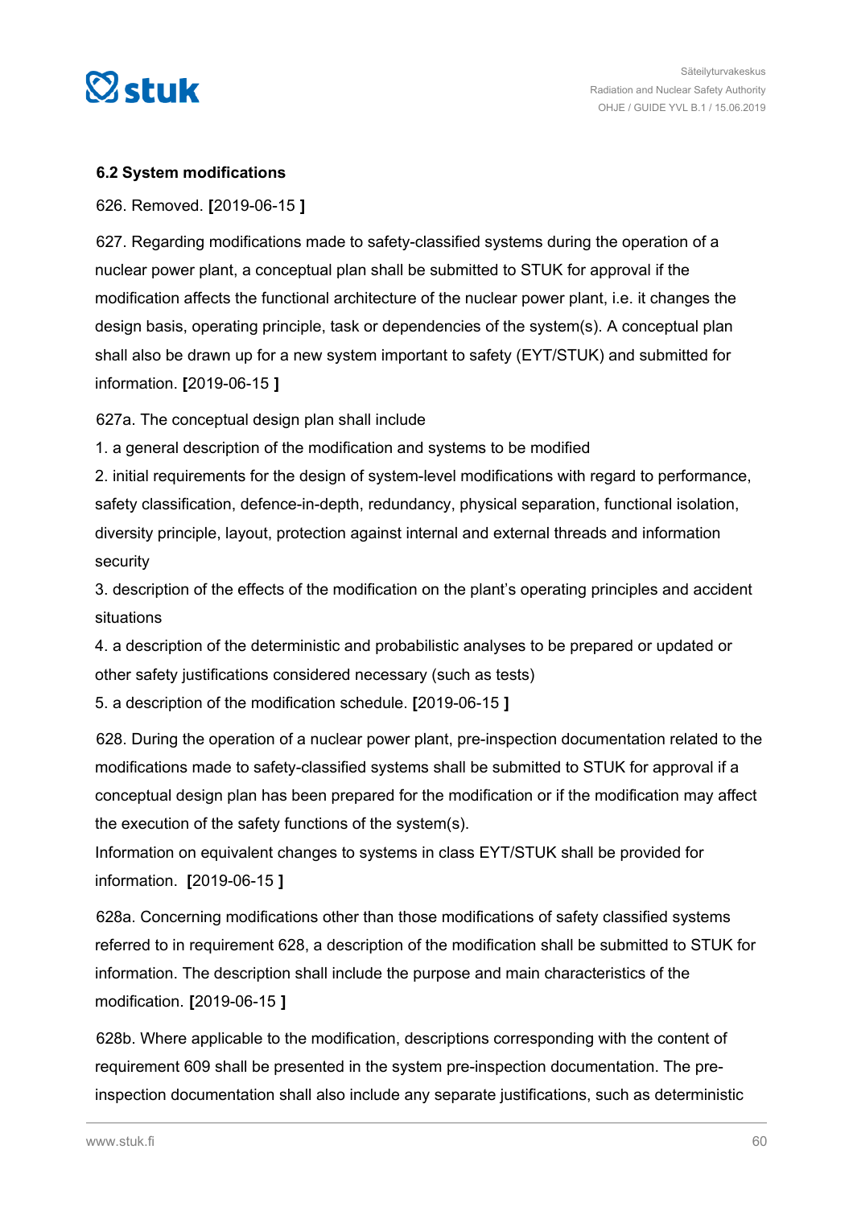### 6.2 System modifications

626. Removed. **[**2019-06-15 **]**

627. Regarding modifications made to safety-classified systems during the operation of a nuclear power plant, a conceptual plan shall be submitted to STUK for approval if the modification affects the functional architecture of the nuclear power plant, i.e. it changes the design basis, operating principle, task or dependencies of the system(s). A conceptual plan shall also be drawn up for a new system important to safety (EYT/STUK) and submitted for information. **[**2019-06-15 **]**

627a. The conceptual design plan shall include

1. a general description of the modification and systems to be modified
2. initial requirements for the design of system-level modifications with regard to performance, safety classification, defence-in-depth, redundancy, physical separation, functional isolation, diversity principle, layout, protection against internal and external threads and information security
3. description of the effects of the modification on the plant's operating principles and accident situations
4. a description of the deterministic and probabilistic analyses to be prepared or updated or other safety justifications considered necessary (such as tests)
5. a description of the modification schedule. **[**2019-06-15 **]**

628. During the operation of a nuclear power plant, pre-inspection documentation related to the modifications made to safety-classified systems shall be submitted to STUK for approval if a conceptual design plan has been prepared for the modification or if the modification may affect the execution of the safety functions of the system(s).
Information on equivalent changes to systems in class EYT/STUK shall be provided for information. **[**2019-06-15 **]**

628a. Concerning modifications other than those modifications of safety classified systems referred to in requirement 628, a description of the modification shall be submitted to STUK for information. The description shall include the purpose and main characteristics of the modification. **[**2019-06-15 **]**

628b. Where applicable to the modification, descriptions corresponding with the content of requirement 609 shall be presented in the system pre-inspection documentation. The pre-inspection documentation shall also include any separate justifications, such as deterministic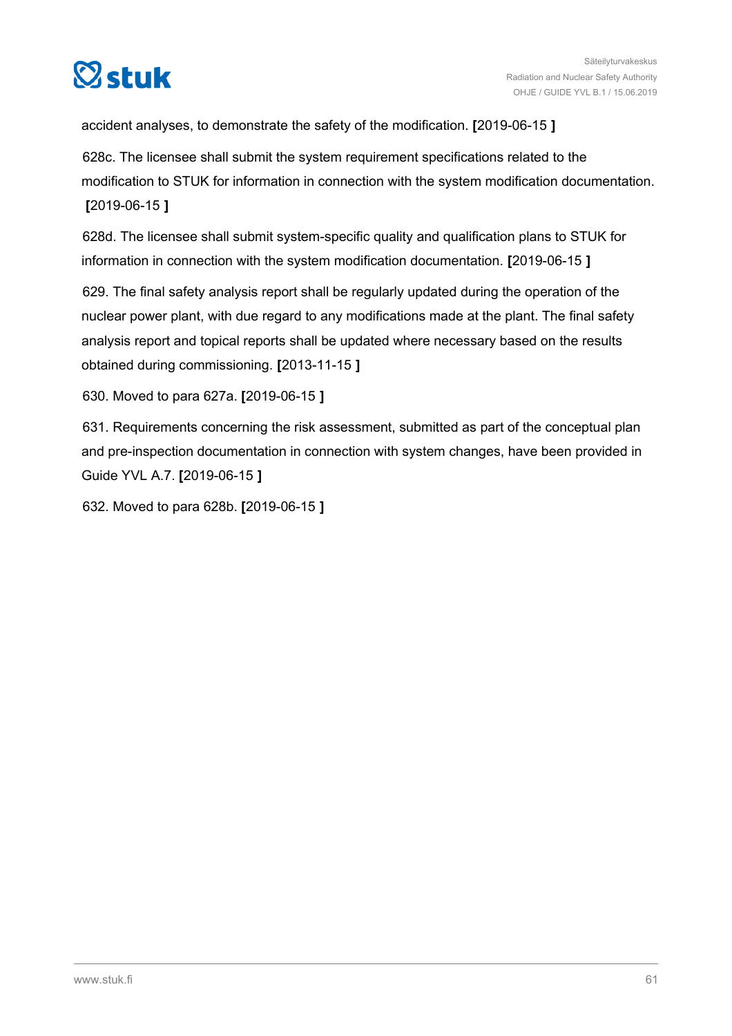accident analyses, to demonstrate the safety of the modification. **[**2019-06-15 **]**

628c. The licensee shall submit the system requirement specifications related to the modification to STUK for information in connection with the system modification documentation. **[**2019-06-15 **]**

628d. The licensee shall submit system-specific quality and qualification plans to STUK for information in connection with the system modification documentation. **[**2019-06-15 **]**

629. The final safety analysis report shall be regularly updated during the operation of the nuclear power plant, with due regard to any modifications made at the plant. The final safety analysis report and topical reports shall be updated where necessary based on the results obtained during commissioning. **[**2013-11-15 **]**

630. Moved to para 627a. **[**2019-06-15 **]**

631. Requirements concerning the risk assessment, submitted as part of the conceptual plan and pre-inspection documentation in connection with system changes, have been provided in Guide YVL A.7. **[**2019-06-15 **]**

632. Moved to para 628b. **[**2019-06-15 **]**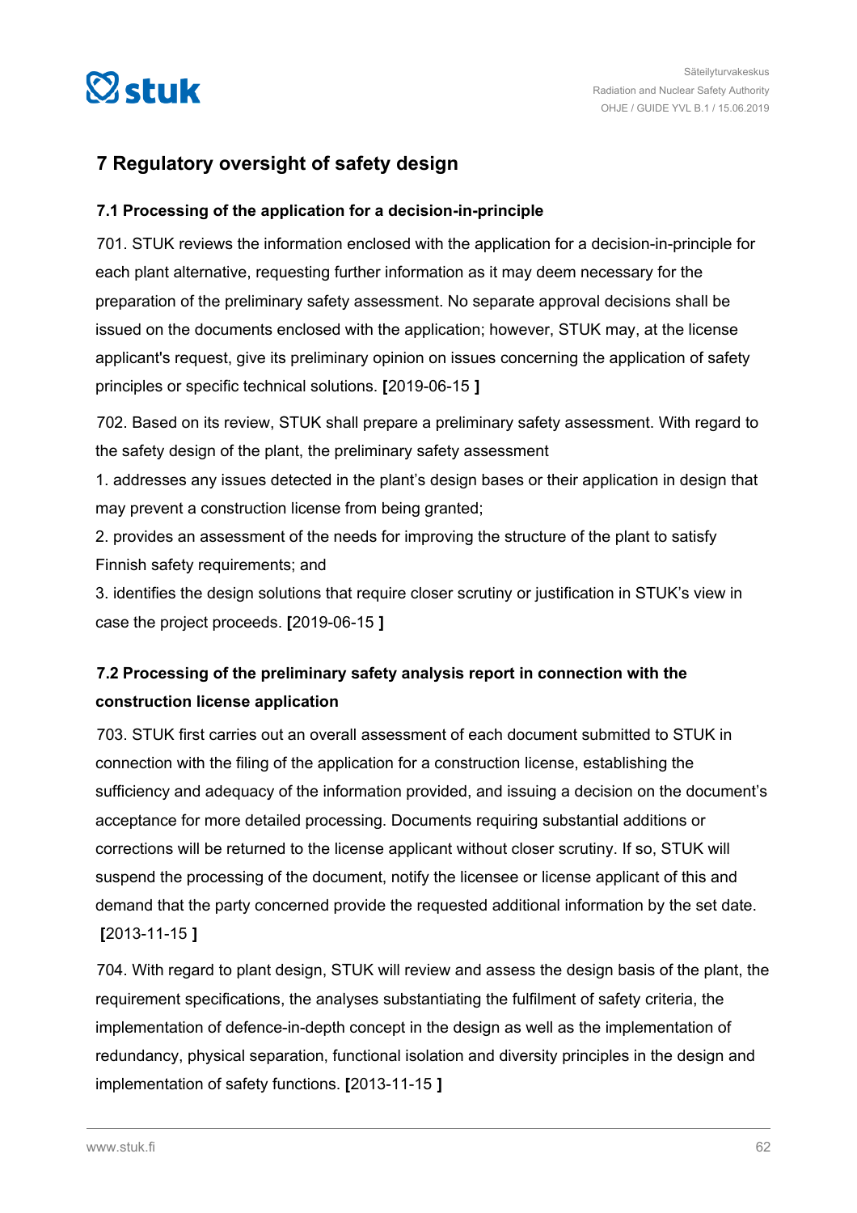## 7 Regulatory oversight of safety design

### 7.1 Processing of the application for a decision-in-principle

701. STUK reviews the information enclosed with the application for a decision-in-principle for each plant alternative, requesting further information as it may deem necessary for the preparation of the preliminary safety assessment. No separate approval decisions shall be issued on the documents enclosed with the application; however, STUK may, at the license applicant's request, give its preliminary opinion on issues concerning the application of safety principles or specific technical solutions. **[**2019-06-15 **]**

702. Based on its review, STUK shall prepare a preliminary safety assessment. With regard to the safety design of the plant, the preliminary safety assessment

1. addresses any issues detected in the plant's design bases or their application in design that may prevent a construction license from being granted;
2. provides an assessment of the needs for improving the structure of the plant to satisfy Finnish safety requirements; and
3. identifies the design solutions that require closer scrutiny or justification in STUK's view in case the project proceeds. **[**2019-06-15 **]**

### 7.2 Processing of the preliminary safety analysis report in connection with the construction license application

703. STUK first carries out an overall assessment of each document submitted to STUK in connection with the filing of the application for a construction license, establishing the sufficiency and adequacy of the information provided, and issuing a decision on the document's acceptance for more detailed processing. Documents requiring substantial additions or corrections will be returned to the license applicant without closer scrutiny. If so, STUK will suspend the processing of the document, notify the licensee or license applicant of this and demand that the party concerned provide the requested additional information by the set date. **[**2013-11-15 **]**

704. With regard to plant design, STUK will review and assess the design basis of the plant, the requirement specifications, the analyses substantiating the fulfilment of safety criteria, the implementation of defence-in-depth concept in the design as well as the implementation of redundancy, physical separation, functional isolation and diversity principles in the design and implementation of safety functions. **[**2013-11-15 **]**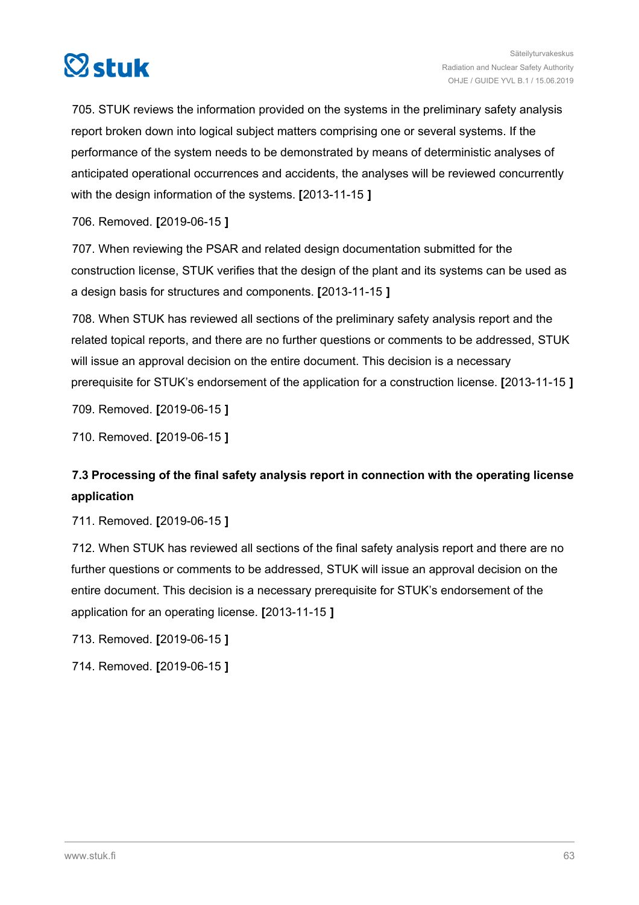705. STUK reviews the information provided on the systems in the preliminary safety analysis report broken down into logical subject matters comprising one or several systems. If the performance of the system needs to be demonstrated by means of deterministic analyses of anticipated operational occurrences and accidents, the analyses will be reviewed concurrently with the design information of the systems. **[**2013-11-15 **]**

706. Removed. **[**2019-06-15 **]**

707. When reviewing the PSAR and related design documentation submitted for the construction license, STUK verifies that the design of the plant and its systems can be used as a design basis for structures and components. **[**2013-11-15 **]**

708. When STUK has reviewed all sections of the preliminary safety analysis report and the related topical reports, and there are no further questions or comments to be addressed, STUK will issue an approval decision on the entire document. This decision is a necessary prerequisite for STUK's endorsement of the application for a construction license. **[**2013-11-15 **]**

709. Removed. **[**2019-06-15 **]**

710. Removed. **[**2019-06-15 **]**

### 7.3 Processing of the final safety analysis report in connection with the operating license application

711. Removed. **[**2019-06-15 **]**

712. When STUK has reviewed all sections of the final safety analysis report and there are no further questions or comments to be addressed, STUK will issue an approval decision on the entire document. This decision is a necessary prerequisite for STUK's endorsement of the application for an operating license. **[**2013-11-15 **]**

713. Removed. **[**2019-06-15 **]**

714. Removed. **[**2019-06-15 **]**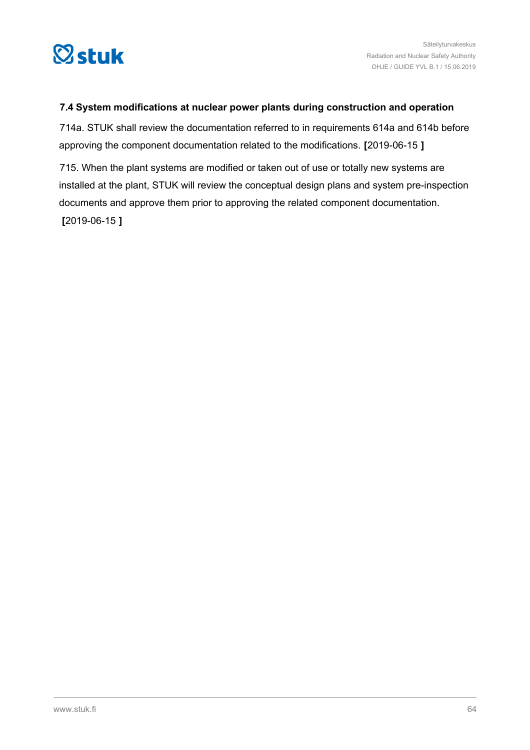### 7.4 System modifications at nuclear power plants during construction and operation

714a. STUK shall review the documentation referred to in requirements 614a and 614b before approving the component documentation related to the modifications. **[**2019-06-15 **]**

715. When the plant systems are modified or taken out of use or totally new systems are installed at the plant, STUK will review the conceptual design plans and system pre-inspection documents and approve them prior to approving the related component documentation. **[**2019-06-15 **]**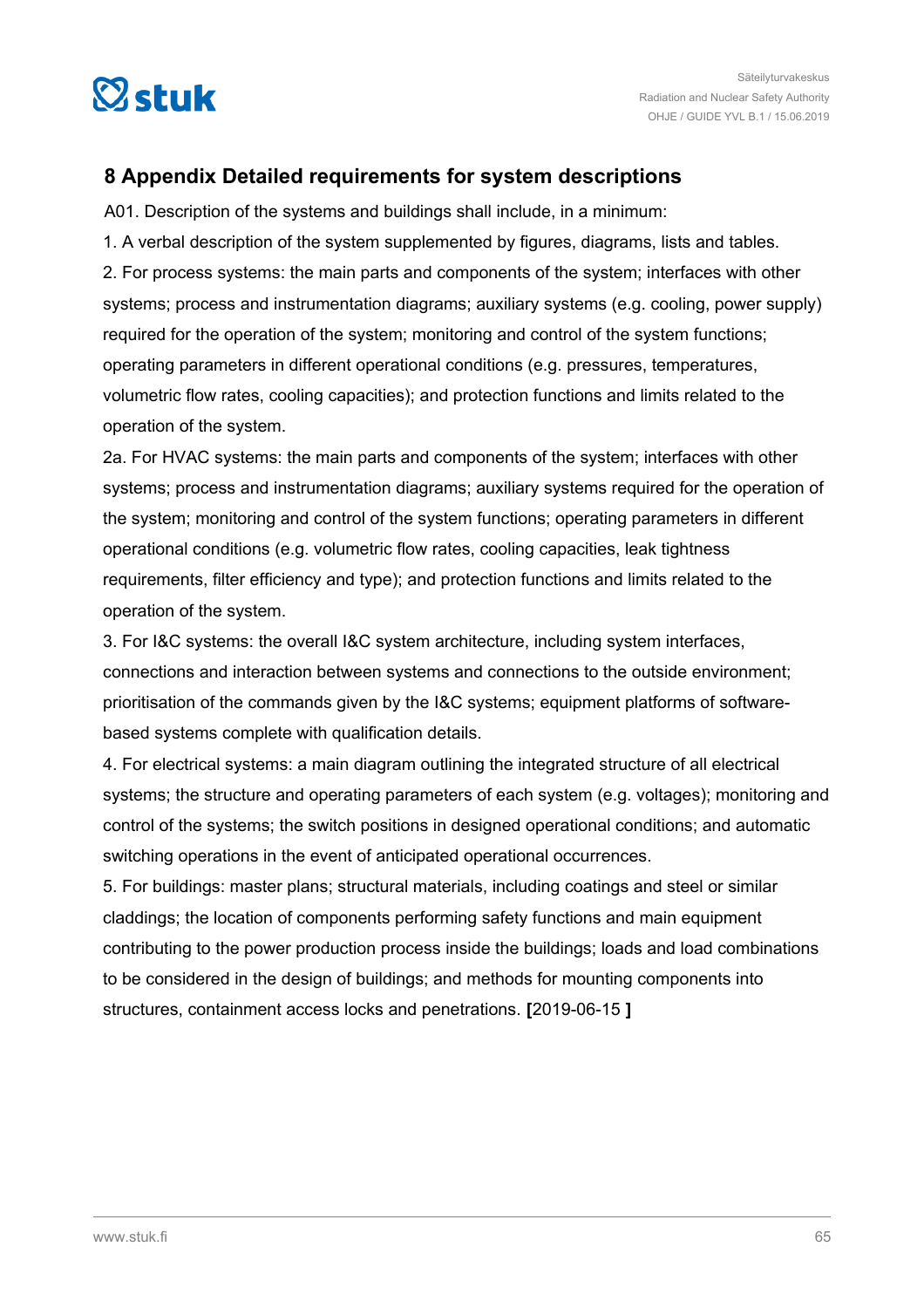## 8 Appendix Detailed requirements for system descriptions

A01. Description of the systems and buildings shall include, in a minimum:

1. A verbal description of the system supplemented by figures, diagrams, lists and tables.

2. For process systems: the main parts and components of the system; interfaces with other systems; process and instrumentation diagrams; auxiliary systems (e.g. cooling, power supply) required for the operation of the system; monitoring and control of the system functions; operating parameters in different operational conditions (e.g. pressures, temperatures, volumetric flow rates, cooling capacities); and protection functions and limits related to the operation of the system.

2a. For HVAC systems: the main parts and components of the system; interfaces with other systems; process and instrumentation diagrams; auxiliary systems required for the operation of the system; monitoring and control of the system functions; operating parameters in different operational conditions (e.g. volumetric flow rates, cooling capacities, leak tightness requirements, filter efficiency and type); and protection functions and limits related to the operation of the system.

3. For I&C systems: the overall I&C system architecture, including system interfaces, connections and interaction between systems and connections to the outside environment; prioritisation of the commands given by the I&C systems; equipment platforms of software-based systems complete with qualification details.

4. For electrical systems: a main diagram outlining the integrated structure of all electrical systems; the structure and operating parameters of each system (e.g. voltages); monitoring and control of the systems; the switch positions in designed operational conditions; and automatic switching operations in the event of anticipated operational occurrences.

5. For buildings: master plans; structural materials, including coatings and steel or similar claddings; the location of components performing safety functions and main equipment contributing to the power production process inside the buildings; loads and load combinations to be considered in the design of buildings; and methods for mounting components into structures, containment access locks and penetrations. **[**2019-06-15 **]**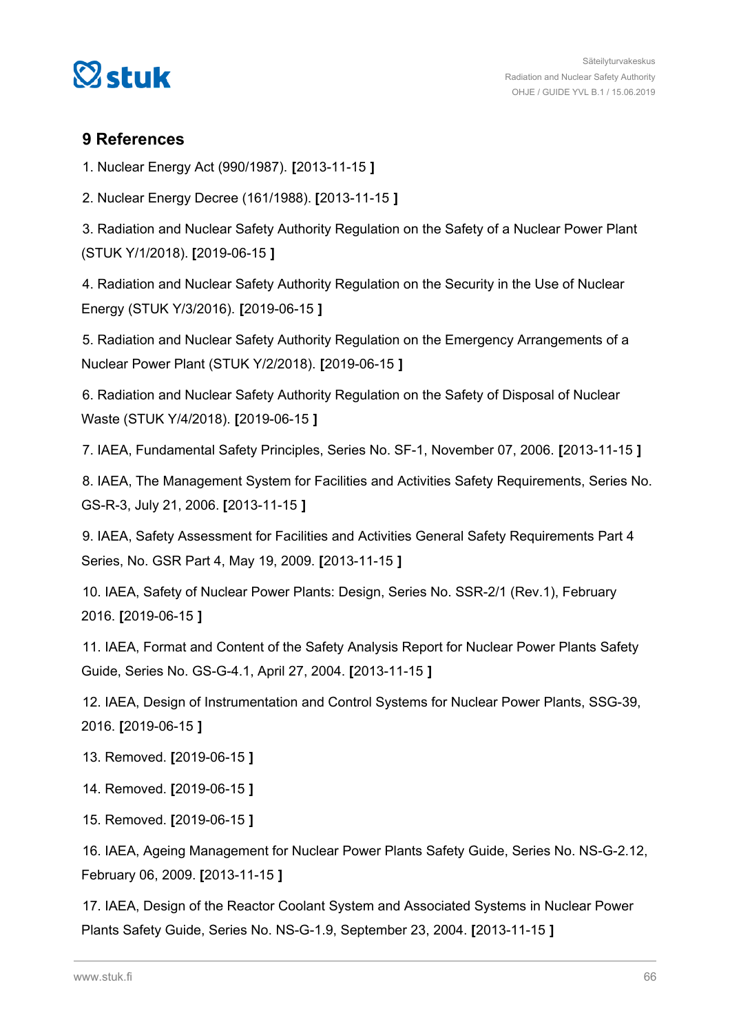## 9 References

1. Nuclear Energy Act (990/1987). **[**2013-11-15 **]**

2. Nuclear Energy Decree (161/1988). **[**2013-11-15 **]**

3. Radiation and Nuclear Safety Authority Regulation on the Safety of a Nuclear Power Plant (STUK Y/1/2018). **[**2019-06-15 **]**

4. Radiation and Nuclear Safety Authority Regulation on the Security in the Use of Nuclear Energy (STUK Y/3/2016). **[**2019-06-15 **]**

5. Radiation and Nuclear Safety Authority Regulation on the Emergency Arrangements of a Nuclear Power Plant (STUK Y/2/2018). **[**2019-06-15 **]**

6. Radiation and Nuclear Safety Authority Regulation on the Safety of Disposal of Nuclear Waste (STUK Y/4/2018). **[**2019-06-15 **]**

7. IAEA, Fundamental Safety Principles, Series No. SF-1, November 07, 2006. **[**2013-11-15 **]**

8. IAEA, The Management System for Facilities and Activities Safety Requirements, Series No. GS-R-3, July 21, 2006. **[**2013-11-15 **]**

9. IAEA, Safety Assessment for Facilities and Activities General Safety Requirements Part 4 Series, No. GSR Part 4, May 19, 2009. **[**2013-11-15 **]**

10. IAEA, Safety of Nuclear Power Plants: Design, Series No. SSR-2/1 (Rev.1), February 2016. **[**2019-06-15 **]**

11. IAEA, Format and Content of the Safety Analysis Report for Nuclear Power Plants Safety Guide, Series No. GS-G-4.1, April 27, 2004. **[**2013-11-15 **]**

12. IAEA, Design of Instrumentation and Control Systems for Nuclear Power Plants, SSG-39, 2016. **[**2019-06-15 **]**

13. Removed. **[**2019-06-15 **]**

14. Removed. **[**2019-06-15 **]**

15. Removed. **[**2019-06-15 **]**

16. IAEA, Ageing Management for Nuclear Power Plants Safety Guide, Series No. NS-G-2.12, February 06, 2009. **[**2013-11-15 **]**

17. IAEA, Design of the Reactor Coolant System and Associated Systems in Nuclear Power Plants Safety Guide, Series No. NS-G-1.9, September 23, 2004. **[**2013-11-15 **]**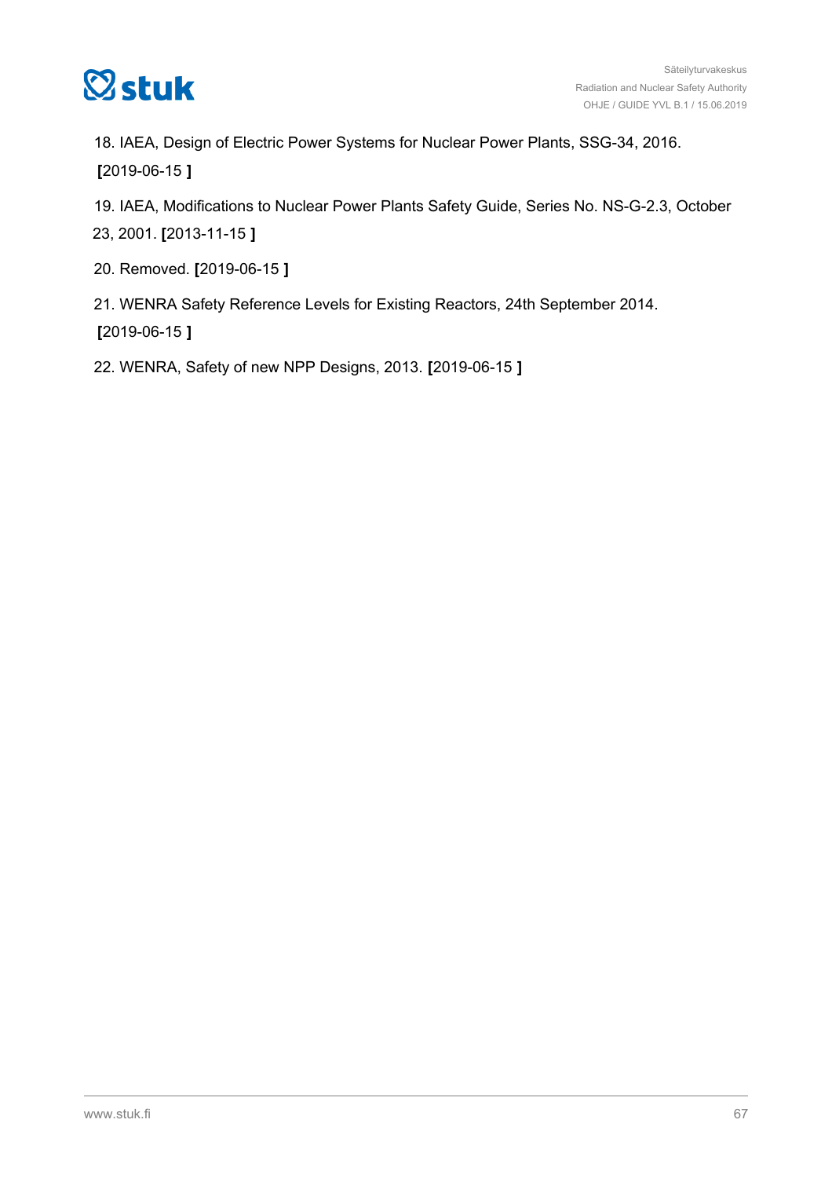18. IAEA, Design of Electric Power Systems for Nuclear Power Plants, SSG-34, 2016. **[**2019-06-15 **]**

19. IAEA, Modifications to Nuclear Power Plants Safety Guide, Series No. NS-G-2.3, October 23, 2001. **[**2013-11-15 **]**

20. Removed. **[**2019-06-15 **]**

21. WENRA Safety Reference Levels for Existing Reactors, 24th September 2014. **[**2019-06-15 **]**

22. WENRA, Safety of new NPP Designs, 2013. **[**2019-06-15 **]**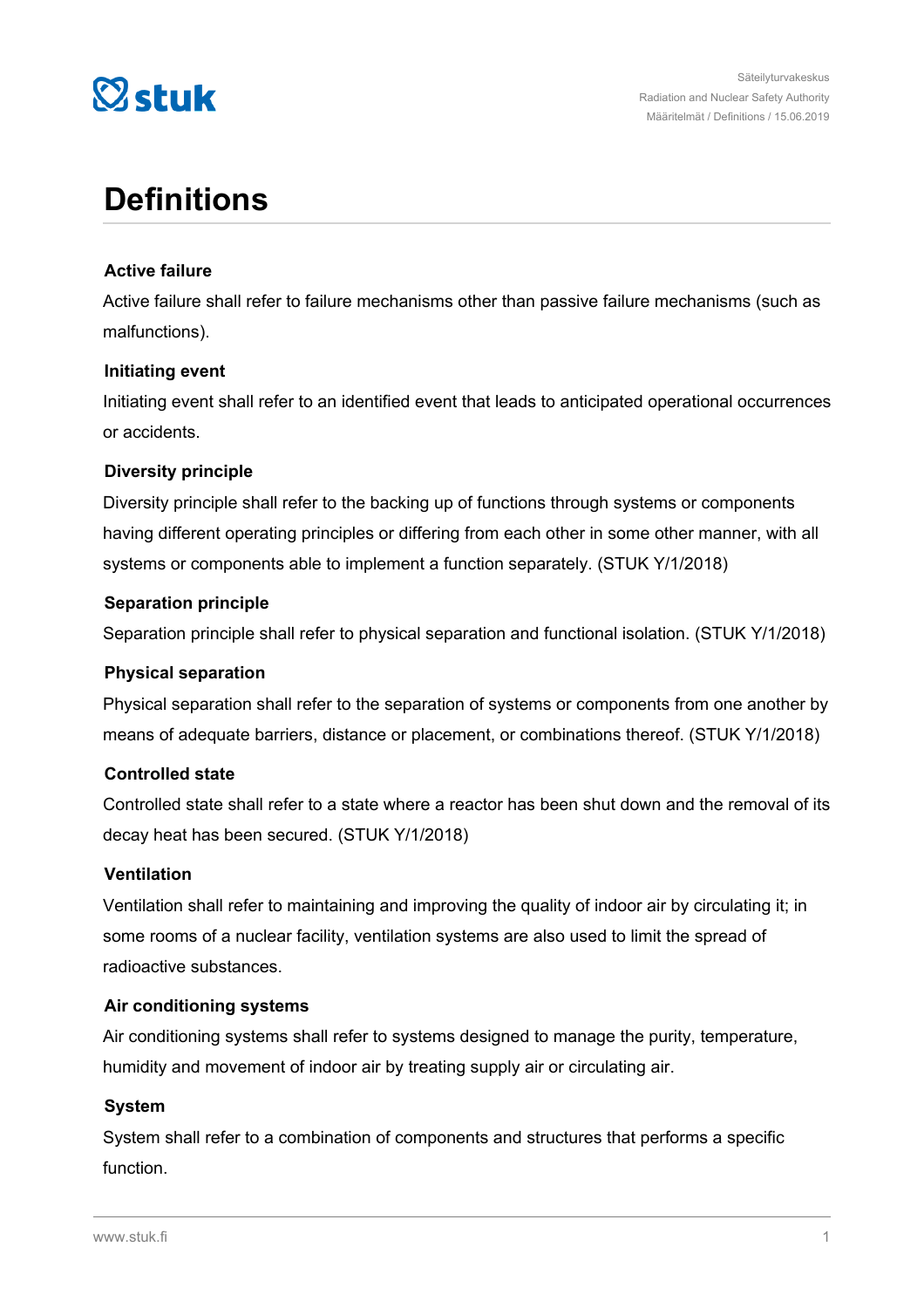# Definitions

### Active failure

Active failure shall refer to failure mechanisms other than passive failure mechanisms (such as malfunctions).

### Initiating event

Initiating event shall refer to an identified event that leads to anticipated operational occurrences or accidents.

### Diversity principle

Diversity principle shall refer to the backing up of functions through systems or components having different operating principles or differing from each other in some other manner, with all systems or components able to implement a function separately. (STUK Y/1/2018)

### Separation principle

Separation principle shall refer to physical separation and functional isolation. (STUK Y/1/2018)

### Physical separation

Physical separation shall refer to the separation of systems or components from one another by means of adequate barriers, distance or placement, or combinations thereof. (STUK Y/1/2018)

### Controlled state

Controlled state shall refer to a state where a reactor has been shut down and the removal of its decay heat has been secured. (STUK Y/1/2018)

### Ventilation

Ventilation shall refer to maintaining and improving the quality of indoor air by circulating it; in some rooms of a nuclear facility, ventilation systems are also used to limit the spread of radioactive substances.

### Air conditioning systems

Air conditioning systems shall refer to systems designed to manage the purity, temperature, humidity and movement of indoor air by treating supply air or circulating air.

### System

System shall refer to a combination of components and structures that performs a specific function.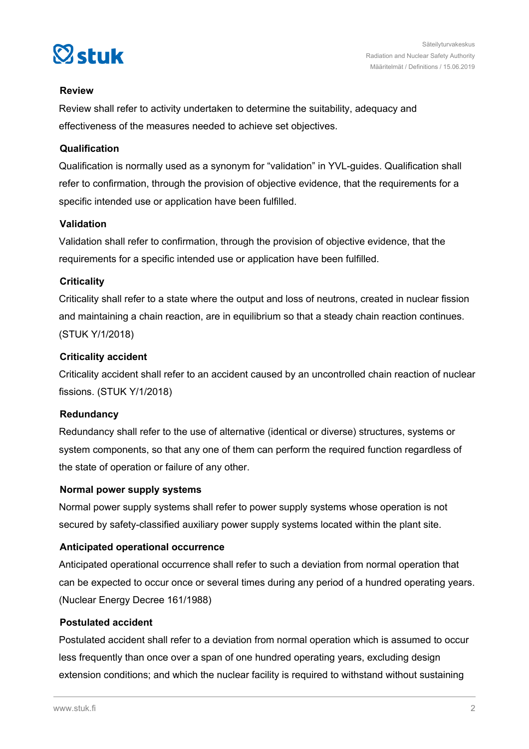**Review**

Review shall refer to activity undertaken to determine the suitability, adequacy and effectiveness of the measures needed to achieve set objectives.

**Qualification**

Qualification is normally used as a synonym for "validation" in YVL-guides. Qualification shall refer to confirmation, through the provision of objective evidence, that the requirements for a specific intended use or application have been fulfilled.

**Validation**

Validation shall refer to confirmation, through the provision of objective evidence, that the requirements for a specific intended use or application have been fulfilled.

**Criticality**

Criticality shall refer to a state where the output and loss of neutrons, created in nuclear fission and maintaining a chain reaction, are in equilibrium so that a steady chain reaction continues. (STUK Y/1/2018)

**Criticality accident**

Criticality accident shall refer to an accident caused by an uncontrolled chain reaction of nuclear fissions. (STUK Y/1/2018)

**Redundancy**

Redundancy shall refer to the use of alternative (identical or diverse) structures, systems or system components, so that any one of them can perform the required function regardless of the state of operation or failure of any other.

**Normal power supply systems**

Normal power supply systems shall refer to power supply systems whose operation is not secured by safety-classified auxiliary power supply systems located within the plant site.

**Anticipated operational occurrence**

Anticipated operational occurrence shall refer to such a deviation from normal operation that can be expected to occur once or several times during any period of a hundred operating years. (Nuclear Energy Decree 161/1988)

**Postulated accident**

Postulated accident shall refer to a deviation from normal operation which is assumed to occur less frequently than once over a span of one hundred operating years, excluding design extension conditions; and which the nuclear facility is required to withstand without sustaining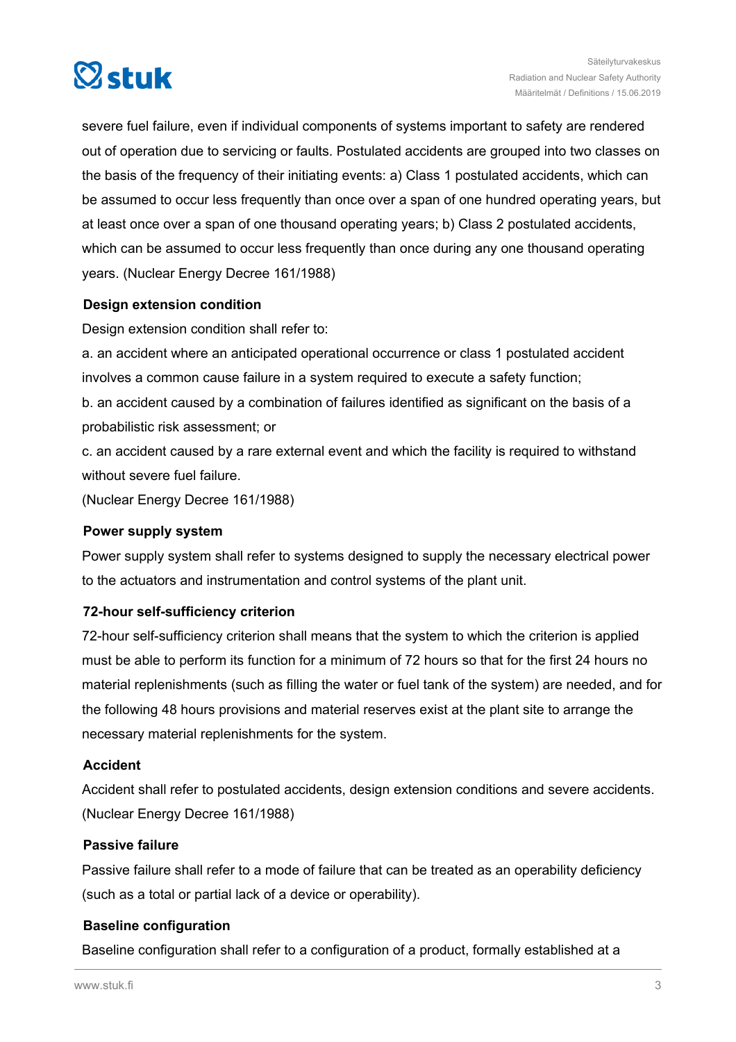severe fuel failure, even if individual components of systems important to safety are rendered out of operation due to servicing or faults. Postulated accidents are grouped into two classes on the basis of the frequency of their initiating events: a) Class 1 postulated accidents, which can be assumed to occur less frequently than once over a span of one hundred operating years, but at least once over a span of one thousand operating years; b) Class 2 postulated accidents, which can be assumed to occur less frequently than once during any one thousand operating years. (Nuclear Energy Decree 161/1988)

**Design extension condition**

Design extension condition shall refer to:

a. an accident where an anticipated operational occurrence or class 1 postulated accident involves a common cause failure in a system required to execute a safety function;

b. an accident caused by a combination of failures identified as significant on the basis of a probabilistic risk assessment; or

c. an accident caused by a rare external event and which the facility is required to withstand without severe fuel failure.

(Nuclear Energy Decree 161/1988)

**Power supply system**

Power supply system shall refer to systems designed to supply the necessary electrical power to the actuators and instrumentation and control systems of the plant unit.

**72-hour self-sufficiency criterion**

72-hour self-sufficiency criterion shall means that the system to which the criterion is applied must be able to perform its function for a minimum of 72 hours so that for the first 24 hours no material replenishments (such as filling the water or fuel tank of the system) are needed, and for the following 48 hours provisions and material reserves exist at the plant site to arrange the necessary material replenishments for the system.

**Accident**

Accident shall refer to postulated accidents, design extension conditions and severe accidents. (Nuclear Energy Decree 161/1988)

**Passive failure**

Passive failure shall refer to a mode of failure that can be treated as an operability deficiency (such as a total or partial lack of a device or operability).

**Baseline configuration**

Baseline configuration shall refer to a configuration of a product, formally established at a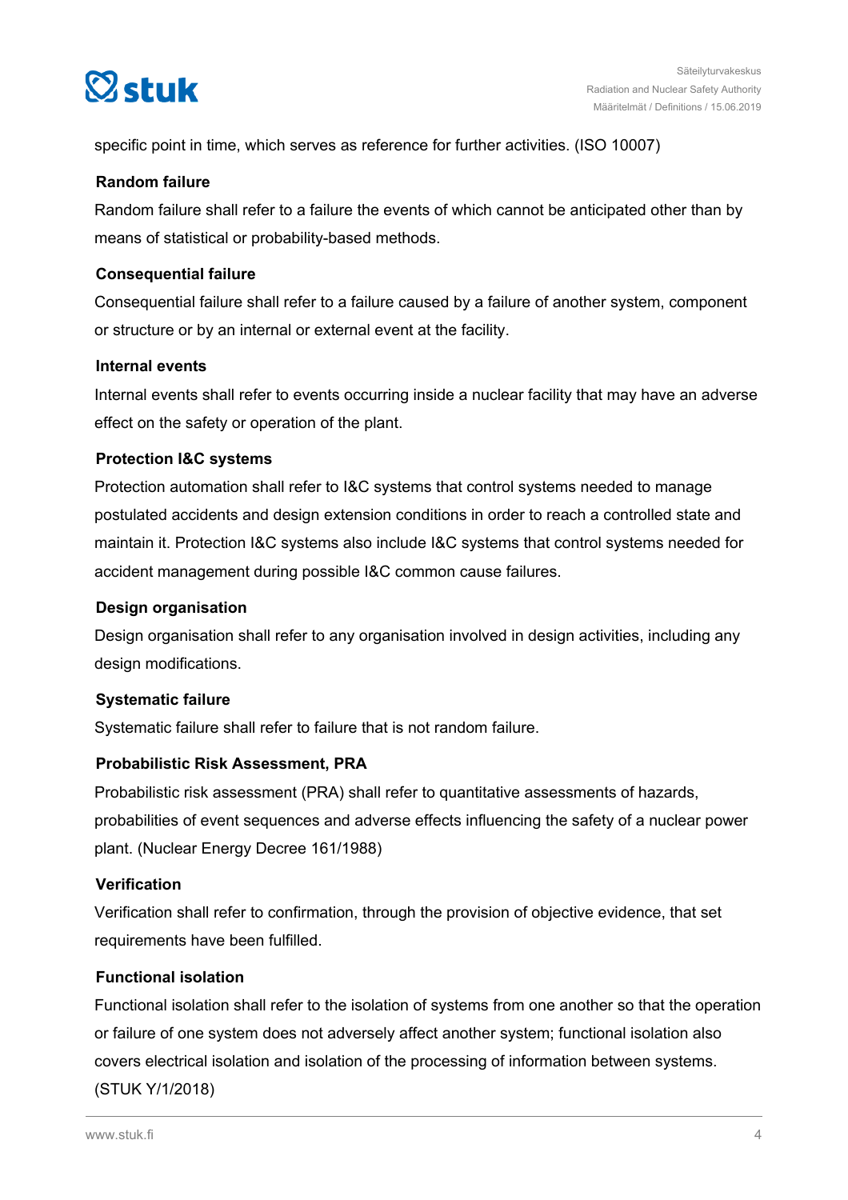specific point in time, which serves as reference for further activities. (ISO 10007)

**Random failure**

Random failure shall refer to a failure the events of which cannot be anticipated other than by means of statistical or probability-based methods.

**Consequential failure**

Consequential failure shall refer to a failure caused by a failure of another system, component or structure or by an internal or external event at the facility.

**Internal events**

Internal events shall refer to events occurring inside a nuclear facility that may have an adverse effect on the safety or operation of the plant.

**Protection I&C systems**

Protection automation shall refer to I&C systems that control systems needed to manage postulated accidents and design extension conditions in order to reach a controlled state and maintain it. Protection I&C systems also include I&C systems that control systems needed for accident management during possible I&C common cause failures.

**Design organisation**

Design organisation shall refer to any organisation involved in design activities, including any design modifications.

**Systematic failure**

Systematic failure shall refer to failure that is not random failure.

**Probabilistic Risk Assessment, PRA**

Probabilistic risk assessment (PRA) shall refer to quantitative assessments of hazards, probabilities of event sequences and adverse effects influencing the safety of a nuclear power plant. (Nuclear Energy Decree 161/1988)

**Verification**

Verification shall refer to confirmation, through the provision of objective evidence, that set requirements have been fulfilled.

**Functional isolation**

Functional isolation shall refer to the isolation of systems from one another so that the operation or failure of one system does not adversely affect another system; functional isolation also covers electrical isolation and isolation of the processing of information between systems. (STUK Y/1/2018)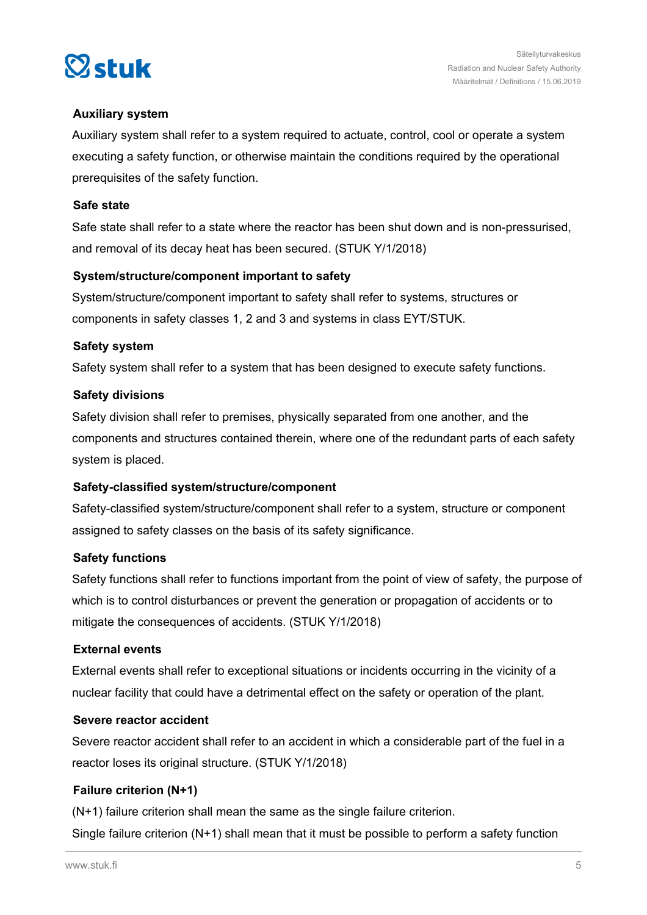### Auxiliary system

Auxiliary system shall refer to a system required to actuate, control, cool or operate a system executing a safety function, or otherwise maintain the conditions required by the operational prerequisites of the safety function.

### Safe state

Safe state shall refer to a state where the reactor has been shut down and is non-pressurised, and removal of its decay heat has been secured. (STUK Y/1/2018)

### System/structure/component important to safety

System/structure/component important to safety shall refer to systems, structures or components in safety classes 1, 2 and 3 and systems in class EYT/STUK.

### Safety system

Safety system shall refer to a system that has been designed to execute safety functions.

### Safety divisions

Safety division shall refer to premises, physically separated from one another, and the components and structures contained therein, where one of the redundant parts of each safety system is placed.

### Safety-classified system/structure/component

Safety-classified system/structure/component shall refer to a system, structure or component assigned to safety classes on the basis of its safety significance.

### Safety functions

Safety functions shall refer to functions important from the point of view of safety, the purpose of which is to control disturbances or prevent the generation or propagation of accidents or to mitigate the consequences of accidents. (STUK Y/1/2018)

### External events

External events shall refer to exceptional situations or incidents occurring in the vicinity of a nuclear facility that could have a detrimental effect on the safety or operation of the plant.

### Severe reactor accident

Severe reactor accident shall refer to an accident in which a considerable part of the fuel in a reactor loses its original structure. (STUK Y/1/2018)

### Failure criterion (N+1)

(N+1) failure criterion shall mean the same as the single failure criterion.

Single failure criterion (N+1) shall mean that it must be possible to perform a safety function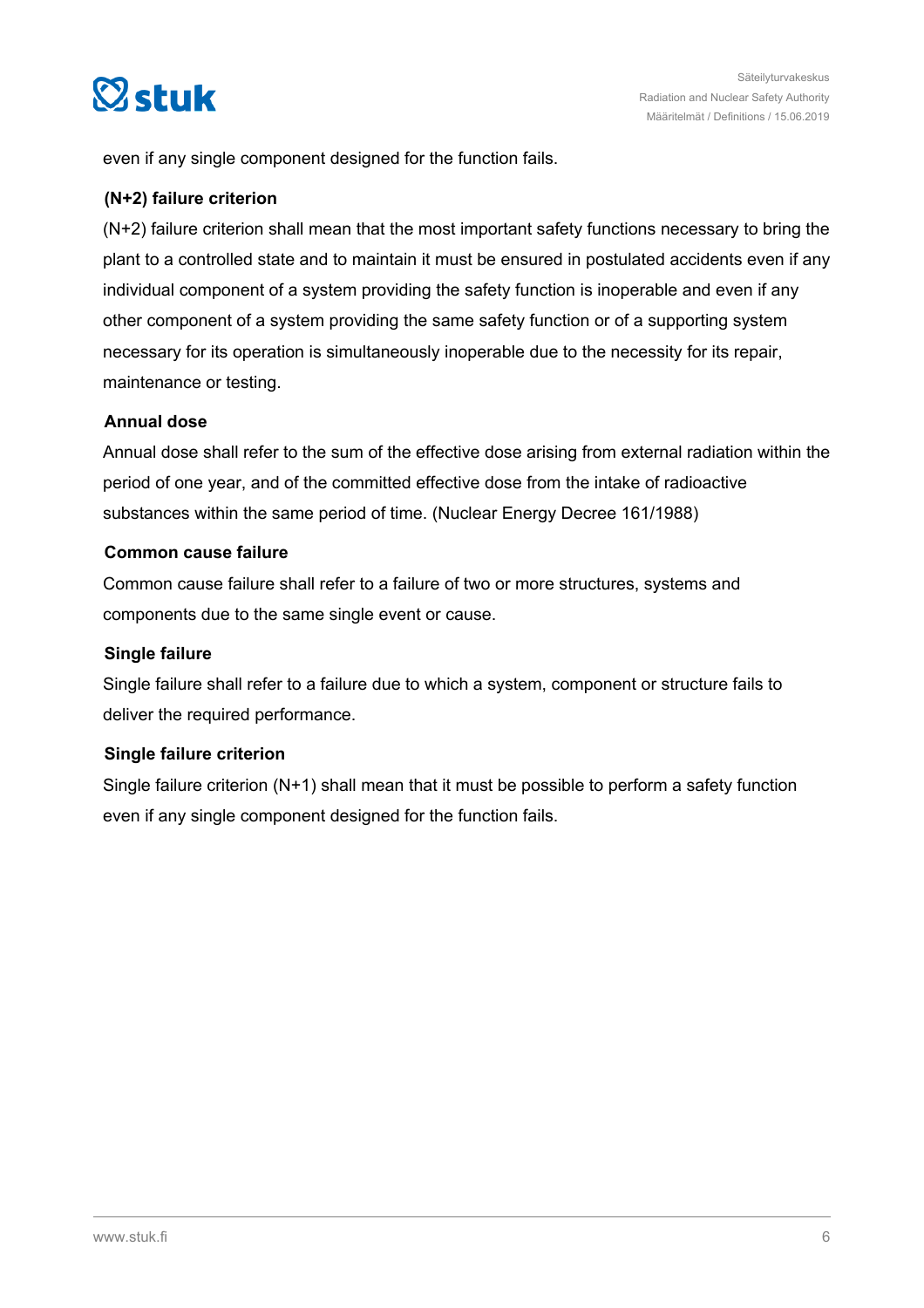even if any single component designed for the function fails.

### (N+2) failure criterion

(N+2) failure criterion shall mean that the most important safety functions necessary to bring the plant to a controlled state and to maintain it must be ensured in postulated accidents even if any individual component of a system providing the safety function is inoperable and even if any other component of a system providing the same safety function or of a supporting system necessary for its operation is simultaneously inoperable due to the necessity for its repair, maintenance or testing.

### Annual dose

Annual dose shall refer to the sum of the effective dose arising from external radiation within the period of one year, and of the committed effective dose from the intake of radioactive substances within the same period of time. (Nuclear Energy Decree 161/1988)

### Common cause failure

Common cause failure shall refer to a failure of two or more structures, systems and components due to the same single event or cause.

### Single failure

Single failure shall refer to a failure due to which a system, component or structure fails to deliver the required performance.

### Single failure criterion

Single failure criterion (N+1) shall mean that it must be possible to perform a safety function even if any single component designed for the function fails.